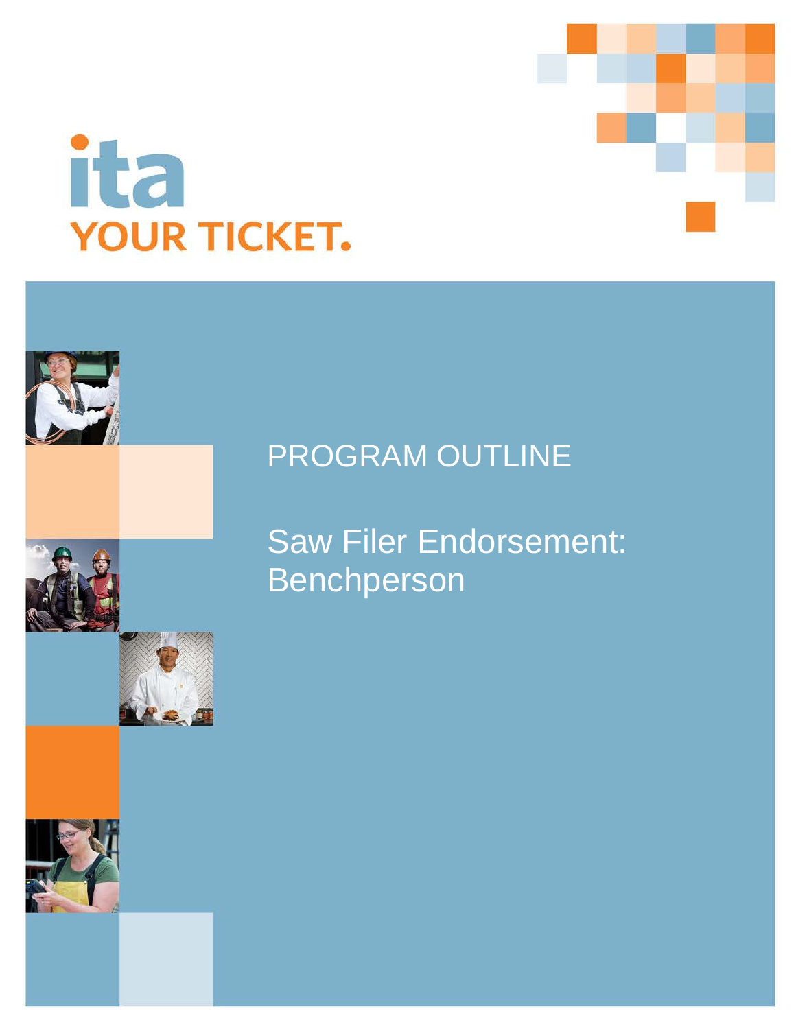ita

YOUR TICKET.

# PROGRAM OUTLINE

# Saw Filer Endorsement: Benchperson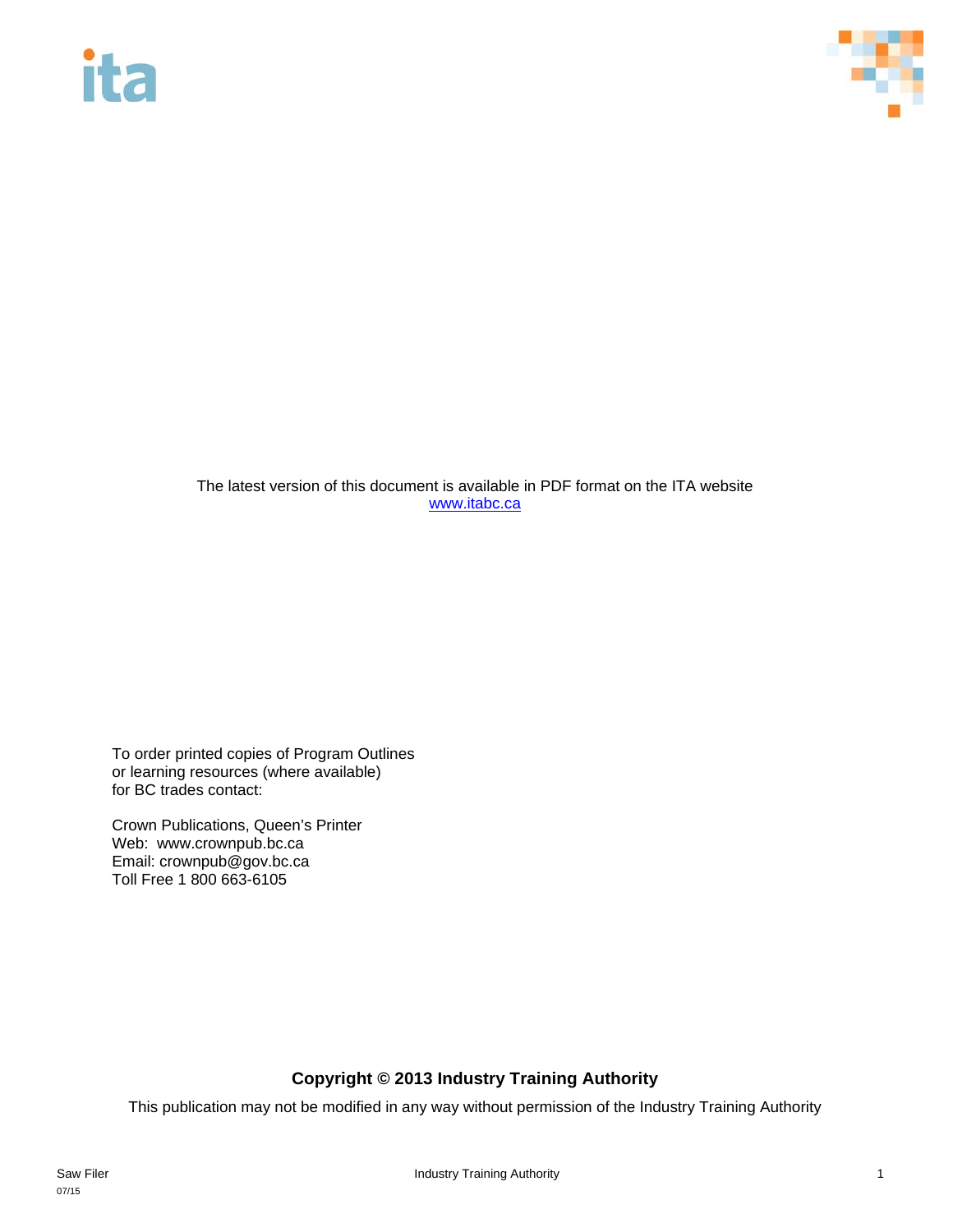The latest version of this document is available in PDF format on the ITA website
[www.itabc.ca](http://www.itabc.ca)

To order printed copies of Program Outlines
or learning resources (where available)
for BC trades contact:

Crown Publications, Queen's Printer
Web: www.crownpub.bc.ca
Email: crownpub@gov.bc.ca
Toll Free 1 800 663-6105

**Copyright © 2013 Industry Training Authority**

This publication may not be modified in any way without permission of the Industry Training Authority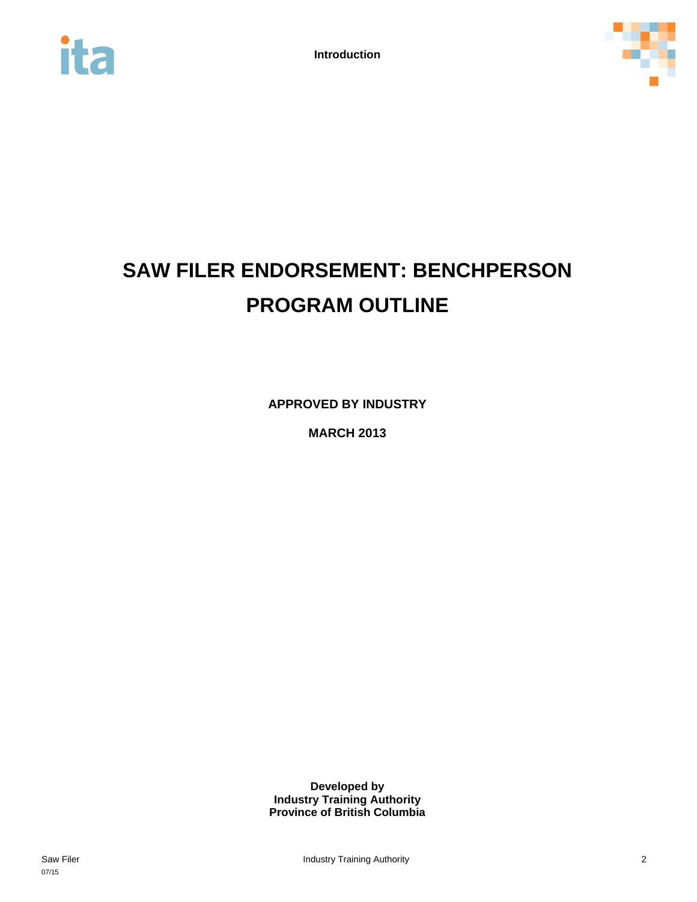# SAW FILER ENDORSEMENT: BENCHPERSON PROGRAM OUTLINE

**APPROVED BY INDUSTRY**

**MARCH 2013**

**Developed by**
**Industry Training Authority**
**Province of British Columbia**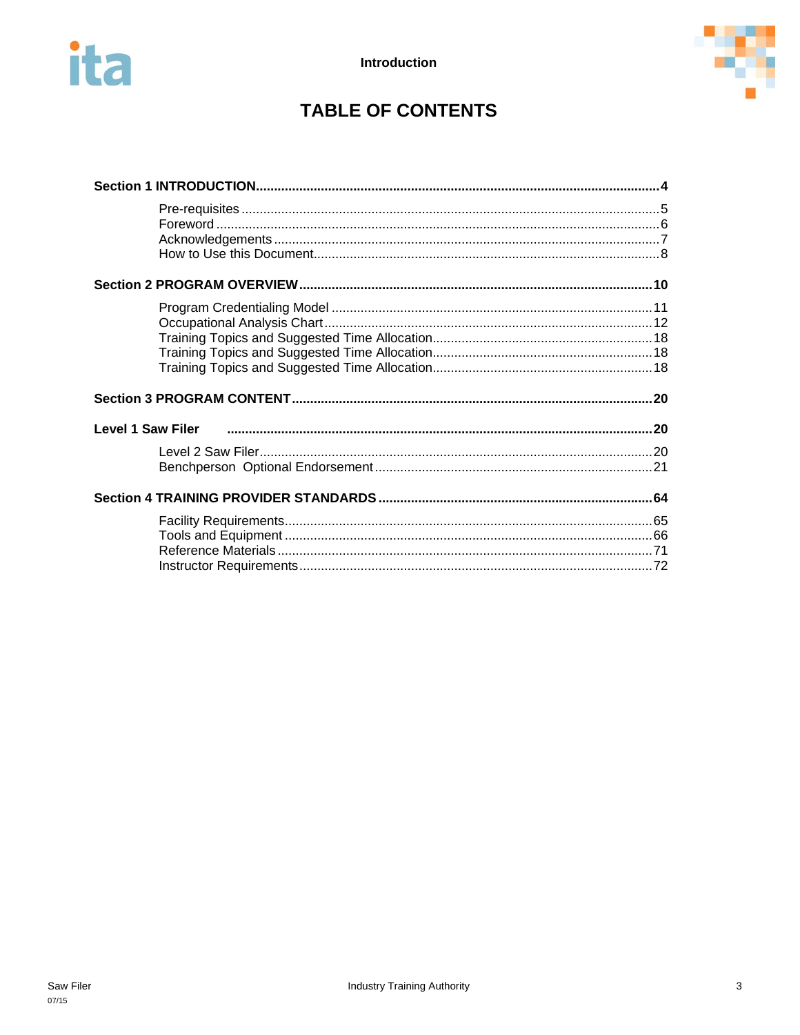# TABLE OF CONTENTS

**Section 1 INTRODUCTION....................................................................................4**

- Pre-requisites ....................................................................................5
- Foreword ....................................................................................6
- Acknowledgements ....................................................................................7
- How to Use this Document....................................................................................8

**Section 2 PROGRAM OVERVIEW....................................................................................10**

- Program Credentialing Model ....................................................................................11
- Occupational Analysis Chart....................................................................................12
- Training Topics and Suggested Time Allocation....................................................................................18
- Training Topics and Suggested Time Allocation....................................................................................18
- Training Topics and Suggested Time Allocation....................................................................................18

**Section 3 PROGRAM CONTENT....................................................................................20**

**Level 1 Saw Filer ....................................................................................20**

- Level 2 Saw Filer....................................................................................20
- Benchperson Optional Endorsement....................................................................................21

**Section 4 TRAINING PROVIDER STANDARDS....................................................................................64**

- Facility Requirements....................................................................................65
- Tools and Equipment ....................................................................................66
- Reference Materials ....................................................................................71
- Instructor Requirements....................................................................................72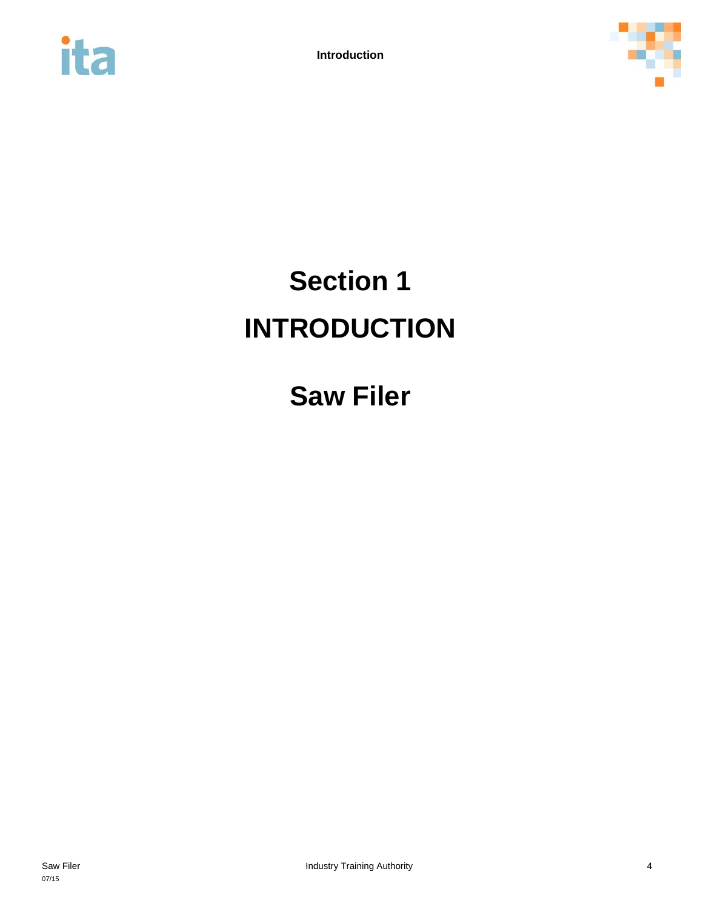# Section 1

# INTRODUCTION

# Saw Filer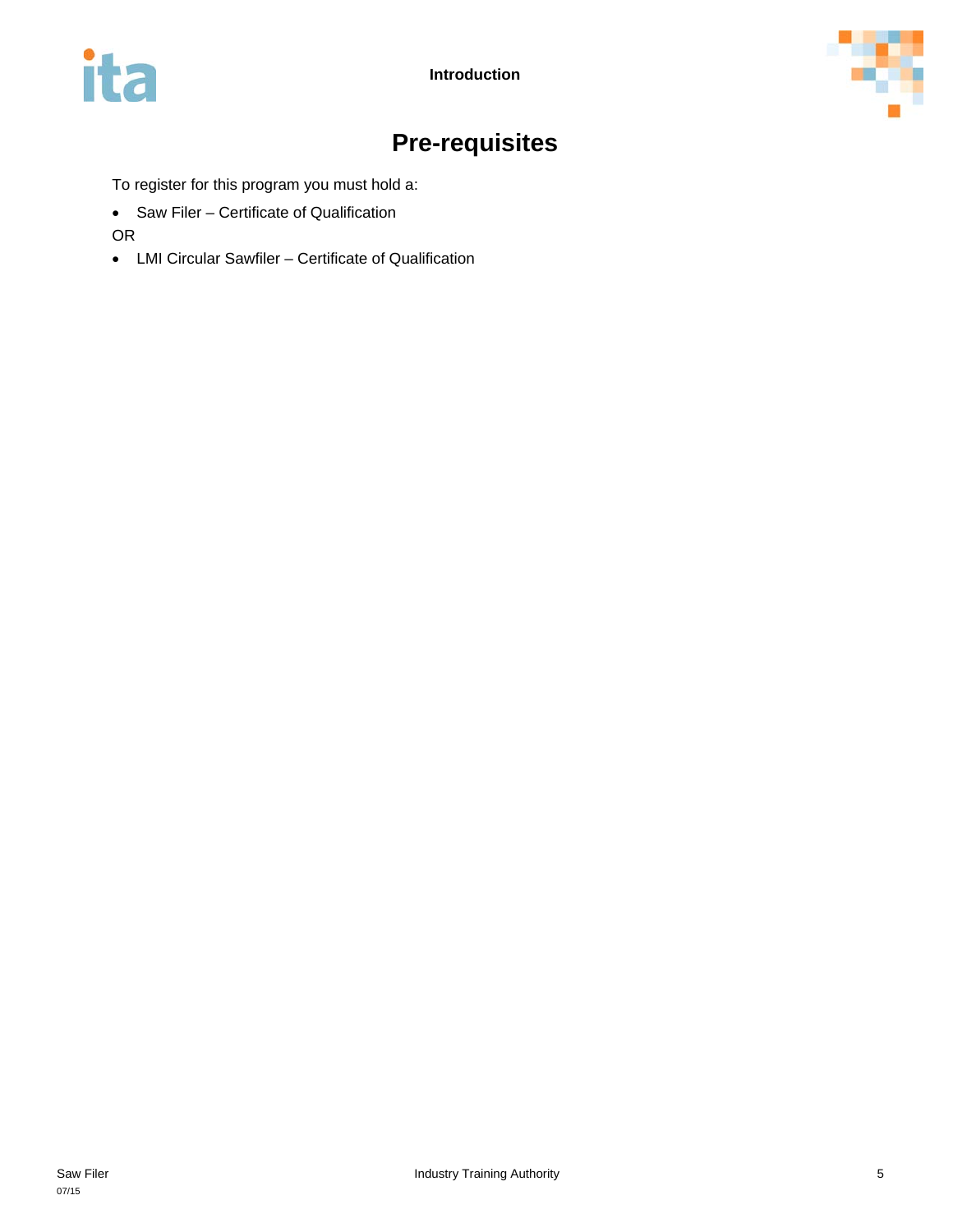# Pre-requisites

To register for this program you must hold a:

- Saw Filer – Certificate of Qualification

OR

- LMI Circular Sawfiler – Certificate of Qualification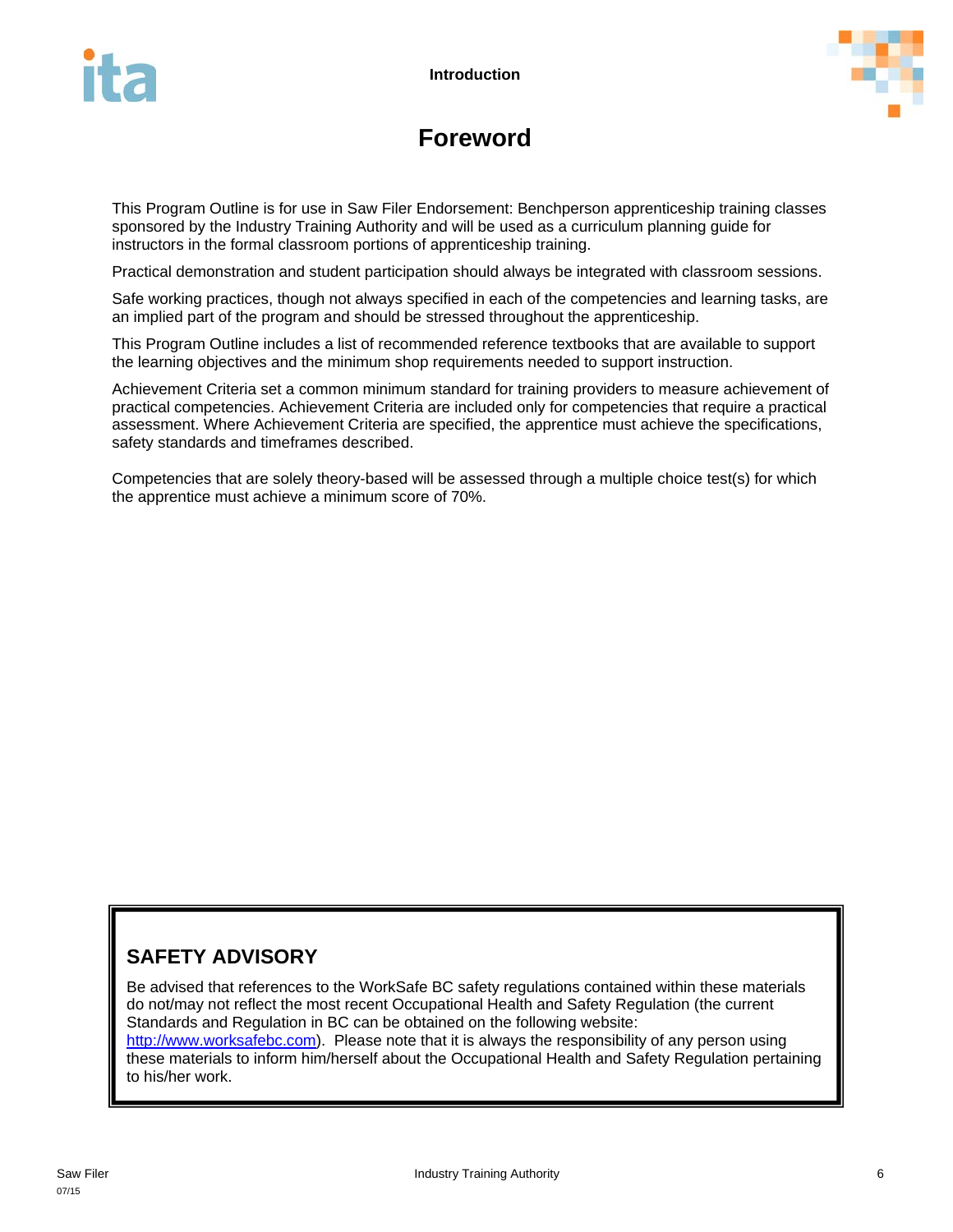# Foreword

This Program Outline is for use in Saw Filer Endorsement: Benchperson apprenticeship training classes sponsored by the Industry Training Authority and will be used as a curriculum planning guide for instructors in the formal classroom portions of apprenticeship training.

Practical demonstration and student participation should always be integrated with classroom sessions.

Safe working practices, though not always specified in each of the competencies and learning tasks, are an implied part of the program and should be stressed throughout the apprenticeship.

This Program Outline includes a list of recommended reference textbooks that are available to support the learning objectives and the minimum shop requirements needed to support instruction.

Achievement Criteria set a common minimum standard for training providers to measure achievement of practical competencies. Achievement Criteria are included only for competencies that require a practical assessment. Where Achievement Criteria are specified, the apprentice must achieve the specifications, safety standards and timeframes described.

Competencies that are solely theory-based will be assessed through a multiple choice test(s) for which the apprentice must achieve a minimum score of 70%.

## SAFETY ADVISORY

Be advised that references to the WorkSafe BC safety regulations contained within these materials do not/may not reflect the most recent Occupational Health and Safety Regulation (the current Standards and Regulation in BC can be obtained on the following website: http://www.worksafebc.com). Please note that it is always the responsibility of any person using these materials to inform him/herself about the Occupational Health and Safety Regulation pertaining to his/her work.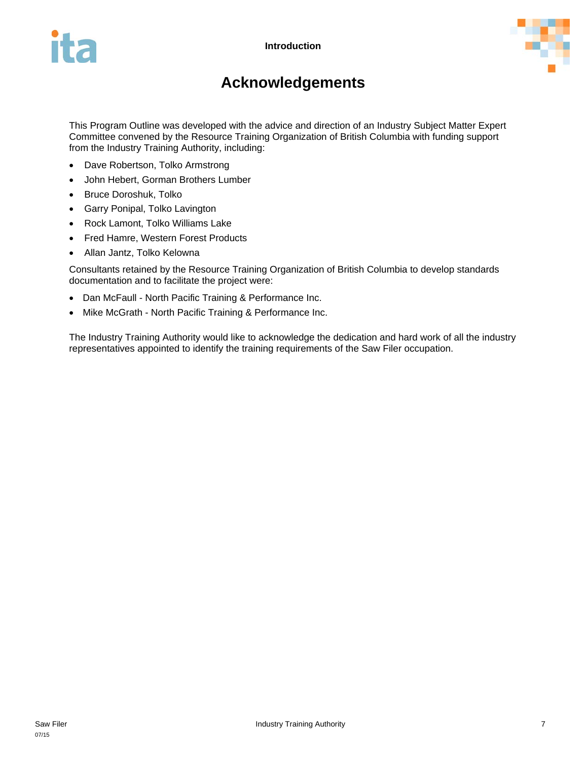# Acknowledgements

This Program Outline was developed with the advice and direction of an Industry Subject Matter Expert Committee convened by the Resource Training Organization of British Columbia with funding support from the Industry Training Authority, including:

- Dave Robertson, Tolko Armstrong
- John Hebert, Gorman Brothers Lumber
- Bruce Doroshuk, Tolko
- Garry Ponipal, Tolko Lavington
- Rock Lamont, Tolko Williams Lake
- Fred Hamre, Western Forest Products
- Allan Jantz, Tolko Kelowna

Consultants retained by the Resource Training Organization of British Columbia to develop standards documentation and to facilitate the project were:

- Dan McFaull - North Pacific Training & Performance Inc.
- Mike McGrath - North Pacific Training & Performance Inc.

The Industry Training Authority would like to acknowledge the dedication and hard work of all the industry representatives appointed to identify the training requirements of the Saw Filer occupation.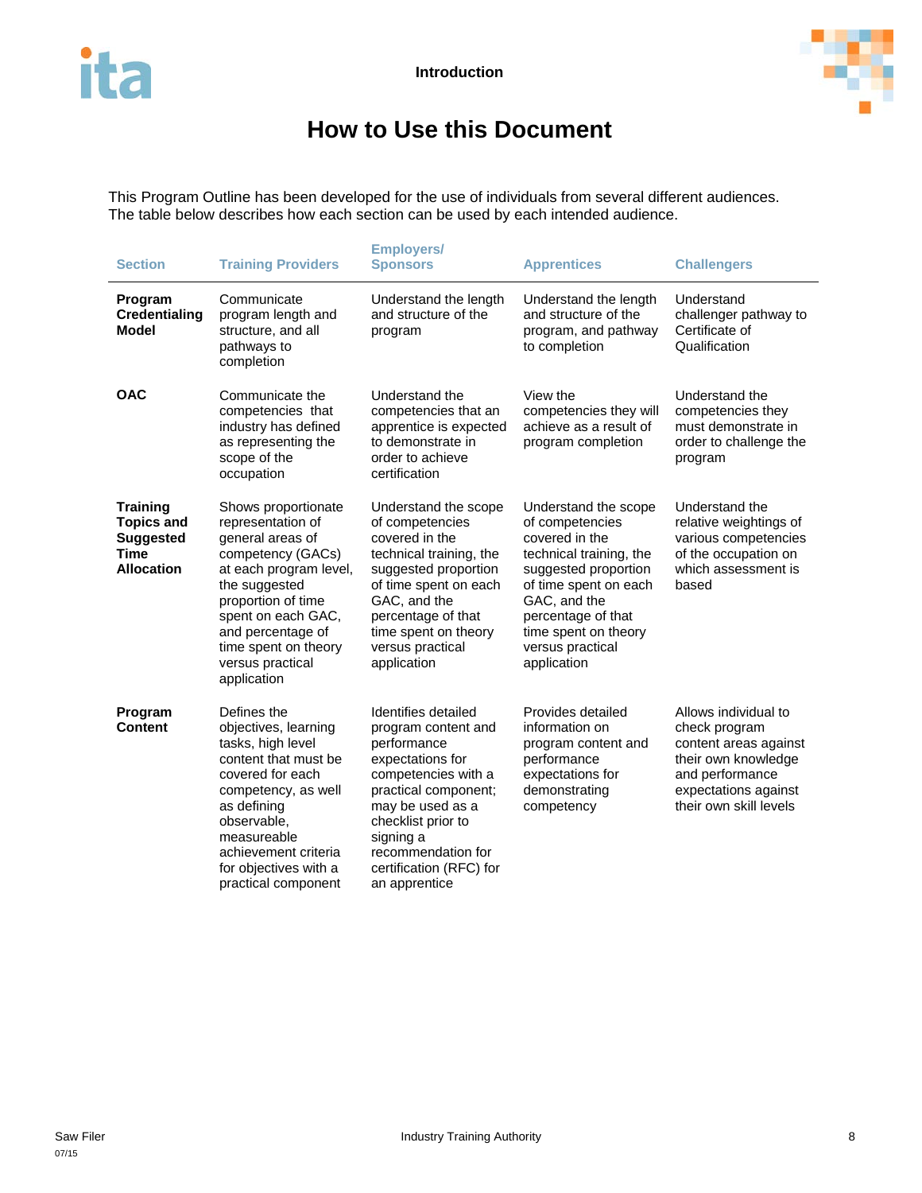# How to Use this Document

This Program Outline has been developed for the use of individuals from several different audiences. The table below describes how each section can be used by each intended audience.

| Section | Training Providers | Employers/ Sponsors | Apprentices | Challengers |
|---|---|---|---|---|
| **Program Credentialing Model** | Communicate program length and structure, and all pathways to completion | Understand the length and structure of the program | Understand the length and structure of the program, and pathway to completion | Understand challenger pathway to Certificate of Qualification |
| **OAC** | Communicate the competencies that industry has defined as representing the scope of the occupation | Understand the competencies that an apprentice is expected to demonstrate in order to achieve certification | View the competencies they will achieve as a result of program completion | Understand the competencies they must demonstrate in order to challenge the program |
| **Training Topics and Suggested Time Allocation** | Shows proportionate representation of general areas of competency (GACs) at each program level, the suggested proportion of time spent on each GAC, and percentage of time spent on theory versus practical application | Understand the scope of competencies covered in the technical training, the suggested proportion of time spent on each GAC, and the percentage of that time spent on theory versus practical application | Understand the scope of competencies covered in the technical training, the suggested proportion of time spent on each GAC, and the percentage of that time spent on theory versus practical application | Understand the relative weightings of various competencies of the occupation on which assessment is based |
| **Program Content** | Defines the objectives, learning tasks, high level content that must be covered for each competency, as well as defining observable, measureable achievement criteria for objectives with a practical component | Identifies detailed program content and performance expectations for competencies with a practical component; may be used as a checklist prior to signing a recommendation for certification (RFC) for an apprentice | Provides detailed information on program content and performance expectations for demonstrating competency | Allows individual to check program content areas against their own knowledge and performance expectations against their own skill levels |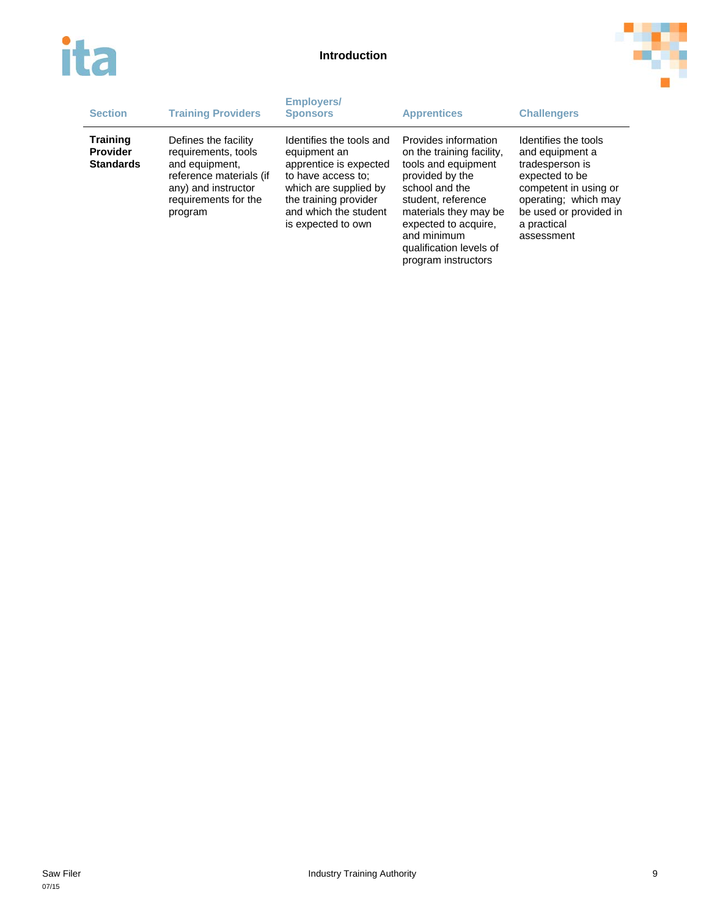| Section | Training Providers | Employers/ Sponsors | Apprentices | Challengers |
|---|---|---|---|---|
| **Training Provider Standards** | Defines the facility requirements, tools and equipment, reference materials (if any) and instructor requirements for the program | Identifies the tools and equipment an apprentice is expected to have access to; which are supplied by the training provider and which the student is expected to own | Provides information on the training facility, tools and equipment provided by the school and the student, reference materials they may be expected to acquire, and minimum qualification levels of program instructors | Identifies the tools and equipment a tradesperson is expected to be competent in using or operating; which may be used or provided in a practical assessment |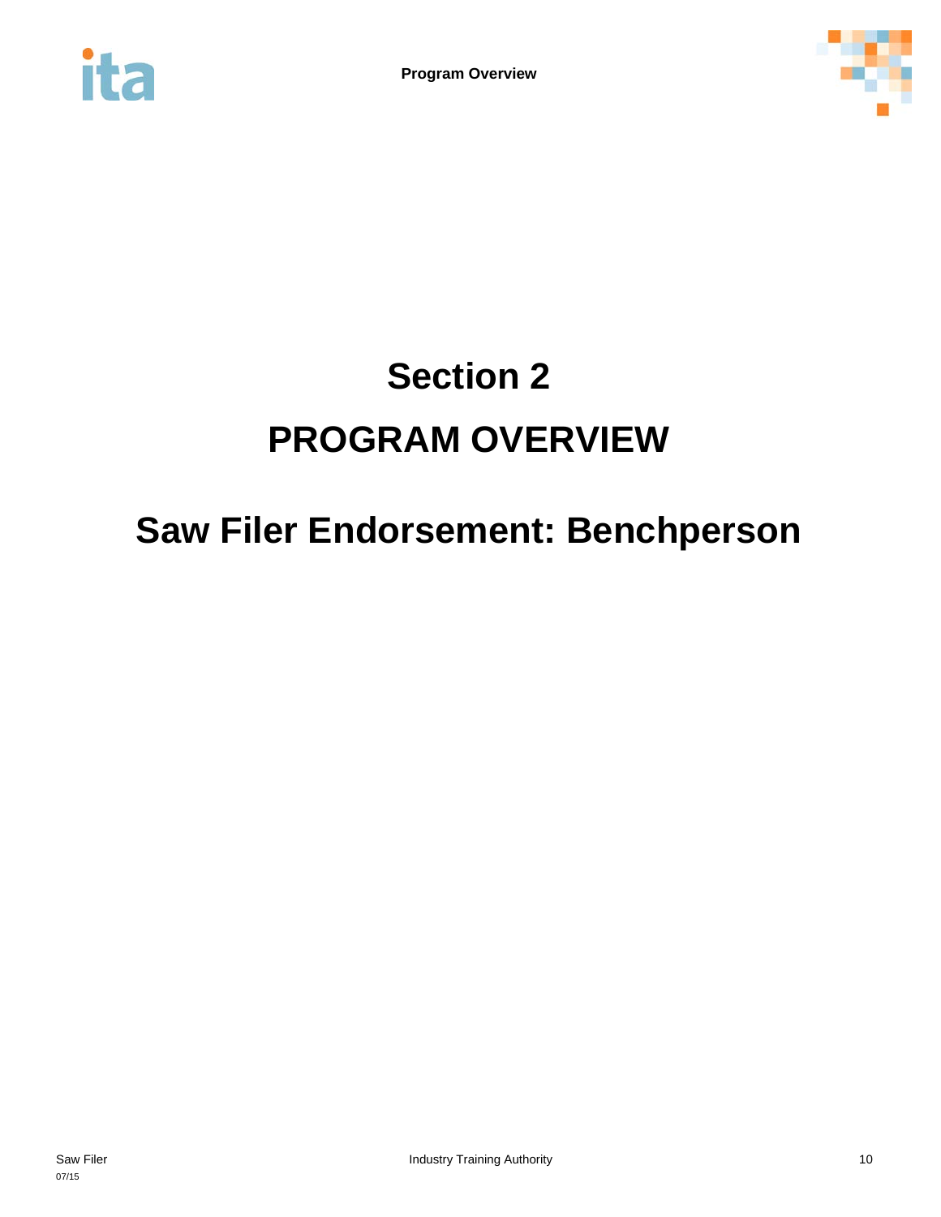# Section 2

# PROGRAM OVERVIEW

# Saw Filer Endorsement: Benchperson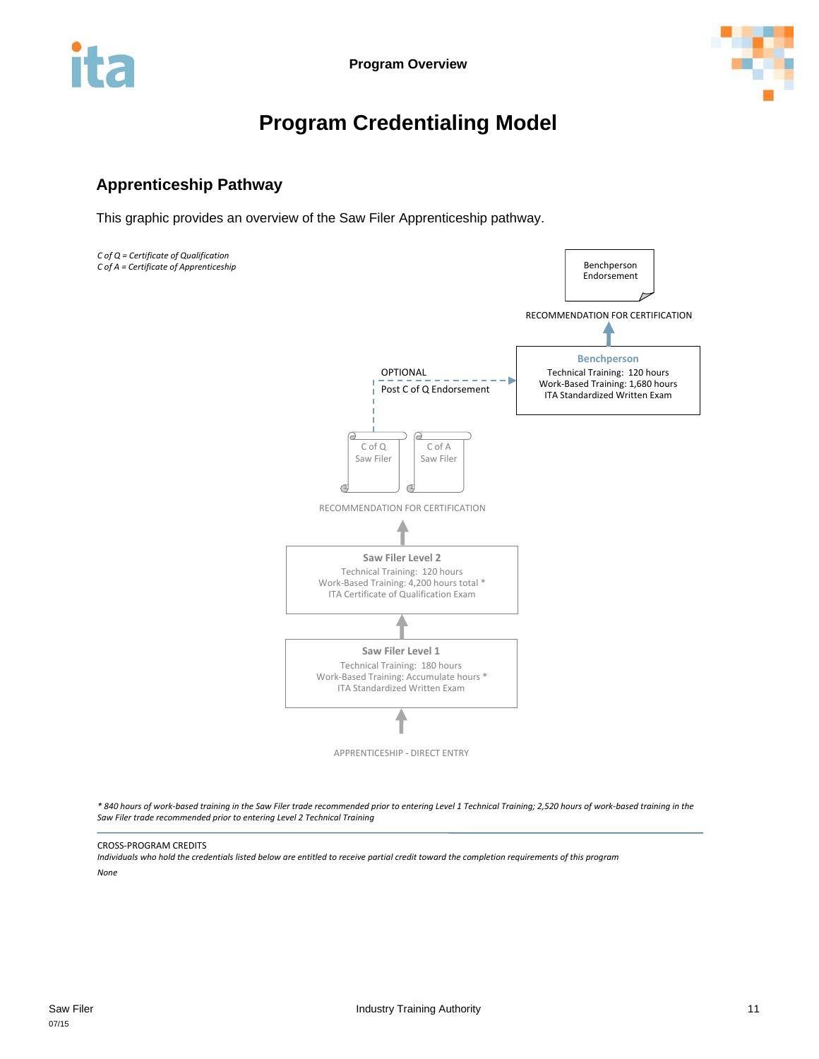# Program Credentialing Model

## Apprenticeship Pathway

This graphic provides an overview of the Saw Filer Apprenticeship pathway.

*C of Q = Certificate of Qualification*
*C of A = Certificate of Apprenticeship*

Benchperson Endorsement

RECOMMENDATION FOR CERTIFICATION

**Benchperson**
Technical Training: 120 hours
Work-Based Training: 1,680 hours
ITA Standardized Written Exam

OPTIONAL
Post C of Q Endorsement

C of Q Saw Filer

C of A Saw Filer

RECOMMENDATION FOR CERTIFICATION

**Saw Filer Level 2**
Technical Training: 120 hours
Work-Based Training: 4,200 hours total *
ITA Certificate of Qualification Exam

**Saw Filer Level 1**
Technical Training: 180 hours
Work-Based Training: Accumulate hours *
ITA Standardized Written Exam

APPRENTICESHIP - DIRECT ENTRY

*\* 840 hours of work-based training in the Saw Filer trade recommended prior to entering Level 1 Technical Training; 2,520 hours of work-based training in the Saw Filer trade recommended prior to entering Level 2 Technical Training*

CROSS-PROGRAM CREDITS

*Individuals who hold the credentials listed below are entitled to receive partial credit toward the completion requirements of this program*

*None*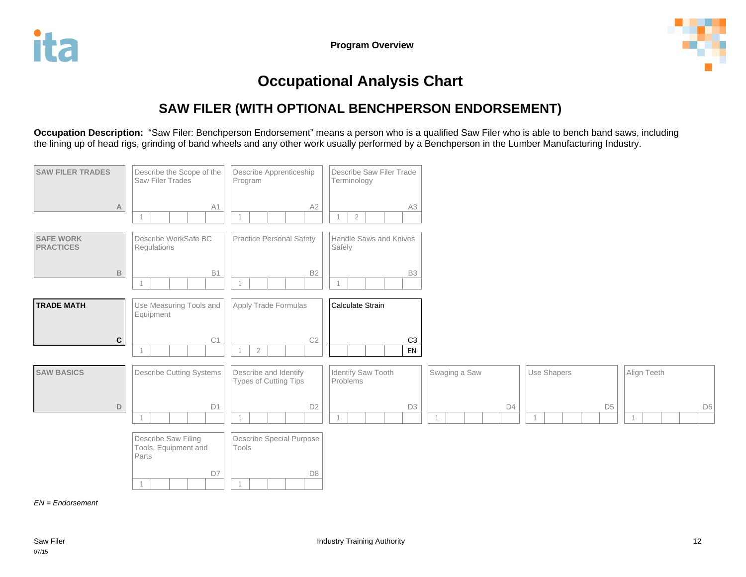# Occupational Analysis Chart

## SAW FILER (WITH OPTIONAL BENCHPERSON ENDORSEMENT)

**Occupation Description:** "Saw Filer: Benchperson Endorsement" means a person who is a qualified Saw Filer who is able to bench band saws, including the lining up of head rigs, grinding of band wheels and any other work usually performed by a Benchperson in the Lumber Manufacturing Industry.

| Line | Competency | | | | | |
|---|---|---|---|---|---|---|
| **SAW FILER TRADES** (A) | Describe the Scope of the Saw Filer Trades (A1) — Level 1 | Describe Apprenticeship Program (A2) — Level 1 | Describe Saw Filer Trade Terminology (A3) — Levels 1, 2 | | | |
| **SAFE WORK PRACTICES** (B) | Describe WorkSafe BC Regulations (B1) — Level 1 | Practice Personal Safety (B2) — Level 1 | Handle Saws and Knives Safely (B3) — Level 1 | | | |
| **TRADE MATH** (C) | Use Measuring Tools and Equipment (C1) — Level 1 | Apply Trade Formulas (C2) — Levels 1, 2 | Calculate Strain (C3) — EN | | | |
| **SAW BASICS** (D) | Describe Cutting Systems (D1) — Level 1 | Describe and Identify Types of Cutting Tips (D2) — Level 1 | Identify Saw Tooth Problems (D3) — Level 1 | Swaging a Saw (D4) — Level 1 | Use Shapers (D5) — Level 1 | Align Teeth (D6) — Level 1 |
| | Describe Saw Filing Tools, Equipment and Parts (D7) — Level 1 | Describe Special Purpose Tools (D8) — Level 1 | | | | |

*EN = Endorsement*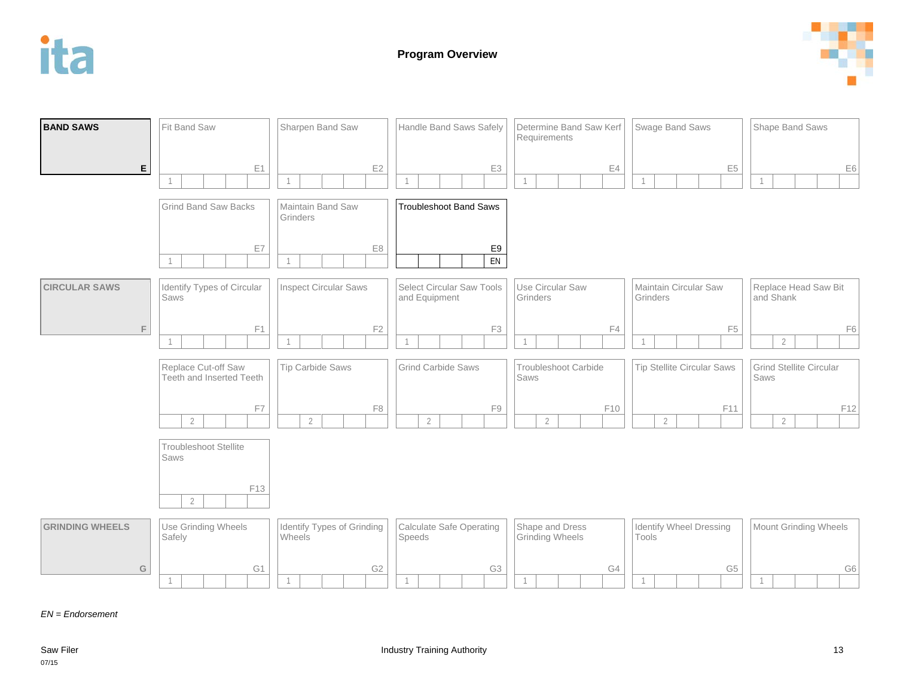## Program Overview

| BAND SAWS (E) | | | | | | |
|---|---|---|---|---|---|---|
| | Fit Band Saw — E1 (1) | Sharpen Band Saw — E2 (1) | Handle Band Saws Safely — E3 (1) | Determine Band Saw Kerf Requirements — E4 (1) | Swage Band Saws — E5 (1) | Shape Band Saws — E6 (1) |
| | Grind Band Saw Backs — E7 (1) | Maintain Band Saw Grinders — E8 (1) | Troubleshoot Band Saws — E9 (EN) | | | |

| CIRCULAR SAWS (F) | | | | | | |
|---|---|---|---|---|---|---|
| | Identify Types of Circular Saws — F1 (1) | Inspect Circular Saws — F2 (1) | Select Circular Saw Tools and Equipment — F3 (1) | Use Circular Saw Grinders — F4 (1) | Maintain Circular Saw Grinders — F5 (1) | Replace Head Saw Bit and Shank — F6 (2) |
| | Replace Cut-off Saw Teeth and Inserted Teeth — F7 (2) | Tip Carbide Saws — F8 (2) | Grind Carbide Saws — F9 (2) | Troubleshoot Carbide Saws — F10 (2) | Tip Stellite Circular Saws — F11 (2) | Grind Stellite Circular Saws — F12 (2) |
| | Troubleshoot Stellite Saws — F13 (2) | | | | | |

| GRINDING WHEELS (G) | | | | | | |
|---|---|---|---|---|---|---|
| | Use Grinding Wheels Safely — G1 (1) | Identify Types of Grinding Wheels — G2 (1) | Calculate Safe Operating Speeds — G3 (1) | Shape and Dress Grinding Wheels — G4 (1) | Identify Wheel Dressing Tools — G5 (1) | Mount Grinding Wheels — G6 (1) |

*EN = Endorsement*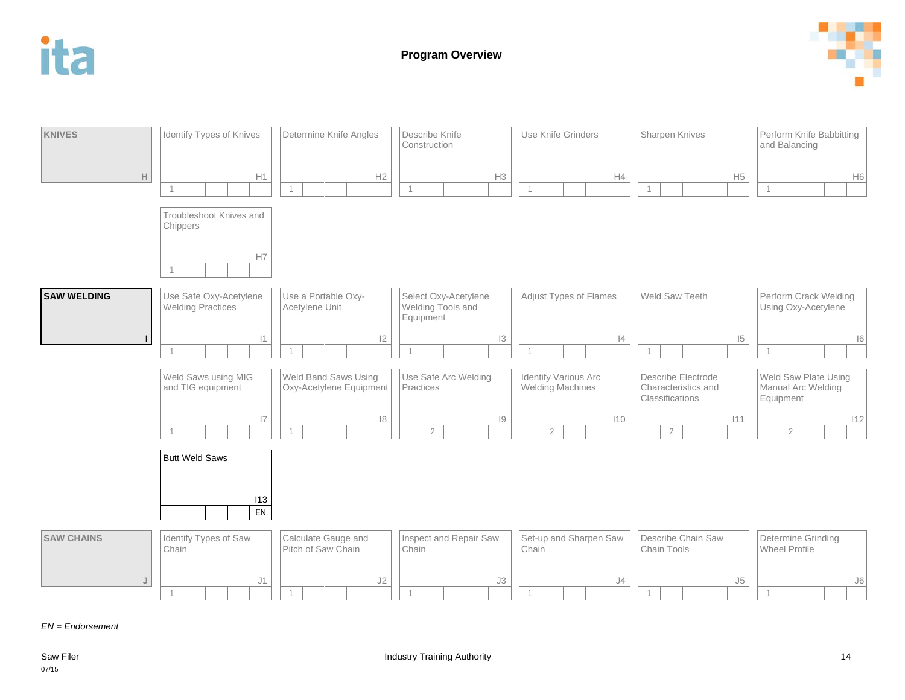# Program Overview

## KNIVES (H)

| Code | Competency | Level |
|---|---|---|
| H1 | Identify Types of Knives | 1 |
| H2 | Determine Knife Angles | 1 |
| H3 | Describe Knife Construction | 1 |
| H4 | Use Knife Grinders | 1 |
| H5 | Sharpen Knives | 1 |
| H6 | Perform Knife Babbitting and Balancing | 1 |
| H7 | Troubleshoot Knives and Chippers | 1 |

## SAW WELDING (I)

| Code | Competency | Level |
|---|---|---|
| I1 | Use Safe Oxy-Acetylene Welding Practices | 1 |
| I2 | Use a Portable Oxy-Acetylene Unit | 1 |
| I3 | Select Oxy-Acetylene Welding Tools and Equipment | 1 |
| I4 | Adjust Types of Flames | 1 |
| I5 | Weld Saw Teeth | 1 |
| I6 | Perform Crack Welding Using Oxy-Acetylene | 1 |
| I7 | Weld Saws using MIG and TIG equipment | 1 |
| I8 | Weld Band Saws Using Oxy-Acetylene Equipment | 1 |
| I9 | Use Safe Arc Welding Practices | 2 |
| I10 | Identify Various Arc Welding Machines | 2 |
| I11 | Describe Electrode Characteristics and Classifications | 2 |
| I12 | Weld Saw Plate Using Manual Arc Welding Equipment | 2 |
| I13 | Butt Weld Saws | EN |

## SAW CHAINS (J)

| Code | Competency | Level |
|---|---|---|
| J1 | Identify Types of Saw Chain | 1 |
| J2 | Calculate Gauge and Pitch of Saw Chain | 1 |
| J3 | Inspect and Repair Saw Chain | 1 |
| J4 | Set-up and Sharpen Saw Chain | 1 |
| J5 | Describe Chain Saw Chain Tools | 1 |
| J6 | Determine Grinding Wheel Profile | 1 |

*EN = Endorsement*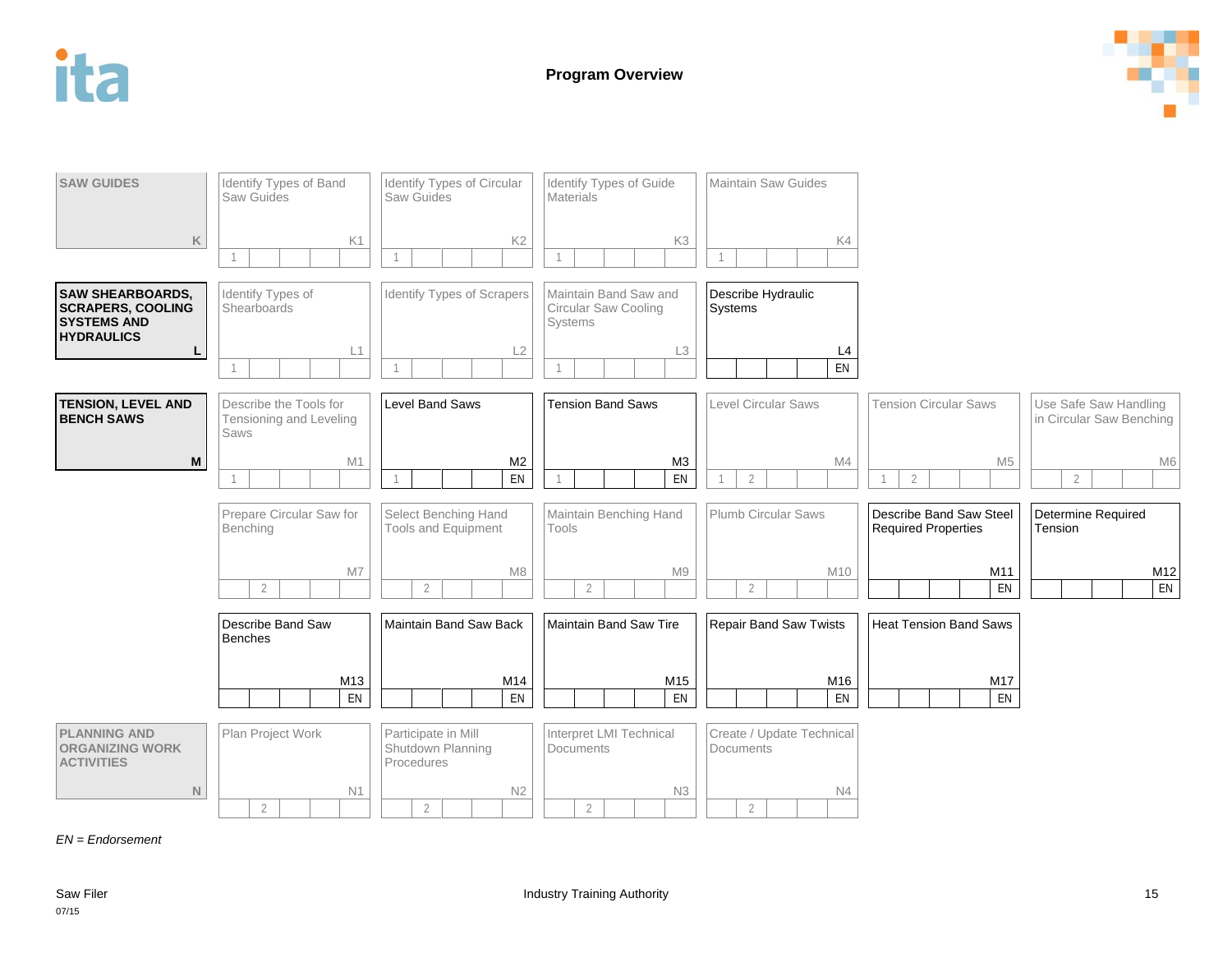# Program Overview

## SAW GUIDES (K)

| Competency | Title | Levels |
|---|---|---|
| K1 | Identify Types of Band Saw Guides | 1 |
| K2 | Identify Types of Circular Saw Guides | 1 |
| K3 | Identify Types of Guide Materials | 1 |
| K4 | Maintain Saw Guides | 1 |

## SAW SHEARBOARDS, SCRAPERS, COOLING SYSTEMS AND HYDRAULICS (L)

| Competency | Title | Levels |
|---|---|---|
| L1 | Identify Types of Shearboards | 1 |
| L2 | Identify Types of Scrapers | 1 |
| L3 | Maintain Band Saw and Circular Saw Cooling Systems | 1 |
| L4 | Describe Hydraulic Systems | EN |

## TENSION, LEVEL AND BENCH SAWS (M)

| Competency | Title | Levels |
|---|---|---|
| M1 | Describe the Tools for Tensioning and Leveling Saws | 1 |
| M2 | Level Band Saws | 1, EN |
| M3 | Tension Band Saws | 1, EN |
| M4 | Level Circular Saws | 1, 2 |
| M5 | Tension Circular Saws | 1, 2 |
| M6 | Use Safe Saw Handling in Circular Saw Benching | 2 |
| M7 | Prepare Circular Saw for Benching | 2 |
| M8 | Select Benching Hand Tools and Equipment | 2 |
| M9 | Maintain Benching Hand Tools | 2 |
| M10 | Plumb Circular Saws | 2 |
| M11 | Describe Band Saw Steel Required Properties | EN |
| M12 | Determine Required Tension | EN |
| M13 | Describe Band Saw Benches | EN |
| M14 | Maintain Band Saw Back | EN |
| M15 | Maintain Band Saw Tire | EN |
| M16 | Repair Band Saw Twists | EN |
| M17 | Heat Tension Band Saws | EN |

## PLANNING AND ORGANIZING WORK ACTIVITIES (N)

| Competency | Title | Levels |
|---|---|---|
| N1 | Plan Project Work | 2 |
| N2 | Participate in Mill Shutdown Planning Procedures | 2 |
| N3 | Interpret LMI Technical Documents | 2 |
| N4 | Create / Update Technical Documents | 2 |

*EN = Endorsement*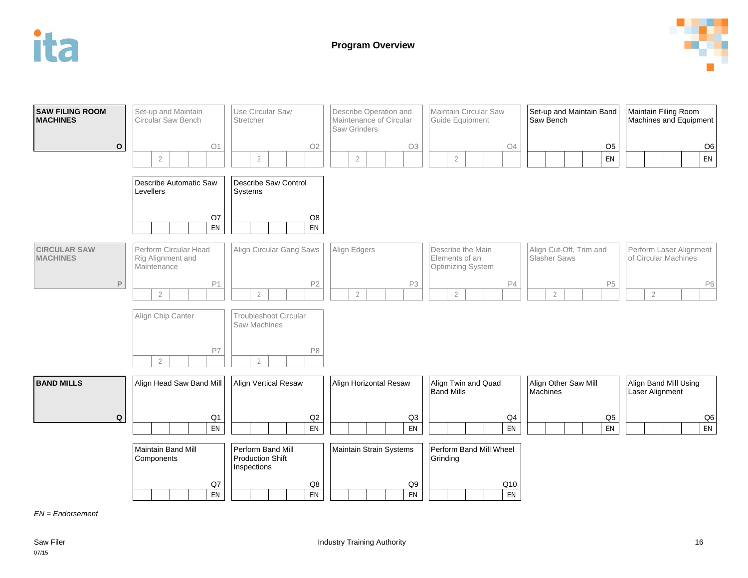# Program Overview

| SAW FILING ROOM MACHINES (O) | | | | | | |
|---|---|---|---|---|---|---|
| O1 | Set-up and Maintain Circular Saw Bench | 2 | | | | |
| O2 | Use Circular Saw Stretcher | 2 | | | | |
| O3 | Describe Operation and Maintenance of Circular Saw Grinders | 2 | | | | |
| O4 | Maintain Circular Saw Guide Equipment | 2 | | | | |
| O5 | Set-up and Maintain Band Saw Bench | | | | | EN |
| O6 | Maintain Filing Room Machines and Equipment | | | | | EN |
| O7 | Describe Automatic Saw Levellers | | | | | EN |
| O8 | Describe Saw Control Systems | | | | | EN |

| CIRCULAR SAW MACHINES (P) | | | | | | |
|---|---|---|---|---|---|---|
| P1 | Perform Circular Head Rig Alignment and Maintenance | 2 | | | | |
| P2 | Align Circular Gang Saws | 2 | | | | |
| P3 | Align Edgers | 2 | | | | |
| P4 | Describe the Main Elements of an Optimizing System | 2 | | | | |
| P5 | Align Cut-Off, Trim and Slasher Saws | 2 | | | | |
| P6 | Perform Laser Alignment of Circular Machines | 2 | | | | |
| P7 | Align Chip Canter | 2 | | | | |
| P8 | Troubleshoot Circular Saw Machines | 2 | | | | |

| BAND MILLS (Q) | | | | | | |
|---|---|---|---|---|---|---|
| Q1 | Align Head Saw Band Mill | | | | | EN |
| Q2 | Align Vertical Resaw | | | | | EN |
| Q3 | Align Horizontal Resaw | | | | | EN |
| Q4 | Align Twin and Quad Band Mills | | | | | EN |
| Q5 | Align Other Saw Mill Machines | | | | | EN |
| Q6 | Align Band Mill Using Laser Alignment | | | | | EN |
| Q7 | Maintain Band Mill Components | | | | | EN |
| Q8 | Perform Band Mill Production Shift Inspections | | | | | EN |
| Q9 | Maintain Strain Systems | | | | | EN |
| Q10 | Perform Band Mill Wheel Grinding | | | | | EN |

*EN = Endorsement*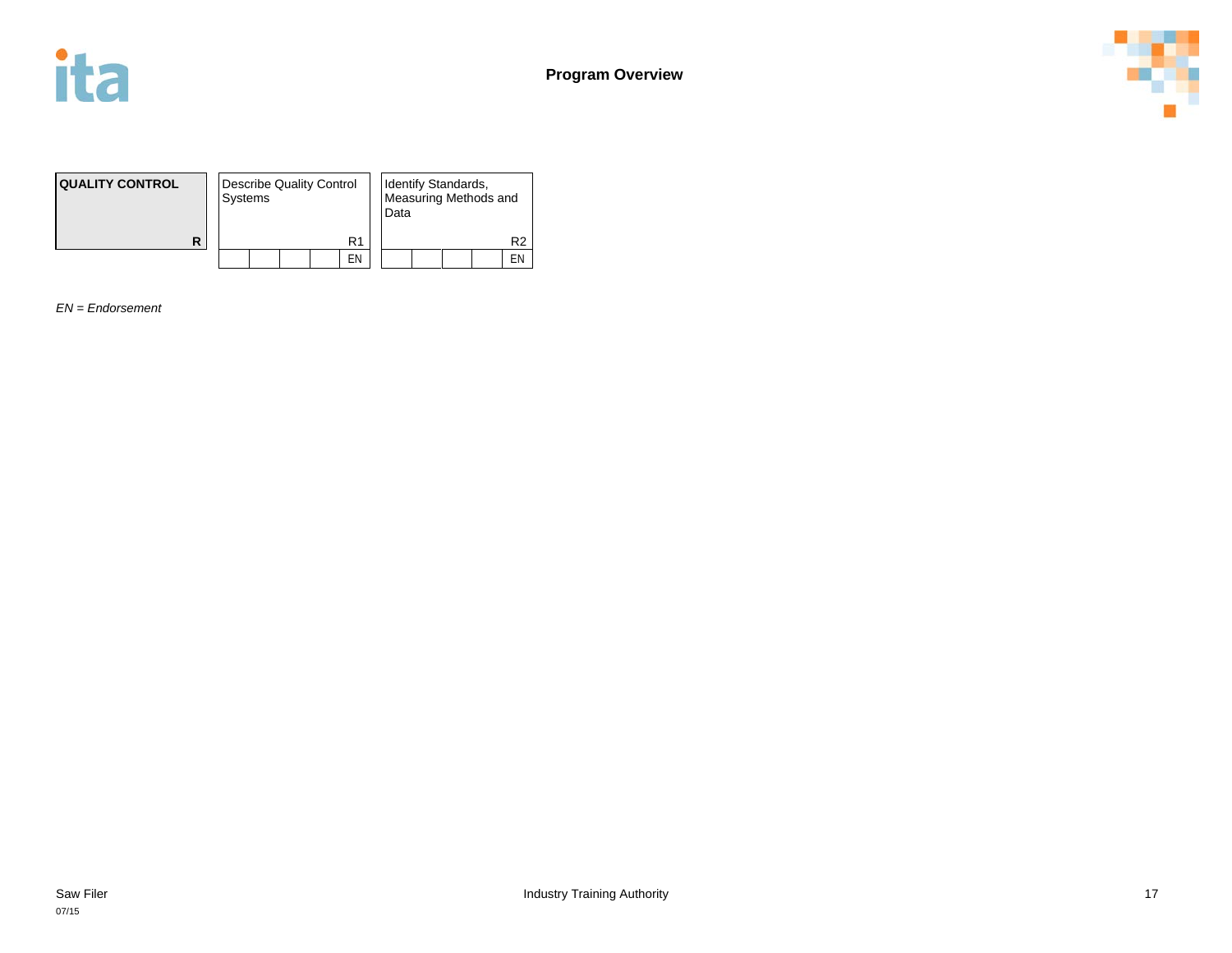# Program Overview

| QUALITY CONTROL | Describe Quality Control Systems | Identify Standards, Measuring Methods and Data |
|---|---|---|
| R | R1 | R2 |
| | EN | EN |

*EN = Endorsement*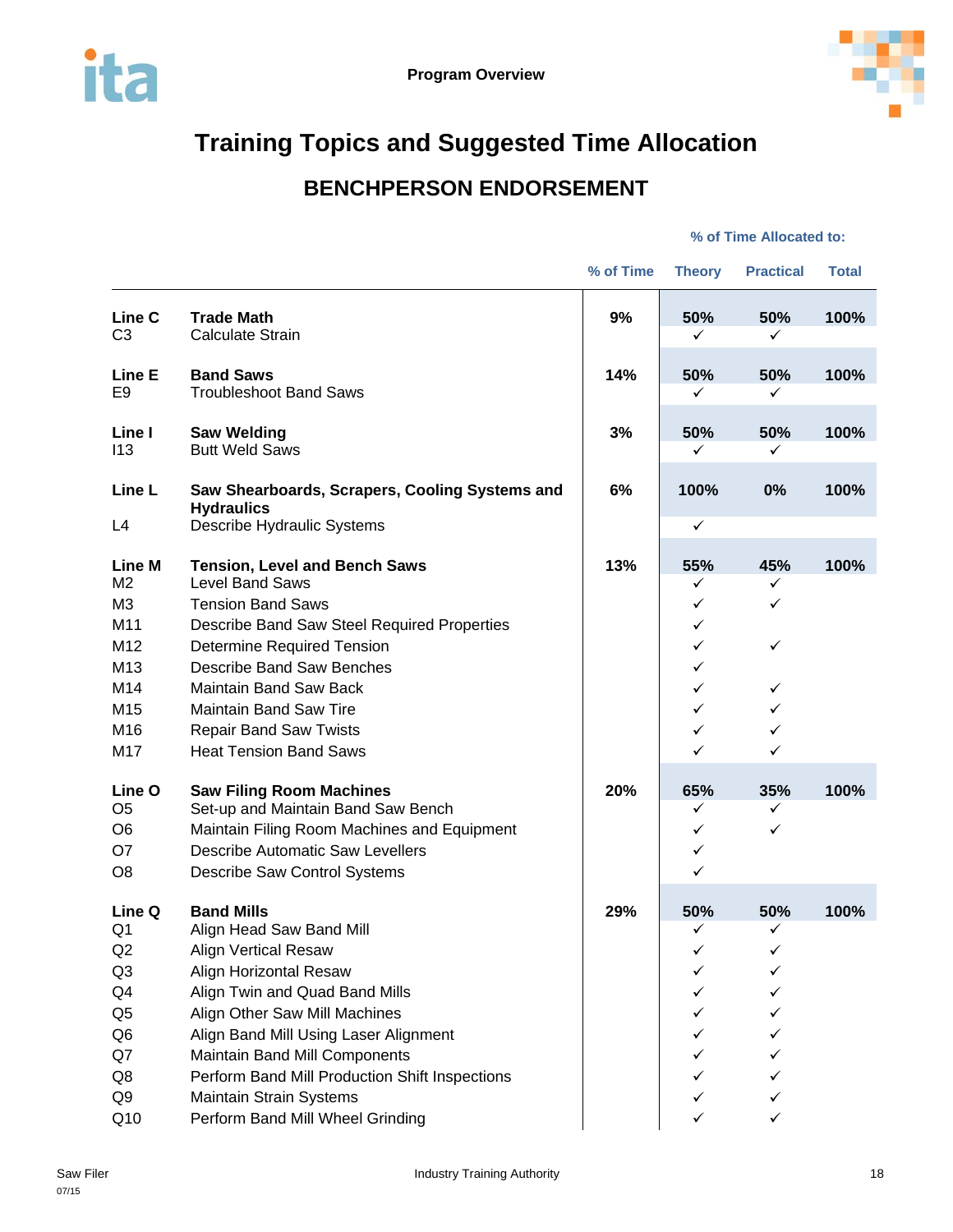# Training Topics and Suggested Time Allocation

## BENCHPERSON ENDORSEMENT

| | | | % of Time Allocated to: | | |
|---|---|---|---|---|---|
| | | % of Time | Theory | Practical | Total |
| **Line C** | **Trade Math** | **9%** | **50%** | **50%** | **100%** |
| C3 | Calculate Strain | | ✓ | ✓ | |
| **Line E** | **Band Saws** | **14%** | **50%** | **50%** | **100%** |
| E9 | Troubleshoot Band Saws | | ✓ | ✓ | |
| **Line I** | **Saw Welding** | **3%** | **50%** | **50%** | **100%** |
| I13 | Butt Weld Saws | | ✓ | ✓ | |
| **Line L** | **Saw Shearboards, Scrapers, Cooling Systems and Hydraulics** | **6%** | **100%** | **0%** | **100%** |
| L4 | Describe Hydraulic Systems | | ✓ | | |
| **Line M** | **Tension, Level and Bench Saws** | **13%** | **55%** | **45%** | **100%** |
| M2 | Level Band Saws | | ✓ | ✓ | |
| M3 | Tension Band Saws | | ✓ | ✓ | |
| M11 | Describe Band Saw Steel Required Properties | | ✓ | | |
| M12 | Determine Required Tension | | ✓ | ✓ | |
| M13 | Describe Band Saw Benches | | ✓ | | |
| M14 | Maintain Band Saw Back | | ✓ | ✓ | |
| M15 | Maintain Band Saw Tire | | ✓ | ✓ | |
| M16 | Repair Band Saw Twists | | ✓ | ✓ | |
| M17 | Heat Tension Band Saws | | ✓ | ✓ | |
| **Line O** | **Saw Filing Room Machines** | **20%** | **65%** | **35%** | **100%** |
| O5 | Set-up and Maintain Band Saw Bench | | ✓ | ✓ | |
| O6 | Maintain Filing Room Machines and Equipment | | ✓ | ✓ | |
| O7 | Describe Automatic Saw Levellers | | ✓ | | |
| O8 | Describe Saw Control Systems | | ✓ | | |
| **Line Q** | **Band Mills** | **29%** | **50%** | **50%** | **100%** |
| Q1 | Align Head Saw Band Mill | | ✓ | ✓ | |
| Q2 | Align Vertical Resaw | | ✓ | ✓ | |
| Q3 | Align Horizontal Resaw | | ✓ | ✓ | |
| Q4 | Align Twin and Quad Band Mills | | ✓ | ✓ | |
| Q5 | Align Other Saw Mill Machines | | ✓ | ✓ | |
| Q6 | Align Band Mill Using Laser Alignment | | ✓ | ✓ | |
| Q7 | Maintain Band Mill Components | | ✓ | ✓ | |
| Q8 | Perform Band Mill Production Shift Inspections | | ✓ | ✓ | |
| Q9 | Maintain Strain Systems | | ✓ | ✓ | |
| Q10 | Perform Band Mill Wheel Grinding | | ✓ | ✓ | |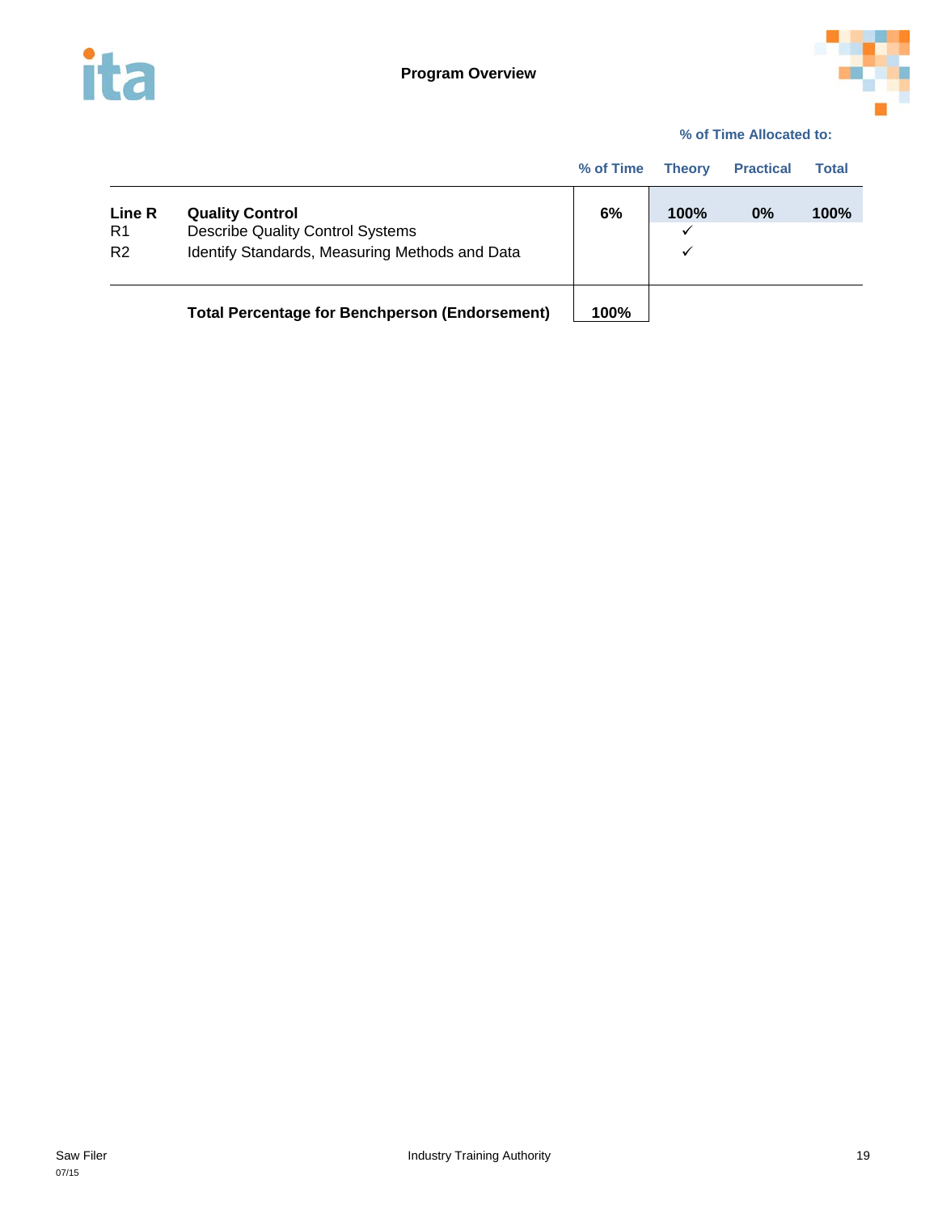## Program Overview

| | | % of Time | % of Time Allocated to: Theory | Practical | Total |
|---|---|---|---|---|---|
| **Line R** | **Quality Control** | **6%** | **100%** | **0%** | **100%** |
| R1 | Describe Quality Control Systems | | ✓ | | |
| R2 | Identify Standards, Measuring Methods and Data | | ✓ | | |
| | **Total Percentage for Benchperson (Endorsement)** | **100%** | | | |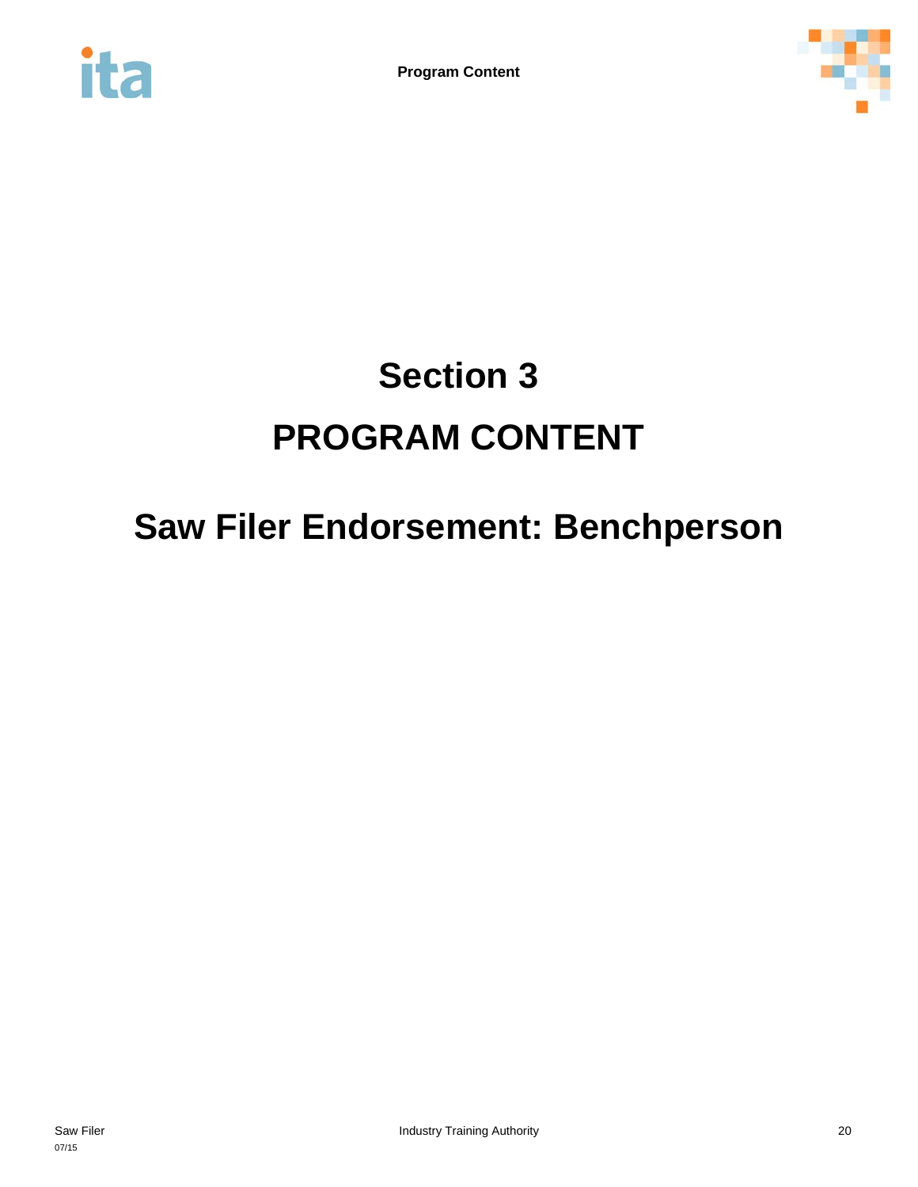# Section 3

# PROGRAM CONTENT

## Saw Filer Endorsement: Benchperson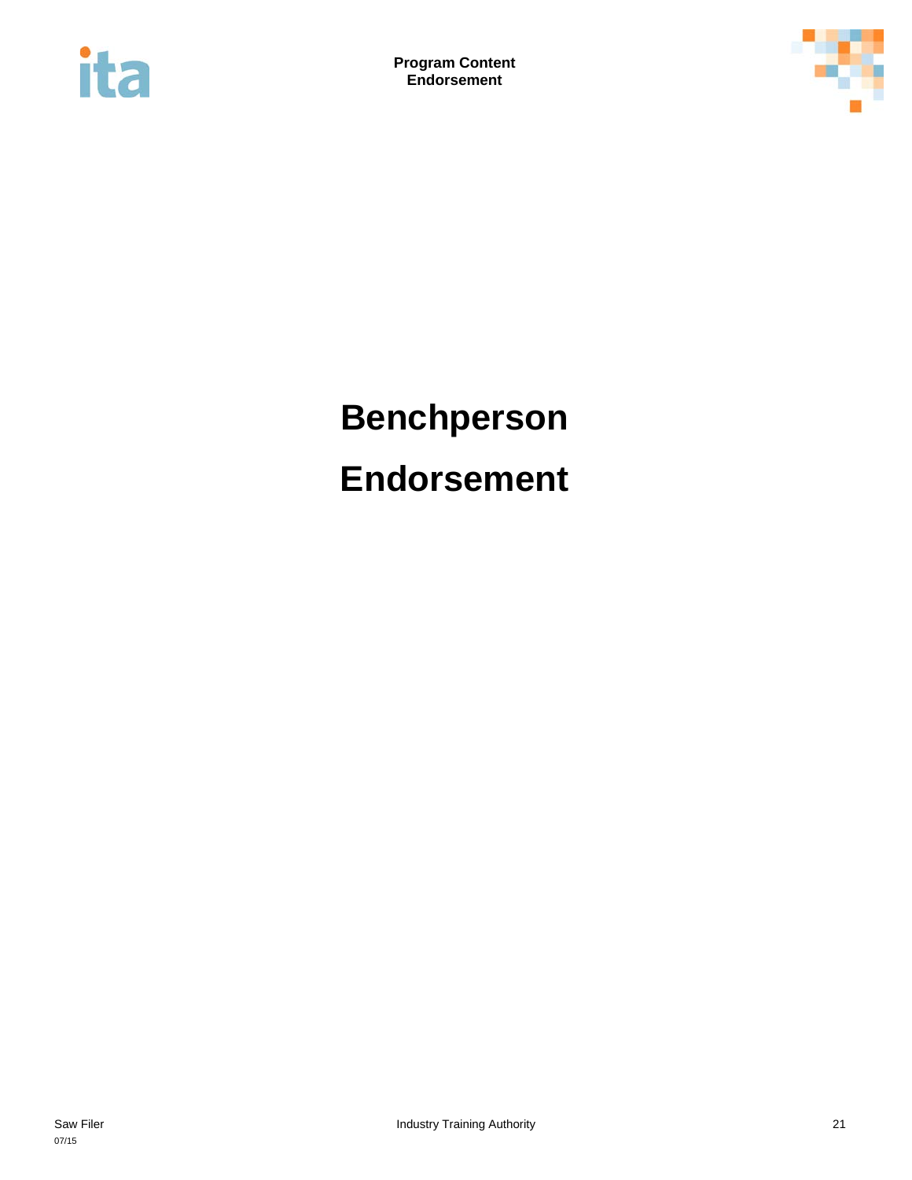# Benchperson Endorsement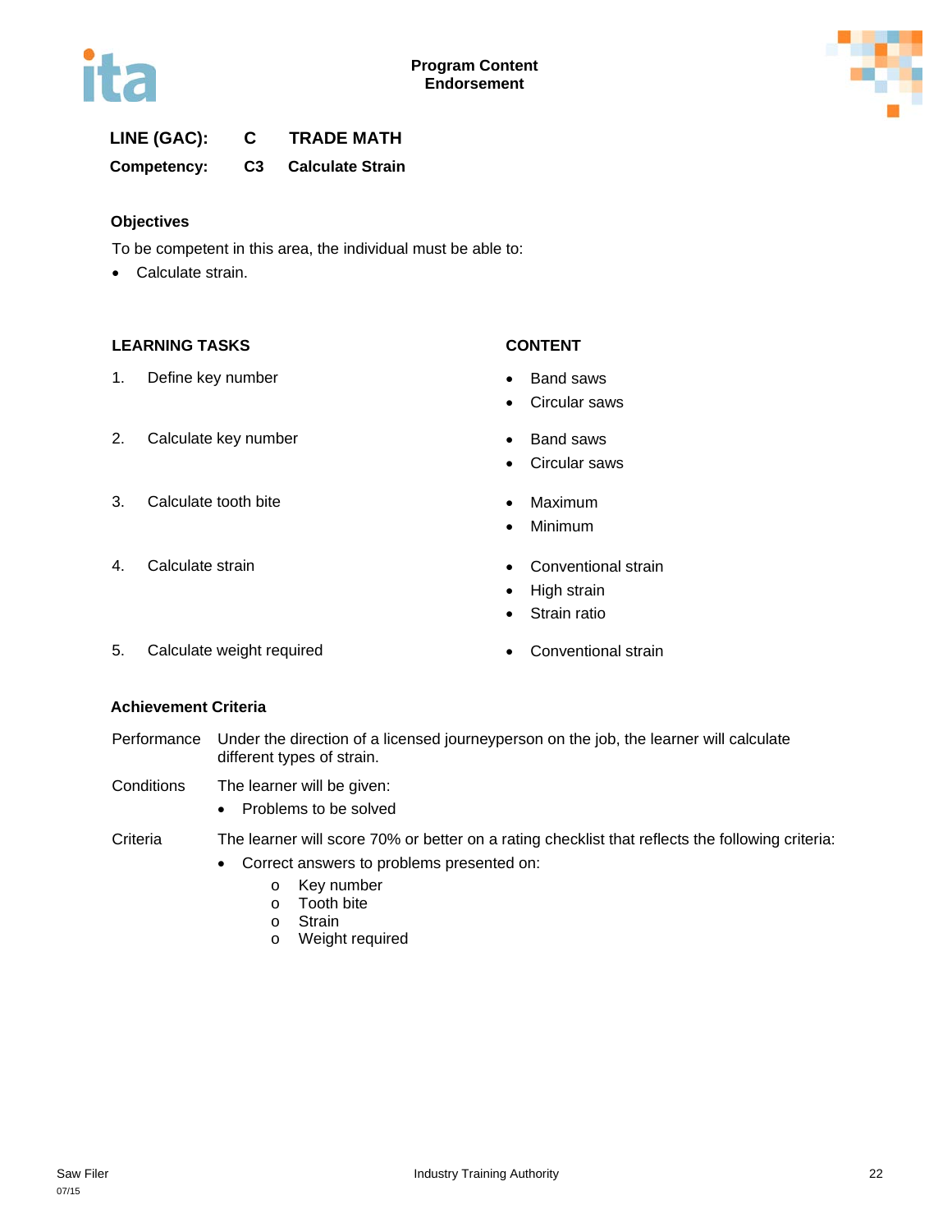**LINE (GAC):** **C** **TRADE MATH**

**Competency:** **C3** **Calculate Strain**

## Objectives

To be competent in this area, the individual must be able to:

- Calculate strain.

| LEARNING TASKS | CONTENT |
|---|---|
| 1. Define key number | • Band saws<br>• Circular saws |
| 2. Calculate key number | • Band saws<br>• Circular saws |
| 3. Calculate tooth bite | • Maximum<br>• Minimum |
| 4. Calculate strain | • Conventional strain<br>• High strain<br>• Strain ratio |
| 5. Calculate weight required | • Conventional strain |

## Achievement Criteria

Performance: Under the direction of a licensed journeyperson on the job, the learner will calculate different types of strain.

Conditions: The learner will be given:

- Problems to be solved

Criteria: The learner will score 70% or better on a rating checklist that reflects the following criteria:

- Correct answers to problems presented on:
  - Key number
  - Tooth bite
  - Strain
  - Weight required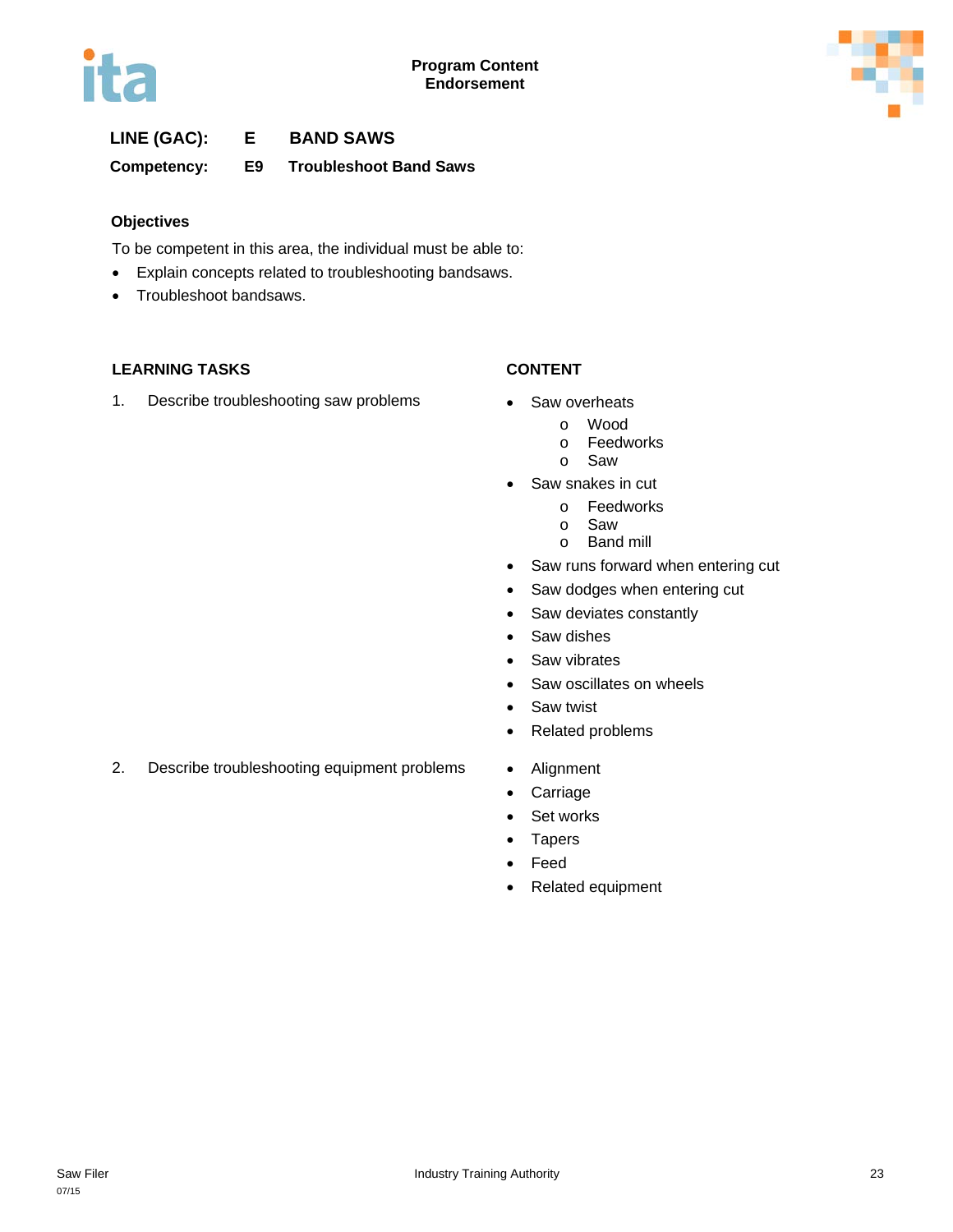**LINE (GAC): E BAND SAWS**

**Competency: E9 Troubleshoot Band Saws**

### Objectives

To be competent in this area, the individual must be able to:

- Explain concepts related to troubleshooting bandsaws.
- Troubleshoot bandsaws.

| LEARNING TASKS | CONTENT |
|---|---|
| 1. Describe troubleshooting saw problems | • Saw overheats<br>  o Wood<br>  o Feedworks<br>  o Saw<br>• Saw snakes in cut<br>  o Feedworks<br>  o Saw<br>  o Band mill<br>• Saw runs forward when entering cut<br>• Saw dodges when entering cut<br>• Saw deviates constantly<br>• Saw dishes<br>• Saw vibrates<br>• Saw oscillates on wheels<br>• Saw twist<br>• Related problems |
| 2. Describe troubleshooting equipment problems | • Alignment<br>• Carriage<br>• Set works<br>• Tapers<br>• Feed<br>• Related equipment |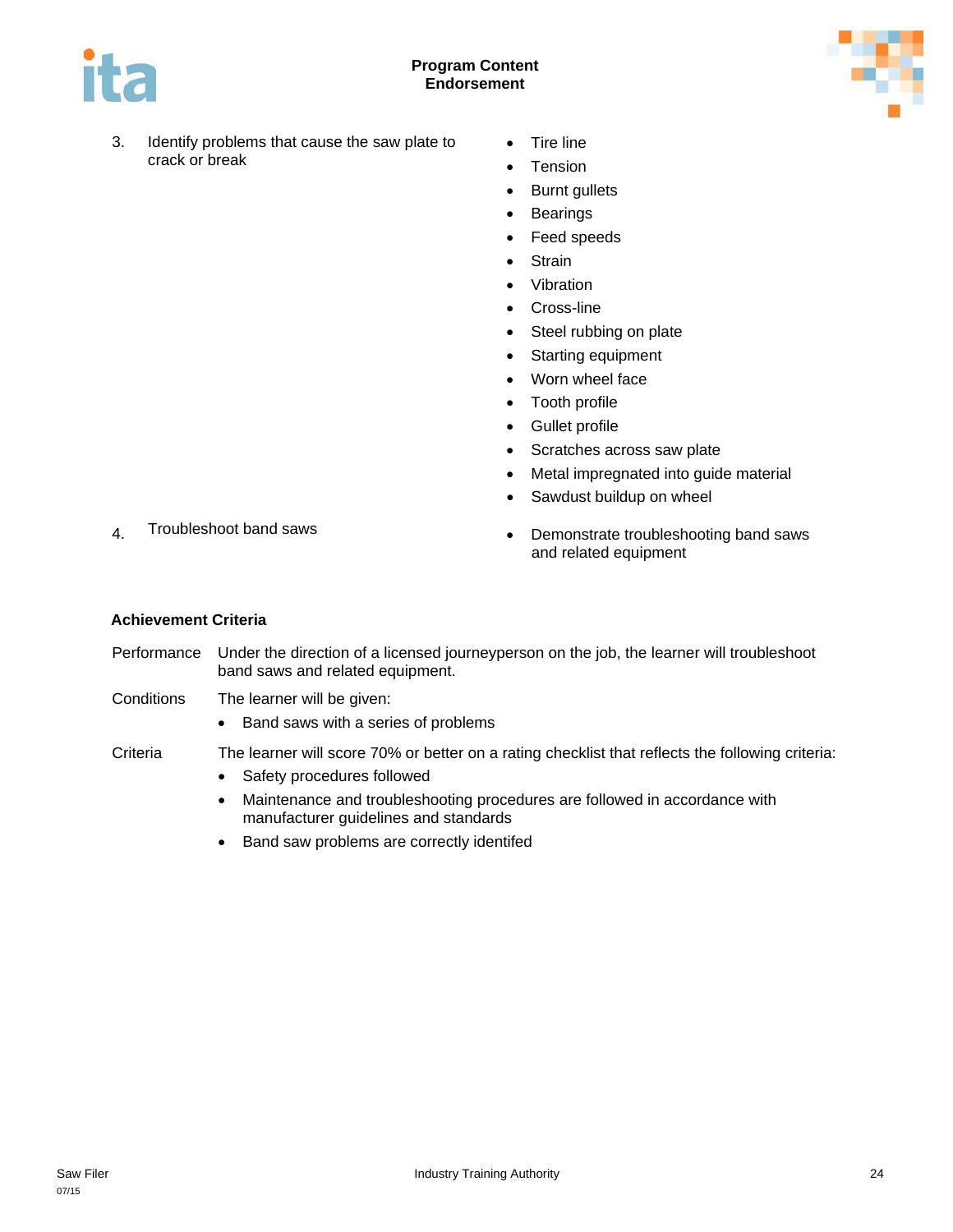3. Identify problems that cause the saw plate to crack or break
   - Tire line
   - Tension
   - Burnt gullets
   - Bearings
   - Feed speeds
   - Strain
   - Vibration
   - Cross-line
   - Steel rubbing on plate
   - Starting equipment
   - Worn wheel face
   - Tooth profile
   - Gullet profile
   - Scratches across saw plate
   - Metal impregnated into guide material
   - Sawdust buildup on wheel

4. Troubleshoot band saws
   - Demonstrate troubleshooting band saws and related equipment

**Achievement Criteria**

Performance: Under the direction of a licensed journeyperson on the job, the learner will troubleshoot band saws and related equipment.

Conditions: The learner will be given:

- Band saws with a series of problems

Criteria: The learner will score 70% or better on a rating checklist that reflects the following criteria:

- Safety procedures followed
- Maintenance and troubleshooting procedures are followed in accordance with manufacturer guidelines and standards
- Band saw problems are correctly identifed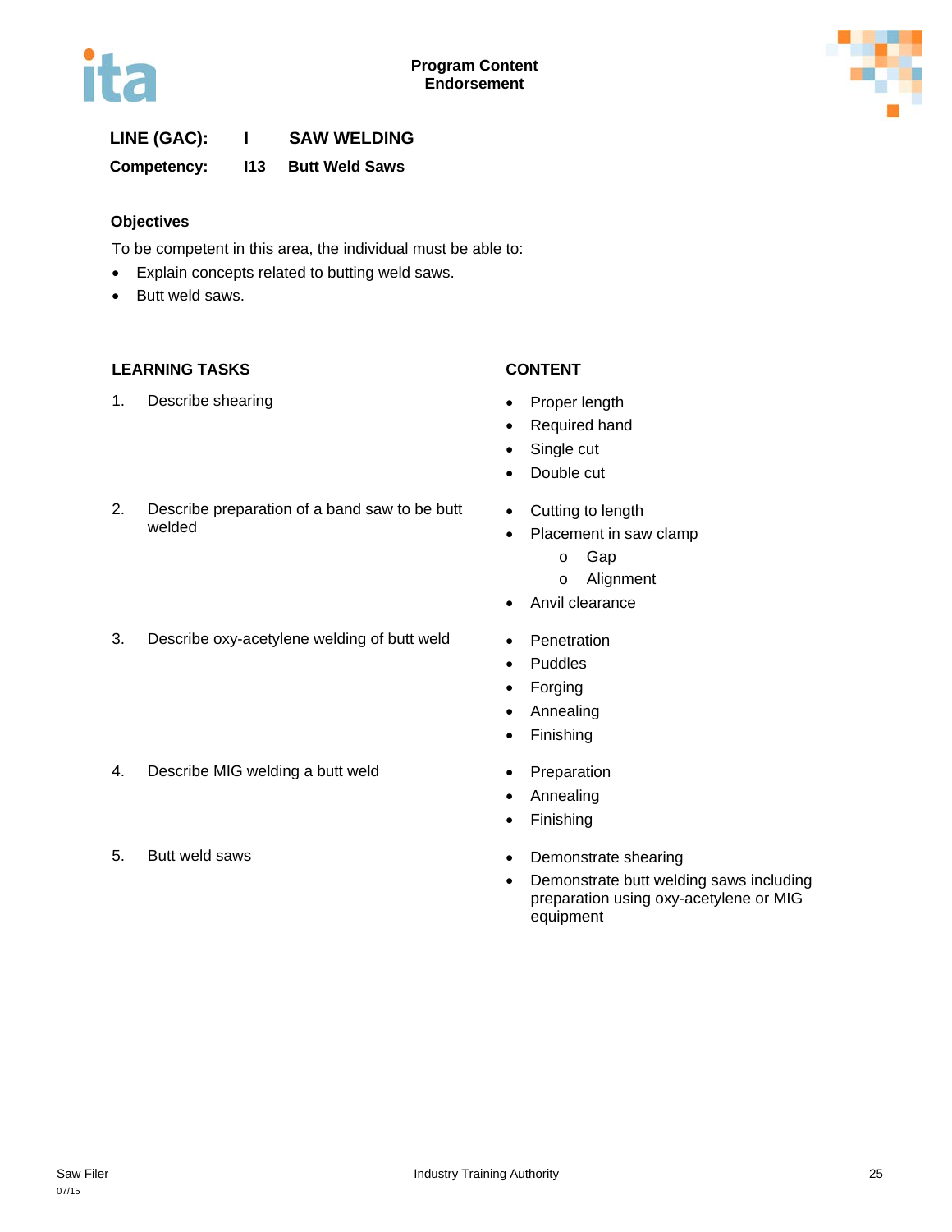**Program Content**
**Endorsement**

**LINE (GAC): I SAW WELDING**

**Competency: I13 Butt Weld Saws**

### Objectives

To be competent in this area, the individual must be able to:

- Explain concepts related to butting weld saws.
- Butt weld saws.

| LEARNING TASKS | CONTENT |
| --- | --- |
| 1. Describe shearing | • Proper length<br>• Required hand<br>• Single cut<br>• Double cut |
| 2. Describe preparation of a band saw to be butt welded | • Cutting to length<br>• Placement in saw clamp<br>  o Gap<br>  o Alignment<br>• Anvil clearance |
| 3. Describe oxy-acetylene welding of butt weld | • Penetration<br>• Puddles<br>• Forging<br>• Annealing<br>• Finishing |
| 4. Describe MIG welding a butt weld | • Preparation<br>• Annealing<br>• Finishing |
| 5. Butt weld saws | • Demonstrate shearing<br>• Demonstrate butt welding saws including preparation using oxy-acetylene or MIG equipment |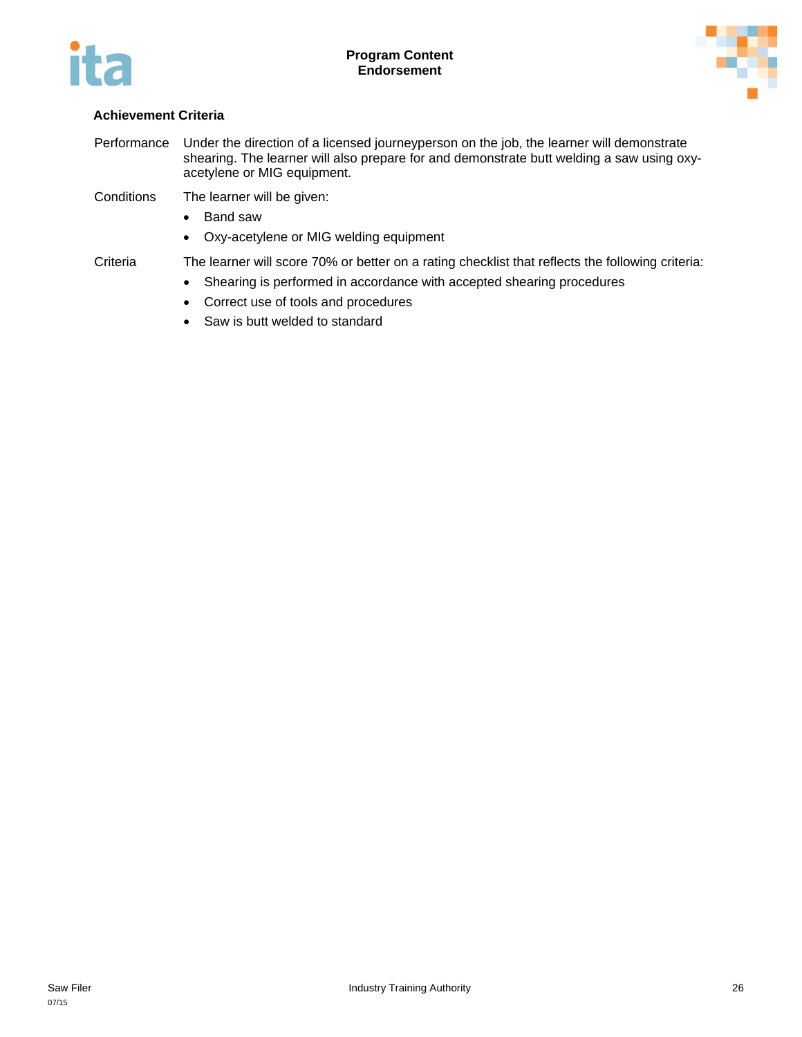**Achievement Criteria**

| | |
|---|---|
| Performance | Under the direction of a licensed journeyperson on the job, the learner will demonstrate shearing. The learner will also prepare for and demonstrate butt welding a saw using oxy-acetylene or MIG equipment. |
| Conditions | The learner will be given:<br>• Band saw<br>• Oxy-acetylene or MIG welding equipment |
| Criteria | The learner will score 70% or better on a rating checklist that reflects the following criteria:<br>• Shearing is performed in accordance with accepted shearing procedures<br>• Correct use of tools and procedures<br>• Saw is butt welded to standard |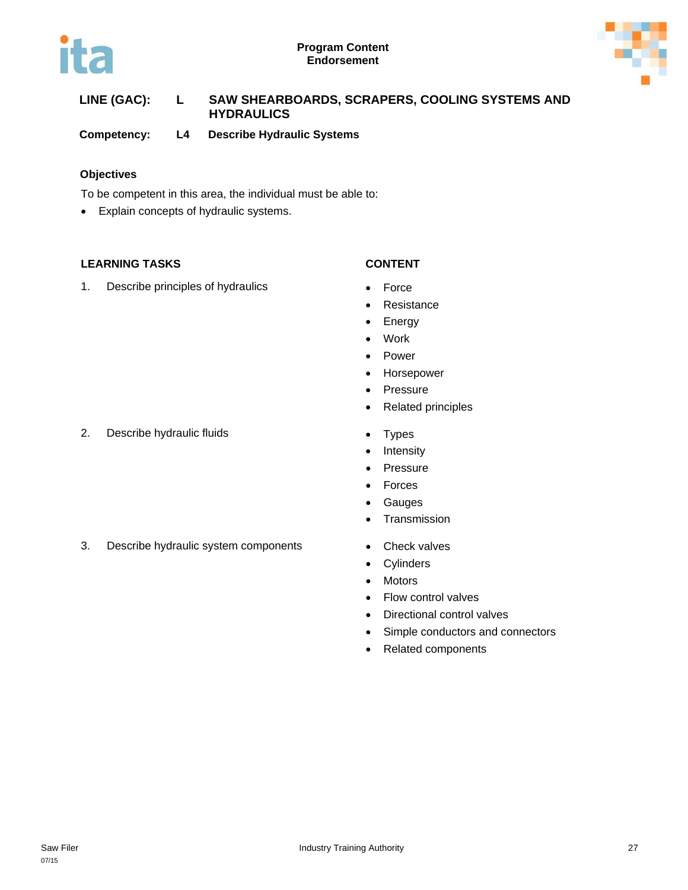**LINE (GAC):** L SAW SHEARBOARDS, SCRAPERS, COOLING SYSTEMS AND HYDRAULICS

**Competency:** L4 Describe Hydraulic Systems

### Objectives

To be competent in this area, the individual must be able to:

- Explain concepts of hydraulic systems.

| LEARNING TASKS | CONTENT |
|---|---|
| 1. Describe principles of hydraulics | • Force<br>• Resistance<br>• Energy<br>• Work<br>• Power<br>• Horsepower<br>• Pressure<br>• Related principles |
| 2. Describe hydraulic fluids | • Types<br>• Intensity<br>• Pressure<br>• Forces<br>• Gauges<br>• Transmission |
| 3. Describe hydraulic system components | • Check valves<br>• Cylinders<br>• Motors<br>• Flow control valves<br>• Directional control valves<br>• Simple conductors and connectors<br>• Related components |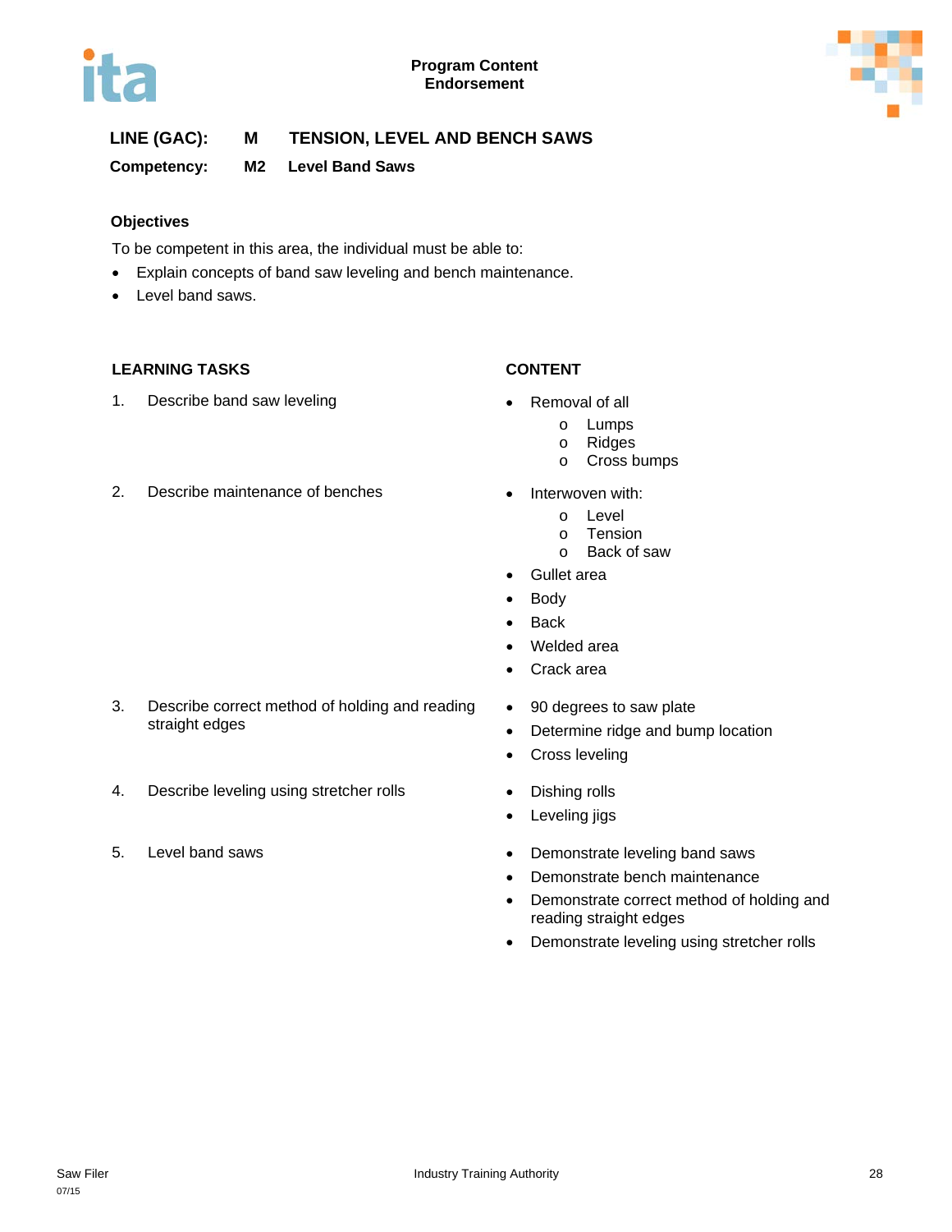**Program Content**
**Endorsement**

**LINE (GAC): M TENSION, LEVEL AND BENCH SAWS**

**Competency: M2 Level Band Saws**

**Objectives**

To be competent in this area, the individual must be able to:

- Explain concepts of band saw leveling and bench maintenance.
- Level band saws.

| LEARNING TASKS | CONTENT |
|---|---|
| 1. Describe band saw leveling | • Removal of all<br>o Lumps<br>o Ridges<br>o Cross bumps |
| 2. Describe maintenance of benches | • Interwoven with:<br>o Level<br>o Tension<br>o Back of saw<br>• Gullet area<br>• Body<br>• Back<br>• Welded area<br>• Crack area |
| 3. Describe correct method of holding and reading straight edges | • 90 degrees to saw plate<br>• Determine ridge and bump location<br>• Cross leveling |
| 4. Describe leveling using stretcher rolls | • Dishing rolls<br>• Leveling jigs |
| 5. Level band saws | • Demonstrate leveling band saws<br>• Demonstrate bench maintenance<br>• Demonstrate correct method of holding and reading straight edges<br>• Demonstrate leveling using stretcher rolls |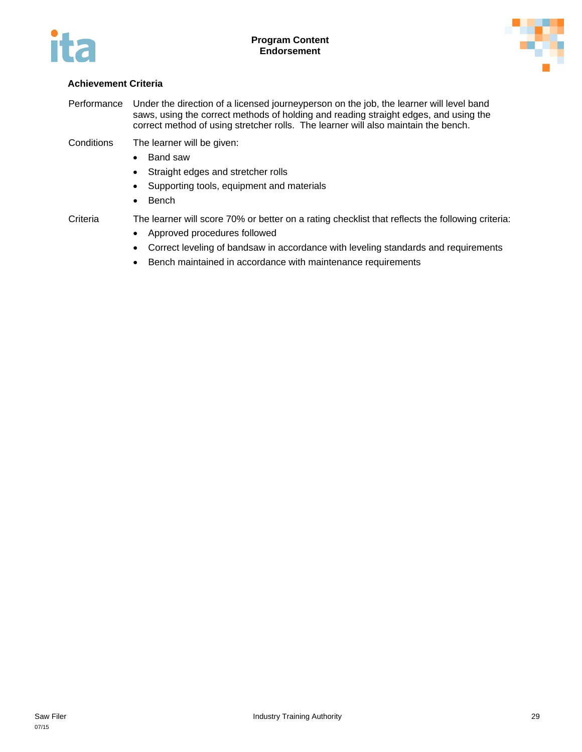**Achievement Criteria**

Performance Under the direction of a licensed journeyperson on the job, the learner will level band saws, using the correct methods of holding and reading straight edges, and using the correct method of using stretcher rolls. The learner will also maintain the bench.

Conditions The learner will be given:

- Band saw
- Straight edges and stretcher rolls
- Supporting tools, equipment and materials
- Bench

Criteria The learner will score 70% or better on a rating checklist that reflects the following criteria:

- Approved procedures followed
- Correct leveling of bandsaw in accordance with leveling standards and requirements
- Bench maintained in accordance with maintenance requirements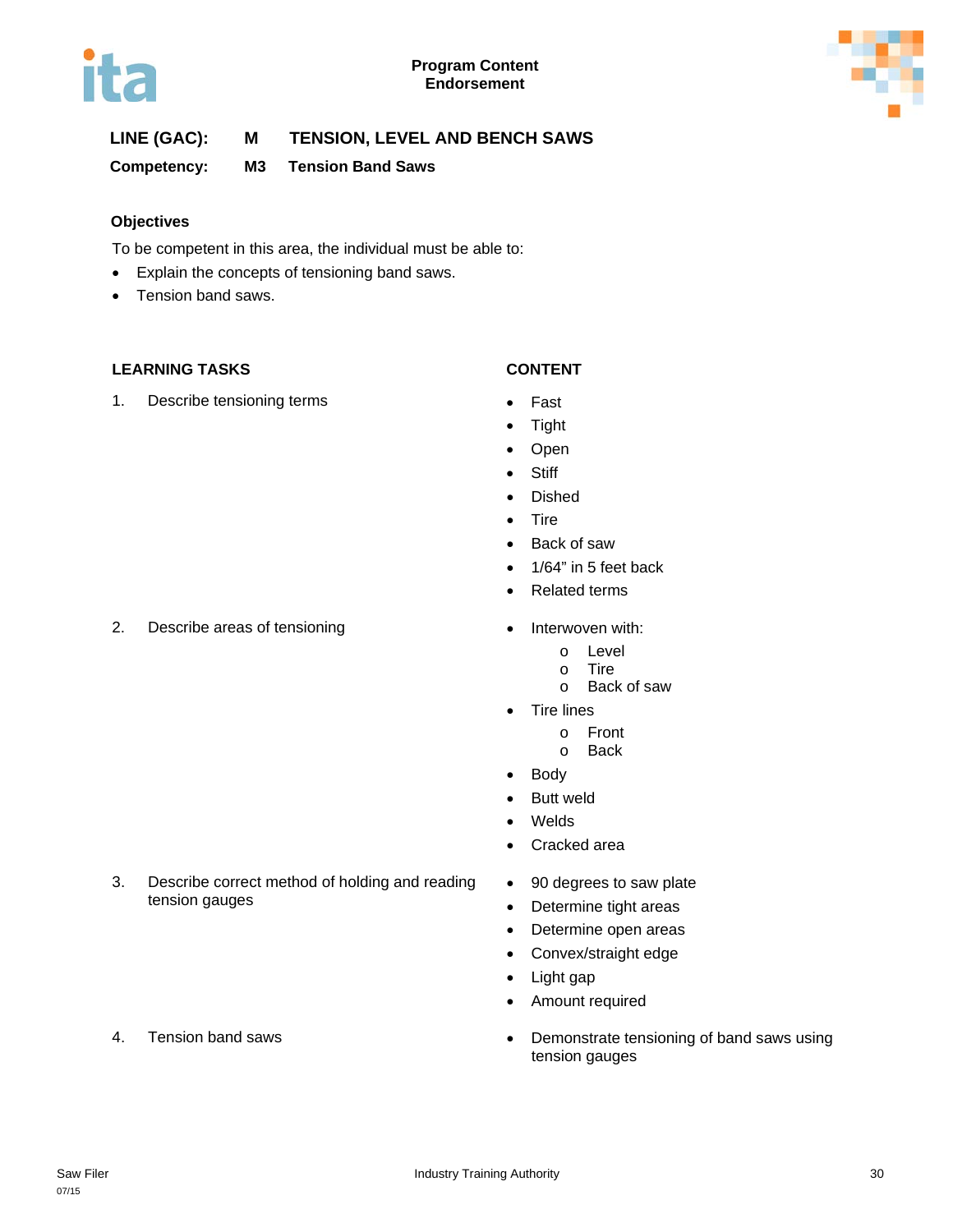**Program Content**
**Endorsement**

**LINE (GAC):** **M** **TENSION, LEVEL AND BENCH SAWS**

**Competency:** **M3** **Tension Band Saws**

### Objectives

To be competent in this area, the individual must be able to:

- Explain the concepts of tensioning band saws.
- Tension band saws.

| LEARNING TASKS | CONTENT |
|---|---|
| 1. Describe tensioning terms | • Fast<br>• Tight<br>• Open<br>• Stiff<br>• Dished<br>• Tire<br>• Back of saw<br>• 1/64" in 5 feet back<br>• Related terms |
| 2. Describe areas of tensioning | • Interwoven with:<br>  o Level<br>  o Tire<br>  o Back of saw<br>• Tire lines<br>  o Front<br>  o Back<br>• Body<br>• Butt weld<br>• Welds<br>• Cracked area |
| 3. Describe correct method of holding and reading tension gauges | • 90 degrees to saw plate<br>• Determine tight areas<br>• Determine open areas<br>• Convex/straight edge<br>• Light gap<br>• Amount required |
| 4. Tension band saws | • Demonstrate tensioning of band saws using tension gauges |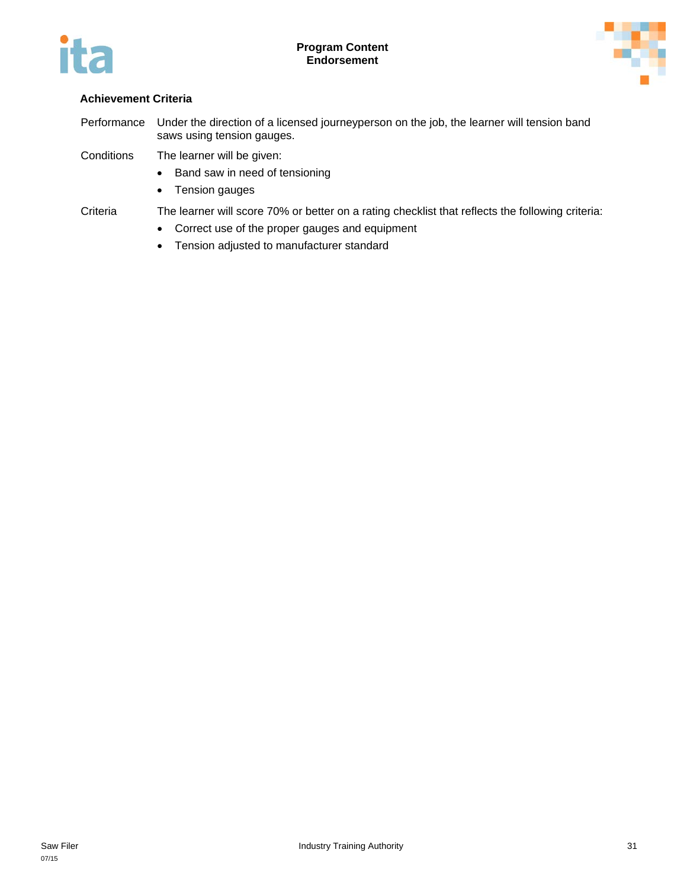#### Achievement Criteria

Performance Under the direction of a licensed journeyperson on the job, the learner will tension band saws using tension gauges.

Conditions The learner will be given:

- Band saw in need of tensioning
- Tension gauges

Criteria The learner will score 70% or better on a rating checklist that reflects the following criteria:

- Correct use of the proper gauges and equipment
- Tension adjusted to manufacturer standard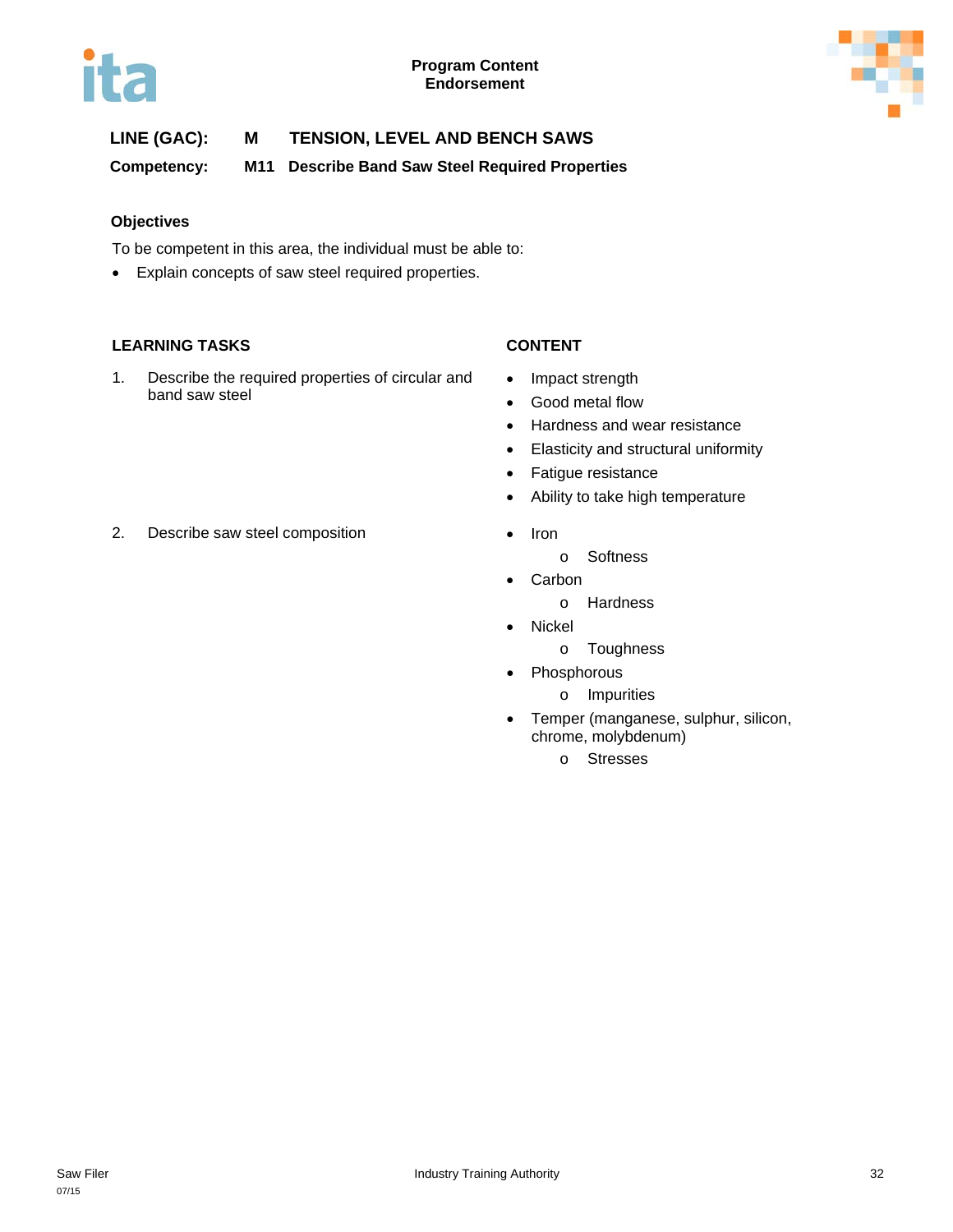**LINE (GAC): M TENSION, LEVEL AND BENCH SAWS**

**Competency: M11 Describe Band Saw Steel Required Properties**

### Objectives

To be competent in this area, the individual must be able to:

- Explain concepts of saw steel required properties.

| LEARNING TASKS | CONTENT |
|---|---|
| 1. Describe the required properties of circular and band saw steel | • Impact strength<br>• Good metal flow<br>• Hardness and wear resistance<br>• Elasticity and structural uniformity<br>• Fatigue resistance<br>• Ability to take high temperature |
| 2. Describe saw steel composition | • Iron<br>&nbsp;&nbsp;&nbsp;&nbsp;o Softness<br>• Carbon<br>&nbsp;&nbsp;&nbsp;&nbsp;o Hardness<br>• Nickel<br>&nbsp;&nbsp;&nbsp;&nbsp;o Toughness<br>• Phosphorous<br>&nbsp;&nbsp;&nbsp;&nbsp;o Impurities<br>• Temper (manganese, sulphur, silicon, chrome, molybdenum)<br>&nbsp;&nbsp;&nbsp;&nbsp;o Stresses |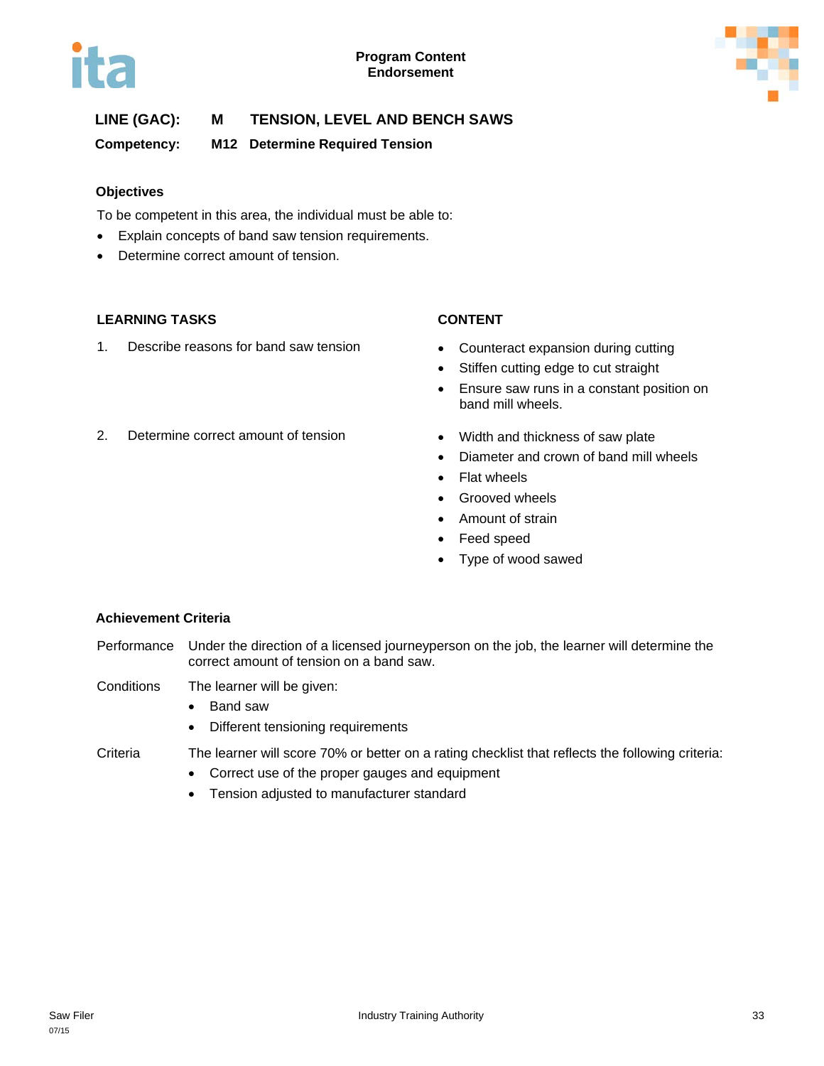**LINE (GAC):** **M** **TENSION, LEVEL AND BENCH SAWS**

**Competency:** **M12** **Determine Required Tension**

### Objectives

To be competent in this area, the individual must be able to:

- Explain concepts of band saw tension requirements.
- Determine correct amount of tension.

| LEARNING TASKS | CONTENT |
|---|---|
| 1. Describe reasons for band saw tension | • Counteract expansion during cutting<br>• Stiffen cutting edge to cut straight<br>• Ensure saw runs in a constant position on band mill wheels. |
| 2. Determine correct amount of tension | • Width and thickness of saw plate<br>• Diameter and crown of band mill wheels<br>• Flat wheels<br>• Grooved wheels<br>• Amount of strain<br>• Feed speed<br>• Type of wood sawed |

### Achievement Criteria

**Performance** Under the direction of a licensed journeyperson on the job, the learner will determine the correct amount of tension on a band saw.

**Conditions** The learner will be given:

- Band saw
- Different tensioning requirements

**Criteria** The learner will score 70% or better on a rating checklist that reflects the following criteria:

- Correct use of the proper gauges and equipment
- Tension adjusted to manufacturer standard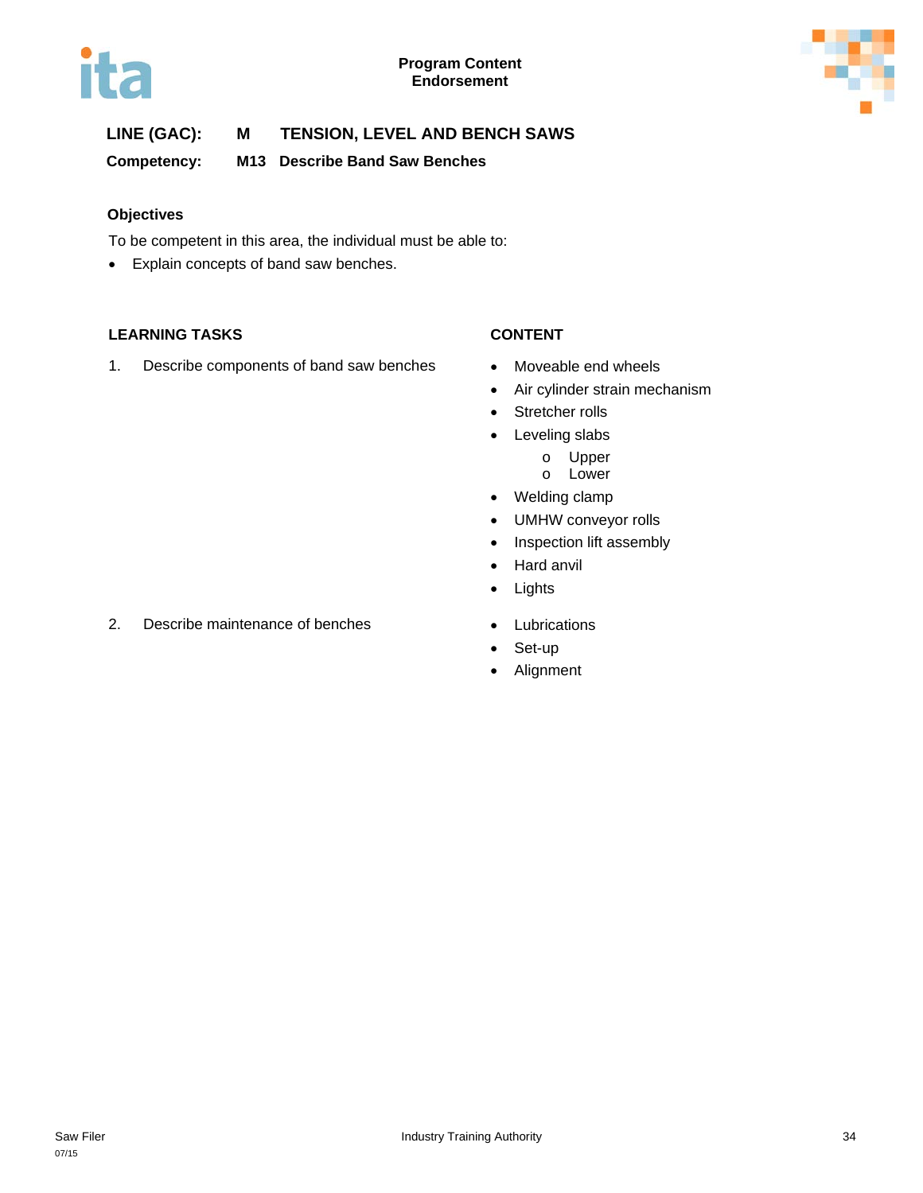**Program Content**
**Endorsement**

**LINE (GAC): M TENSION, LEVEL AND BENCH SAWS**

**Competency: M13 Describe Band Saw Benches**

### Objectives

To be competent in this area, the individual must be able to:

- Explain concepts of band saw benches.

| LEARNING TASKS | CONTENT |
|---|---|
| 1. Describe components of band saw benches | • Moveable end wheels<br>• Air cylinder strain mechanism<br>• Stretcher rolls<br>• Leveling slabs<br>&nbsp;&nbsp;&nbsp;&nbsp;o Upper<br>&nbsp;&nbsp;&nbsp;&nbsp;o Lower<br>• Welding clamp<br>• UMHW conveyor rolls<br>• Inspection lift assembly<br>• Hard anvil<br>• Lights |
| 2. Describe maintenance of benches | • Lubrications<br>• Set-up<br>• Alignment |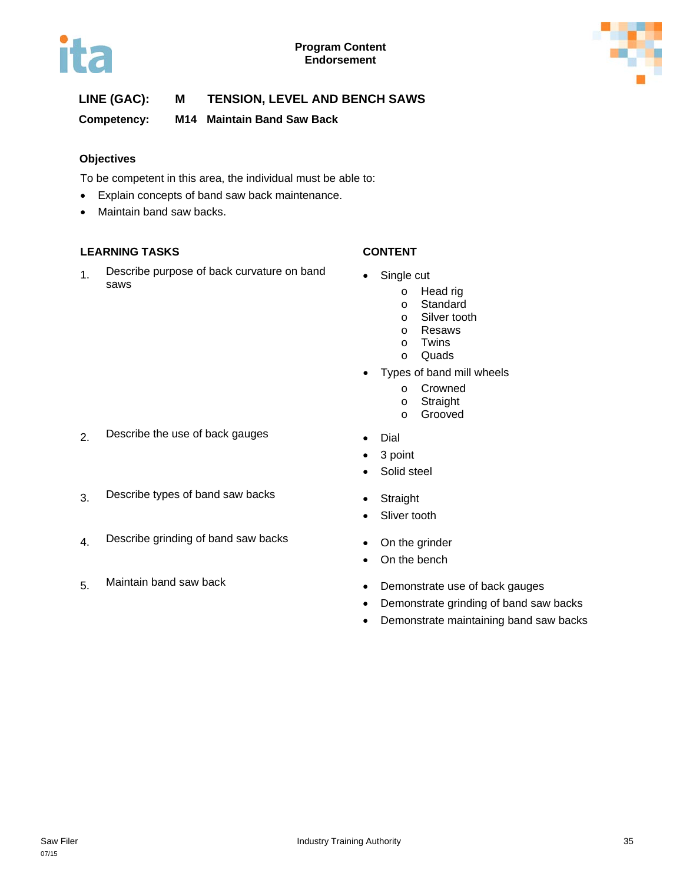**Program Content**
**Endorsement**

**LINE (GAC):** M TENSION, LEVEL AND BENCH SAWS

**Competency:** M14 Maintain Band Saw Back

### Objectives

To be competent in this area, the individual must be able to:

- Explain concepts of band saw back maintenance.
- Maintain band saw backs.

| LEARNING TASKS | CONTENT |
|---|---|
| 1. Describe purpose of back curvature on band saws | • Single cut<br>o Head rig<br>o Standard<br>o Silver tooth<br>o Resaws<br>o Twins<br>o Quads<br>• Types of band mill wheels<br>o Crowned<br>o Straight<br>o Grooved |
| 2. Describe the use of back gauges | • Dial<br>• 3 point<br>• Solid steel |
| 3. Describe types of band saw backs | • Straight<br>• Sliver tooth |
| 4. Describe grinding of band saw backs | • On the grinder<br>• On the bench |
| 5. Maintain band saw back | • Demonstrate use of back gauges<br>• Demonstrate grinding of band saw backs<br>• Demonstrate maintaining band saw backs |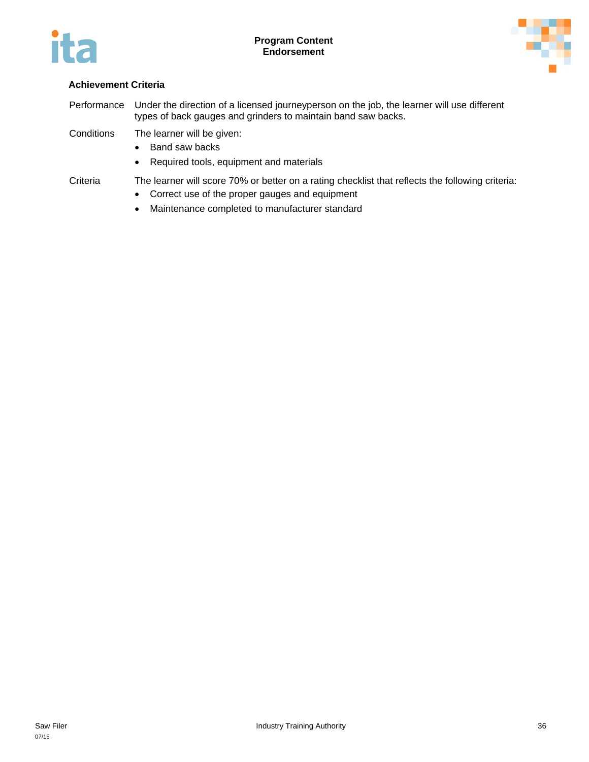### Achievement Criteria

Performance — Under the direction of a licensed journeyperson on the job, the learner will use different types of back gauges and grinders to maintain band saw backs.

Conditions — The learner will be given:

- Band saw backs
- Required tools, equipment and materials

Criteria — The learner will score 70% or better on a rating checklist that reflects the following criteria:

- Correct use of the proper gauges and equipment
- Maintenance completed to manufacturer standard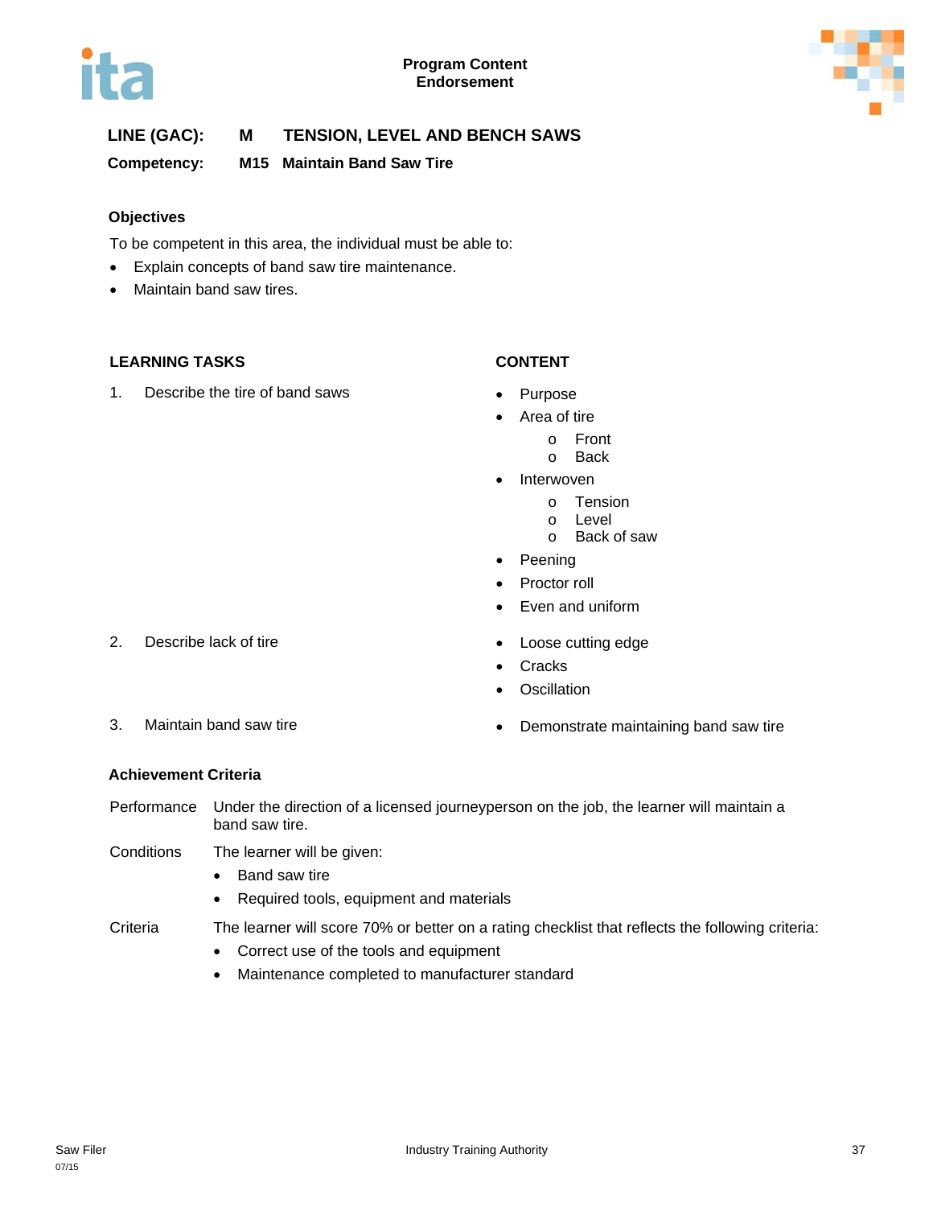**Program Content Endorsement**

**LINE (GAC): M TENSION, LEVEL AND BENCH SAWS**

**Competency: M15 Maintain Band Saw Tire**

**Objectives**

To be competent in this area, the individual must be able to:

- Explain concepts of band saw tire maintenance.
- Maintain band saw tires.

| LEARNING TASKS | CONTENT |
|---|---|
| 1. Describe the tire of band saws | • Purpose<br>• Area of tire<br>  o Front<br>  o Back<br>• Interwoven<br>  o Tension<br>  o Level<br>  o Back of saw<br>• Peening<br>• Proctor roll<br>• Even and uniform |
| 2. Describe lack of tire | • Loose cutting edge<br>• Cracks<br>• Oscillation |
| 3. Maintain band saw tire | • Demonstrate maintaining band saw tire |

**Achievement Criteria**

Performance: Under the direction of a licensed journeyperson on the job, the learner will maintain a band saw tire.

Conditions: The learner will be given:

- Band saw tire
- Required tools, equipment and materials

Criteria: The learner will score 70% or better on a rating checklist that reflects the following criteria:

- Correct use of the tools and equipment
- Maintenance completed to manufacturer standard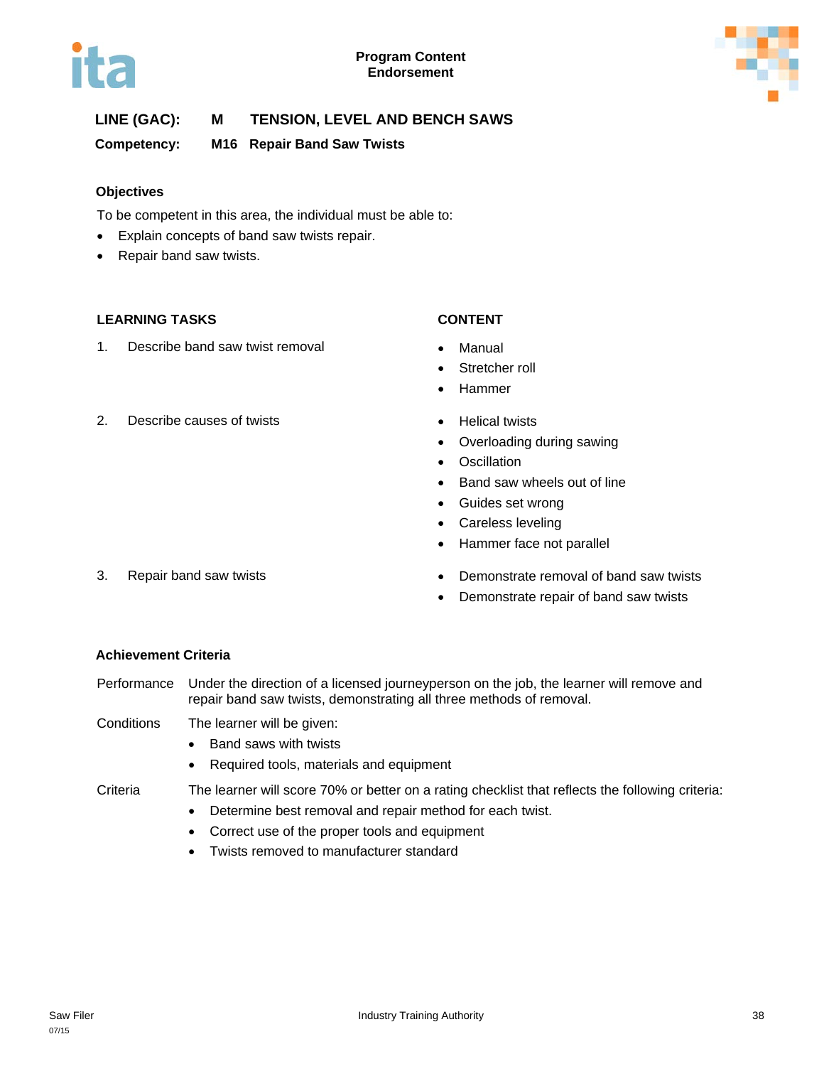**Program Content**
**Endorsement**

**LINE (GAC):** **M** **TENSION, LEVEL AND BENCH SAWS**

**Competency:** **M16** **Repair Band Saw Twists**

### Objectives

To be competent in this area, the individual must be able to:

- Explain concepts of band saw twists repair.
- Repair band saw twists.

| LEARNING TASKS | CONTENT |
| --- | --- |
| 1. Describe band saw twist removal | • Manual<br>• Stretcher roll<br>• Hammer |
| 2. Describe causes of twists | • Helical twists<br>• Overloading during sawing<br>• Oscillation<br>• Band saw wheels out of line<br>• Guides set wrong<br>• Careless leveling<br>• Hammer face not parallel |
| 3. Repair band saw twists | • Demonstrate removal of band saw twists<br>• Demonstrate repair of band saw twists |

### Achievement Criteria

**Performance** Under the direction of a licensed journeyperson on the job, the learner will remove and repair band saw twists, demonstrating all three methods of removal.

**Conditions** The learner will be given:

- Band saws with twists
- Required tools, materials and equipment

**Criteria** The learner will score 70% or better on a rating checklist that reflects the following criteria:

- Determine best removal and repair method for each twist.
- Correct use of the proper tools and equipment
- Twists removed to manufacturer standard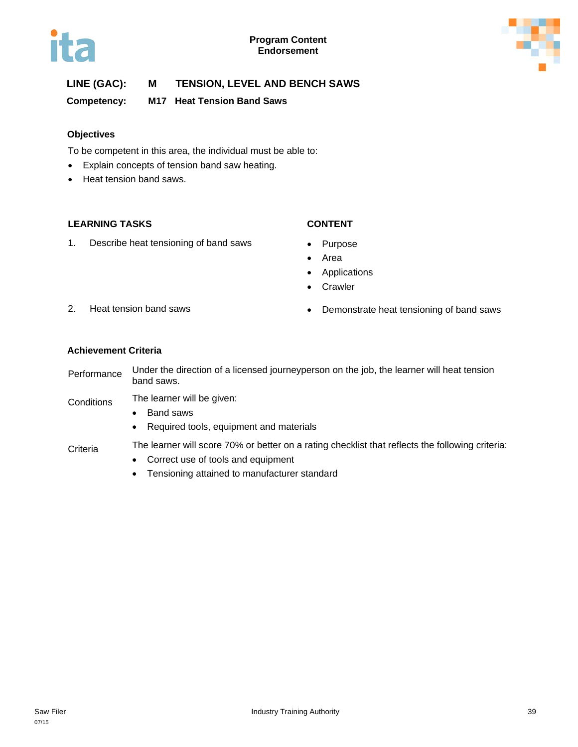**LINE (GAC):** **M TENSION, LEVEL AND BENCH SAWS**

**Competency:** **M17 Heat Tension Band Saws**

### Objectives

To be competent in this area, the individual must be able to:

- Explain concepts of tension band saw heating.
- Heat tension band saws.

| LEARNING TASKS | CONTENT |
|---|---|
| 1. Describe heat tensioning of band saws | • Purpose<br>• Area<br>• Applications<br>• Crawler |
| 2. Heat tension band saws | • Demonstrate heat tensioning of band saws |

### Achievement Criteria

**Performance** Under the direction of a licensed journeyperson on the job, the learner will heat tension band saws.

**Conditions** The learner will be given:

- Band saws
- Required tools, equipment and materials

**Criteria** The learner will score 70% or better on a rating checklist that reflects the following criteria:

- Correct use of tools and equipment
- Tensioning attained to manufacturer standard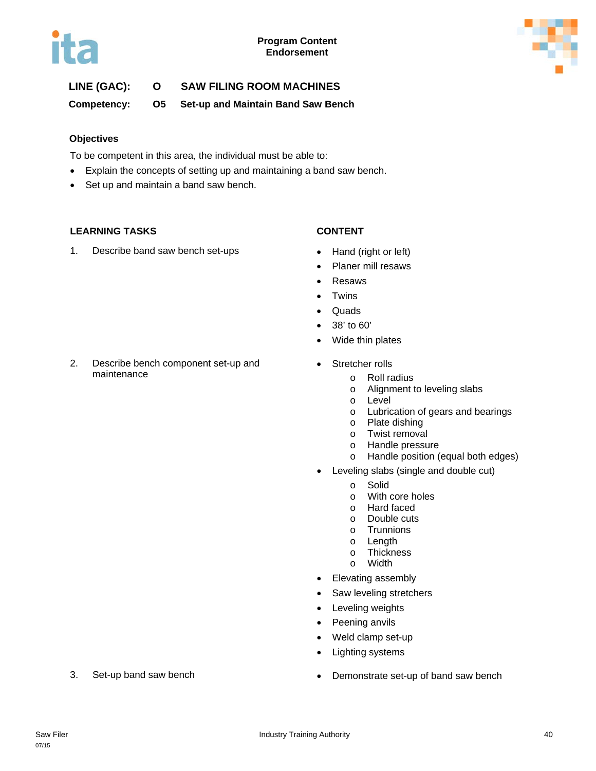**Program Content**
**Endorsement**

**LINE (GAC): O SAW FILING ROOM MACHINES**

**Competency: O5 Set-up and Maintain Band Saw Bench**

### Objectives

To be competent in this area, the individual must be able to:

- Explain the concepts of setting up and maintaining a band saw bench.
- Set up and maintain a band saw bench.

| LEARNING TASKS | CONTENT |
|---|---|
| 1. Describe band saw bench set-ups | • Hand (right or left)<br>• Planer mill resaws<br>• Resaws<br>• Twins<br>• Quads<br>• 38' to 60'<br>• Wide thin plates |
| 2. Describe bench component set-up and maintenance | • Stretcher rolls<br>&nbsp;&nbsp;o Roll radius<br>&nbsp;&nbsp;o Alignment to leveling slabs<br>&nbsp;&nbsp;o Level<br>&nbsp;&nbsp;o Lubrication of gears and bearings<br>&nbsp;&nbsp;o Plate dishing<br>&nbsp;&nbsp;o Twist removal<br>&nbsp;&nbsp;o Handle pressure<br>&nbsp;&nbsp;o Handle position (equal both edges)<br>• Leveling slabs (single and double cut)<br>&nbsp;&nbsp;o Solid<br>&nbsp;&nbsp;o With core holes<br>&nbsp;&nbsp;o Hard faced<br>&nbsp;&nbsp;o Double cuts<br>&nbsp;&nbsp;o Trunnions<br>&nbsp;&nbsp;o Length<br>&nbsp;&nbsp;o Thickness<br>&nbsp;&nbsp;o Width<br>• Elevating assembly<br>• Saw leveling stretchers<br>• Leveling weights<br>• Peening anvils<br>• Weld clamp set-up<br>• Lighting systems |
| 3. Set-up band saw bench | • Demonstrate set-up of band saw bench |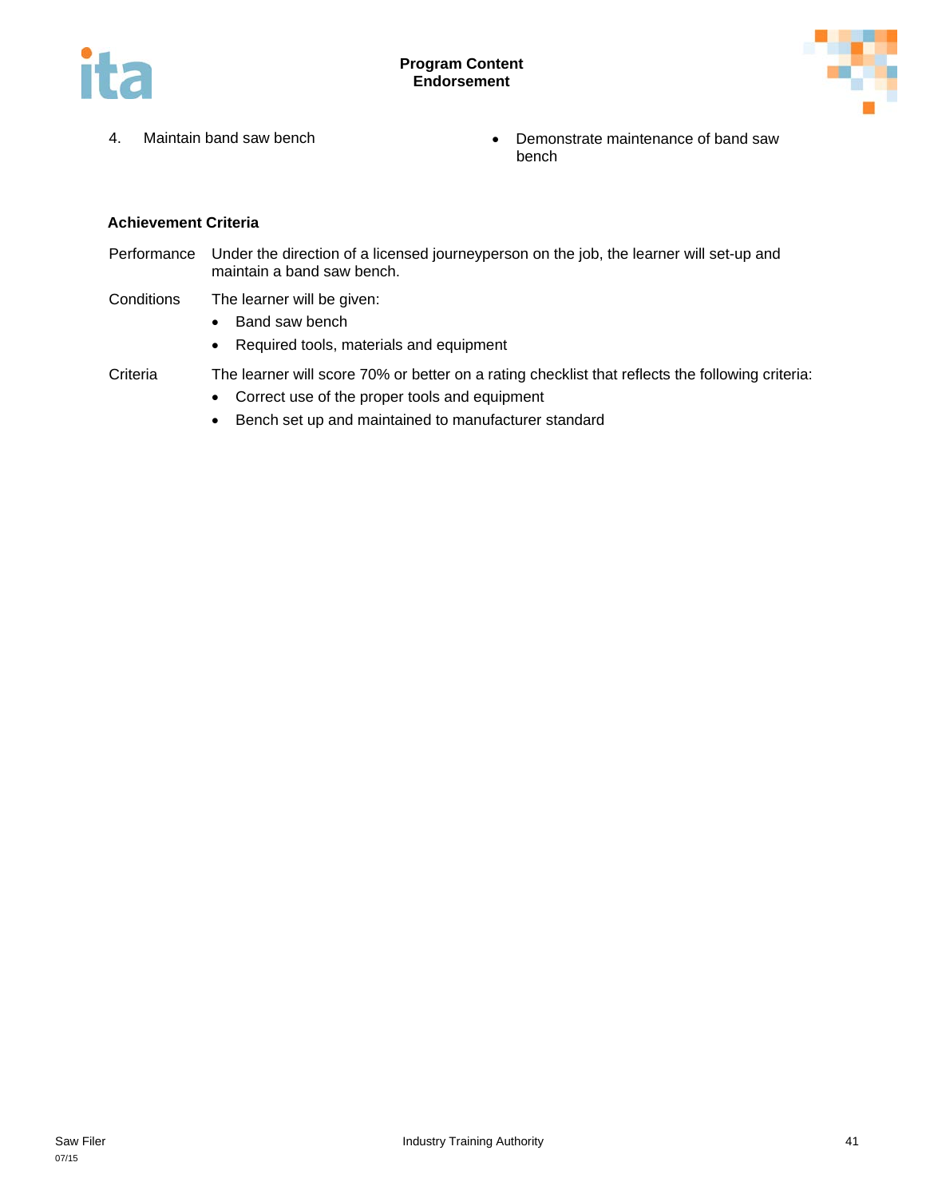| | |
|---|---|
| 4. Maintain band saw bench | • Demonstrate maintenance of band saw bench |

**Achievement Criteria**

Performance Under the direction of a licensed journeyperson on the job, the learner will set-up and maintain a band saw bench.

Conditions The learner will be given:

- Band saw bench
- Required tools, materials and equipment

Criteria The learner will score 70% or better on a rating checklist that reflects the following criteria:

- Correct use of the proper tools and equipment
- Bench set up and maintained to manufacturer standard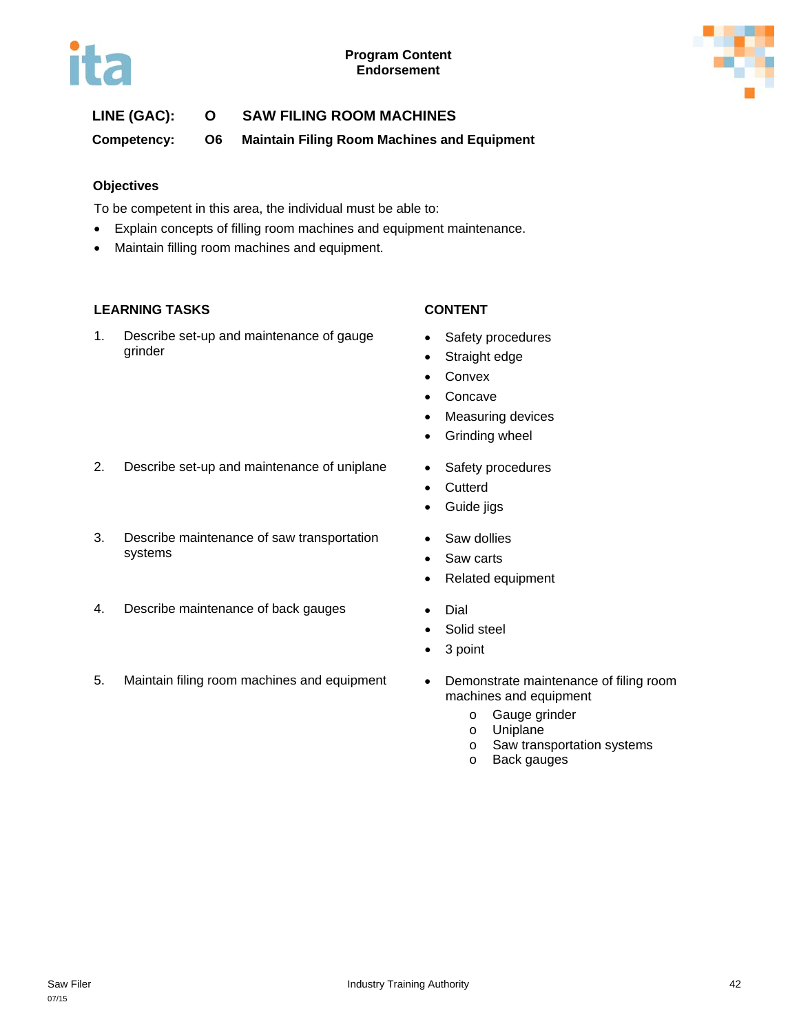**Program Content**
**Endorsement**

**LINE (GAC): O SAW FILING ROOM MACHINES**

**Competency: O6 Maintain Filing Room Machines and Equipment**

### Objectives

To be competent in this area, the individual must be able to:

- Explain concepts of filling room machines and equipment maintenance.
- Maintain filling room machines and equipment.

| LEARNING TASKS | CONTENT |
|---|---|
| 1. Describe set-up and maintenance of gauge grinder | • Safety procedures<br>• Straight edge<br>• Convex<br>• Concave<br>• Measuring devices<br>• Grinding wheel |
| 2. Describe set-up and maintenance of uniplane | • Safety procedures<br>• Cutterd<br>• Guide jigs |
| 3. Describe maintenance of saw transportation systems | • Saw dollies<br>• Saw carts<br>• Related equipment |
| 4. Describe maintenance of back gauges | • Dial<br>• Solid steel<br>• 3 point |
| 5. Maintain filing room machines and equipment | • Demonstrate maintenance of filing room machines and equipment<br>&nbsp;&nbsp;&nbsp;o Gauge grinder<br>&nbsp;&nbsp;&nbsp;o Uniplane<br>&nbsp;&nbsp;&nbsp;o Saw transportation systems<br>&nbsp;&nbsp;&nbsp;o Back gauges |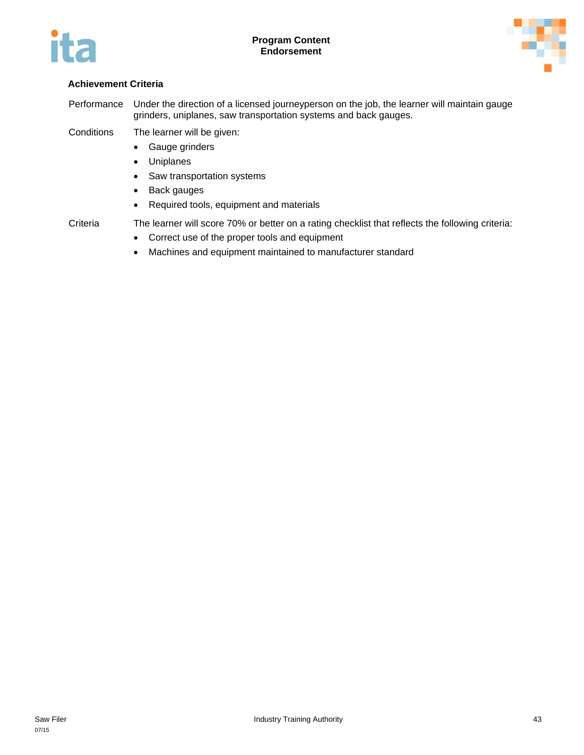**Achievement Criteria**

Performance Under the direction of a licensed journeyperson on the job, the learner will maintain gauge grinders, uniplanes, saw transportation systems and back gauges.

Conditions The learner will be given:

- Gauge grinders
- Uniplanes
- Saw transportation systems
- Back gauges
- Required tools, equipment and materials

Criteria The learner will score 70% or better on a rating checklist that reflects the following criteria:

- Correct use of the proper tools and equipment
- Machines and equipment maintained to manufacturer standard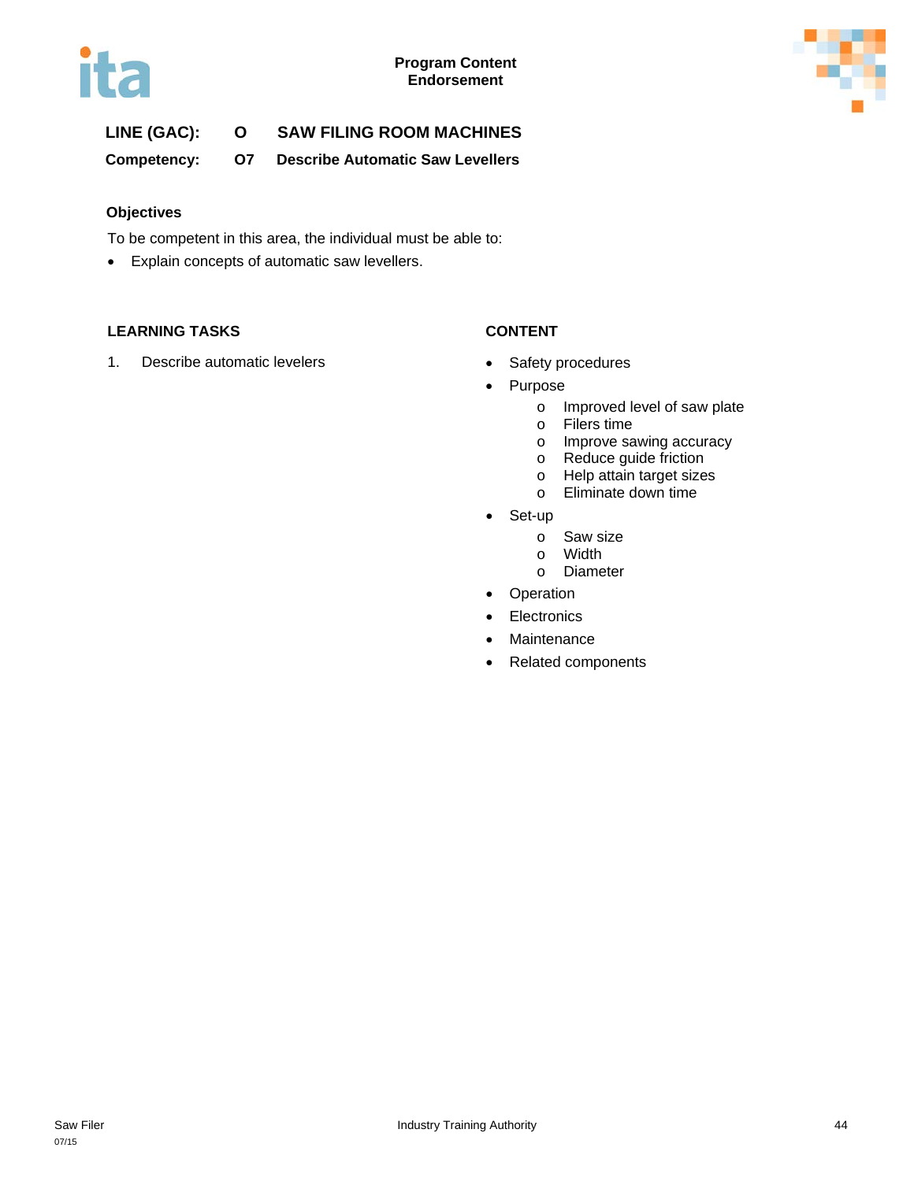**Program Content**
**Endorsement**

**LINE (GAC): O SAW FILING ROOM MACHINES**

**Competency: O7 Describe Automatic Saw Levellers**

### Objectives

To be competent in this area, the individual must be able to:

- Explain concepts of automatic saw levellers.

| LEARNING TASKS | CONTENT |
|---|---|
| 1. Describe automatic levelers | • Safety procedures<br>• Purpose<br>  o Improved level of saw plate<br>  o Filers time<br>  o Improve sawing accuracy<br>  o Reduce guide friction<br>  o Help attain target sizes<br>  o Eliminate down time<br>• Set-up<br>  o Saw size<br>  o Width<br>  o Diameter<br>• Operation<br>• Electronics<br>• Maintenance<br>• Related components |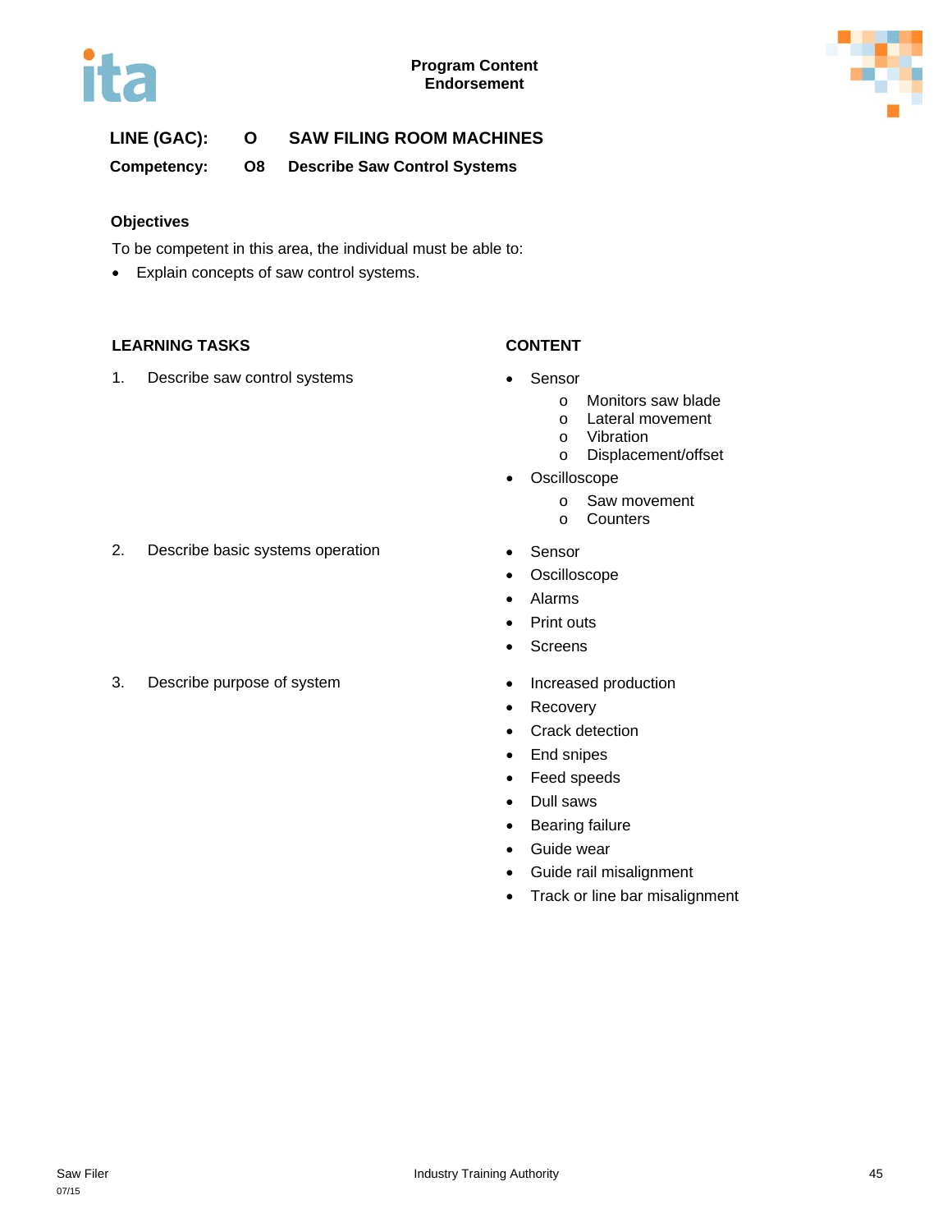**LINE (GAC):** **O** **SAW FILING ROOM MACHINES**

**Competency:** **O8** **Describe Saw Control Systems**

### Objectives

To be competent in this area, the individual must be able to:

- Explain concepts of saw control systems.

| LEARNING TASKS | CONTENT |
|---|---|
| 1. Describe saw control systems | • Sensor<br>  o Monitors saw blade<br>  o Lateral movement<br>  o Vibration<br>  o Displacement/offset<br>• Oscilloscope<br>  o Saw movement<br>  o Counters |
| 2. Describe basic systems operation | • Sensor<br>• Oscilloscope<br>• Alarms<br>• Print outs<br>• Screens |
| 3. Describe purpose of system | • Increased production<br>• Recovery<br>• Crack detection<br>• End snipes<br>• Feed speeds<br>• Dull saws<br>• Bearing failure<br>• Guide wear<br>• Guide rail misalignment<br>• Track or line bar misalignment |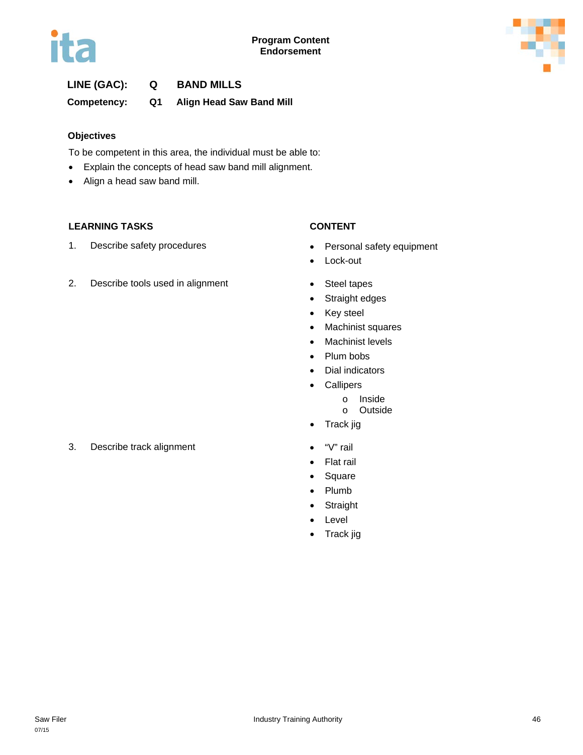**Program Content**
**Endorsement**

**LINE (GAC): Q BAND MILLS**

**Competency: Q1 Align Head Saw Band Mill**

### Objectives

To be competent in this area, the individual must be able to:

- Explain the concepts of head saw band mill alignment.
- Align a head saw band mill.

| LEARNING TASKS | CONTENT |
| --- | --- |
| 1. Describe safety procedures | • Personal safety equipment<br>• Lock-out |
| 2. Describe tools used in alignment | • Steel tapes<br>• Straight edges<br>• Key steel<br>• Machinist squares<br>• Machinist levels<br>• Plum bobs<br>• Dial indicators<br>• Callipers<br>&nbsp;&nbsp;&nbsp;&nbsp;o Inside<br>&nbsp;&nbsp;&nbsp;&nbsp;o Outside<br>• Track jig |
| 3. Describe track alignment | • "V" rail<br>• Flat rail<br>• Square<br>• Plumb<br>• Straight<br>• Level<br>• Track jig |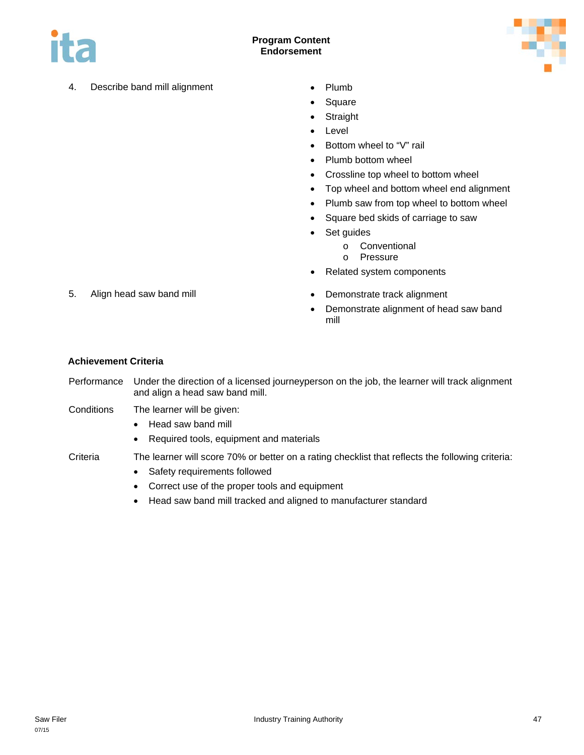| | |
|---|---|
| 4. Describe band mill alignment | • Plumb<br>• Square<br>• Straight<br>• Level<br>• Bottom wheel to “V” rail<br>• Plumb bottom wheel<br>• Crossline top wheel to bottom wheel<br>• Top wheel and bottom wheel end alignment<br>• Plumb saw from top wheel to bottom wheel<br>• Square bed skids of carriage to saw<br>• Set guides<br>  o Conventional<br>  o Pressure<br>• Related system components |
| 5. Align head saw band mill | • Demonstrate track alignment<br>• Demonstrate alignment of head saw band mill |

**Achievement Criteria**

Performance: Under the direction of a licensed journeyperson on the job, the learner will track alignment and align a head saw band mill.

Conditions: The learner will be given:

- Head saw band mill
- Required tools, equipment and materials

Criteria: The learner will score 70% or better on a rating checklist that reflects the following criteria:

- Safety requirements followed
- Correct use of the proper tools and equipment
- Head saw band mill tracked and aligned to manufacturer standard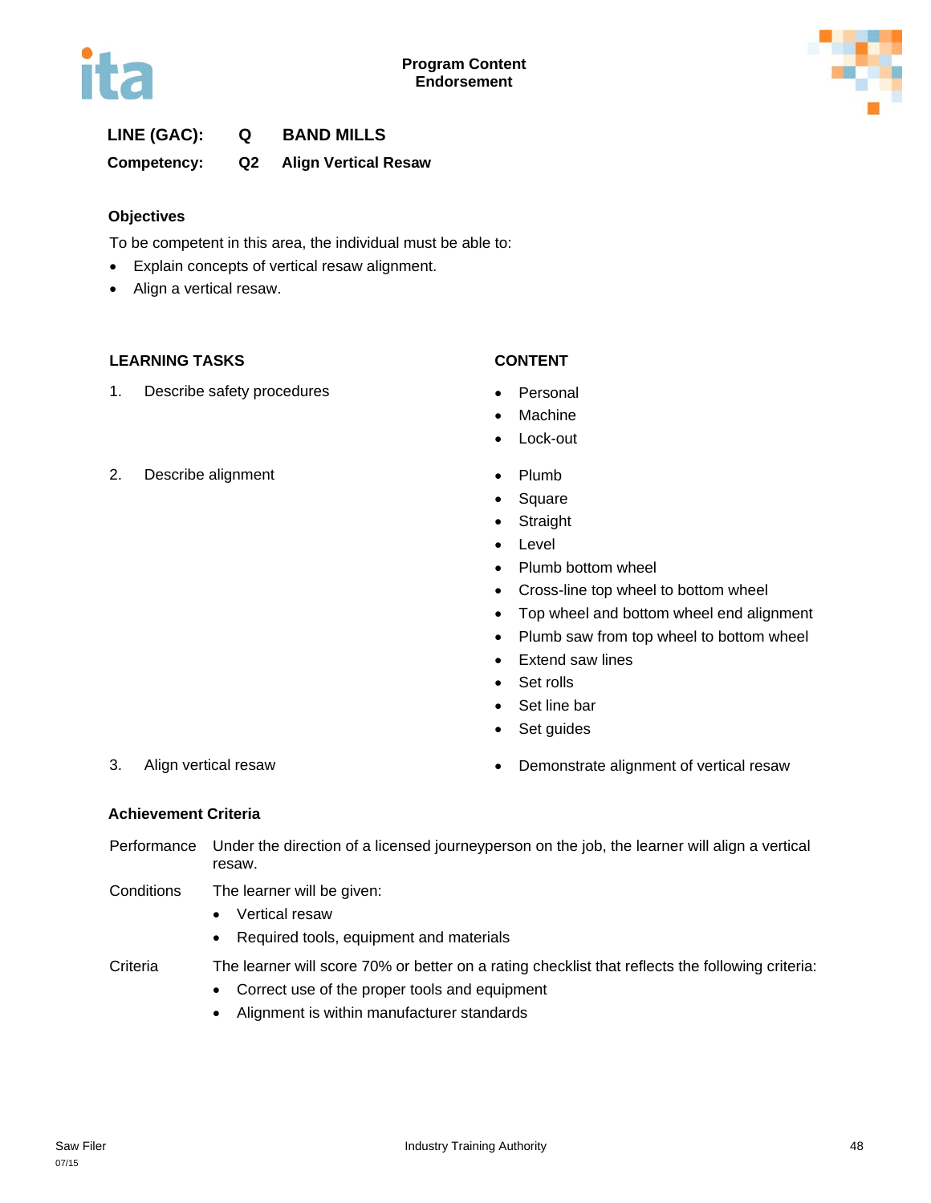**Program Content Endorsement**

**LINE (GAC): Q BAND MILLS**

**Competency: Q2 Align Vertical Resaw**

**Objectives**

To be competent in this area, the individual must be able to:

- Explain concepts of vertical resaw alignment.
- Align a vertical resaw.

| LEARNING TASKS | CONTENT |
|---|---|
| 1. Describe safety procedures | • Personal<br>• Machine<br>• Lock-out |
| 2. Describe alignment | • Plumb<br>• Square<br>• Straight<br>• Level<br>• Plumb bottom wheel<br>• Cross-line top wheel to bottom wheel<br>• Top wheel and bottom wheel end alignment<br>• Plumb saw from top wheel to bottom wheel<br>• Extend saw lines<br>• Set rolls<br>• Set line bar<br>• Set guides |
| 3. Align vertical resaw | • Demonstrate alignment of vertical resaw |

**Achievement Criteria**

Performance: Under the direction of a licensed journeyperson on the job, the learner will align a vertical resaw.

Conditions: The learner will be given:

- Vertical resaw
- Required tools, equipment and materials

Criteria: The learner will score 70% or better on a rating checklist that reflects the following criteria:

- Correct use of the proper tools and equipment
- Alignment is within manufacturer standards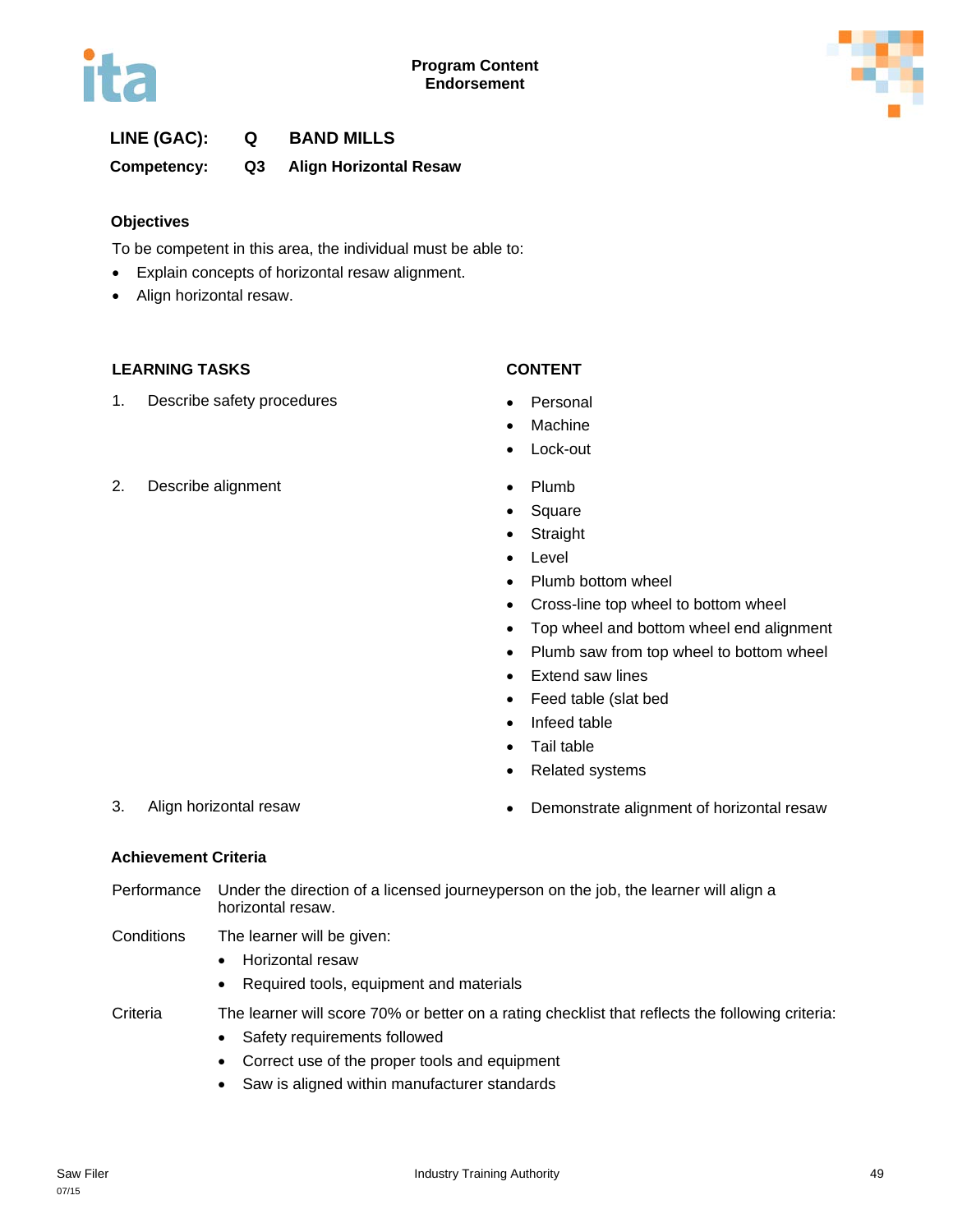**Program Content**
**Endorsement**

**LINE (GAC):** **Q** **BAND MILLS**

**Competency:** **Q3** **Align Horizontal Resaw**

### Objectives

To be competent in this area, the individual must be able to:

- Explain concepts of horizontal resaw alignment.
- Align horizontal resaw.

| LEARNING TASKS | CONTENT |
|---|---|
| 1. Describe safety procedures | • Personal<br>• Machine<br>• Lock-out |
| 2. Describe alignment | • Plumb<br>• Square<br>• Straight<br>• Level<br>• Plumb bottom wheel<br>• Cross-line top wheel to bottom wheel<br>• Top wheel and bottom wheel end alignment<br>• Plumb saw from top wheel to bottom wheel<br>• Extend saw lines<br>• Feed table (slat bed<br>• Infeed table<br>• Tail table<br>• Related systems |
| 3. Align horizontal resaw | • Demonstrate alignment of horizontal resaw |

### Achievement Criteria

**Performance** Under the direction of a licensed journeyperson on the job, the learner will align a horizontal resaw.

**Conditions** The learner will be given:

- Horizontal resaw
- Required tools, equipment and materials

**Criteria** The learner will score 70% or better on a rating checklist that reflects the following criteria:

- Safety requirements followed
- Correct use of the proper tools and equipment
- Saw is aligned within manufacturer standards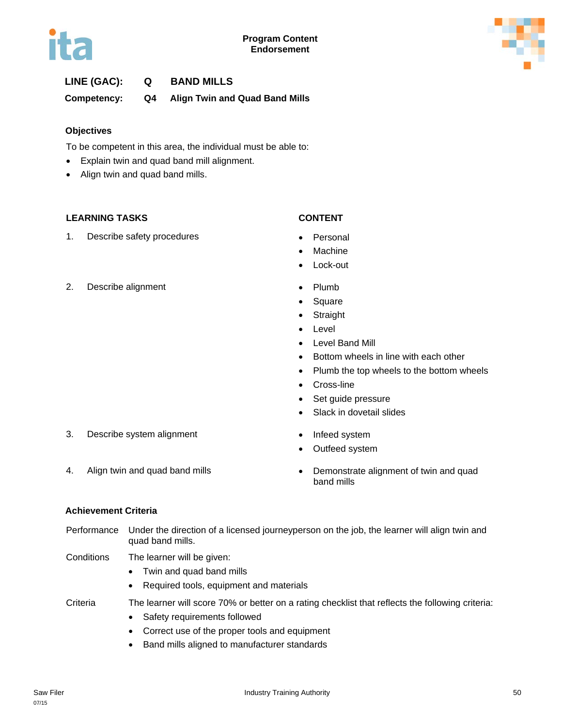**Program Content**
**Endorsement**

**LINE (GAC): Q BAND MILLS**

**Competency: Q4 Align Twin and Quad Band Mills**

### Objectives

To be competent in this area, the individual must be able to:

- Explain twin and quad band mill alignment.
- Align twin and quad band mills.

| LEARNING TASKS | CONTENT |
|---|---|
| 1. Describe safety procedures | • Personal<br>• Machine<br>• Lock-out |
| 2. Describe alignment | • Plumb<br>• Square<br>• Straight<br>• Level<br>• Level Band Mill<br>• Bottom wheels in line with each other<br>• Plumb the top wheels to the bottom wheels<br>• Cross-line<br>• Set guide pressure<br>• Slack in dovetail slides |
| 3. Describe system alignment | • Infeed system<br>• Outfeed system |
| 4. Align twin and quad band mills | • Demonstrate alignment of twin and quad band mills |

### Achievement Criteria

**Performance** Under the direction of a licensed journeyperson on the job, the learner will align twin and quad band mills.

**Conditions** The learner will be given:

- Twin and quad band mills
- Required tools, equipment and materials

**Criteria** The learner will score 70% or better on a rating checklist that reflects the following criteria:

- Safety requirements followed
- Correct use of the proper tools and equipment
- Band mills aligned to manufacturer standards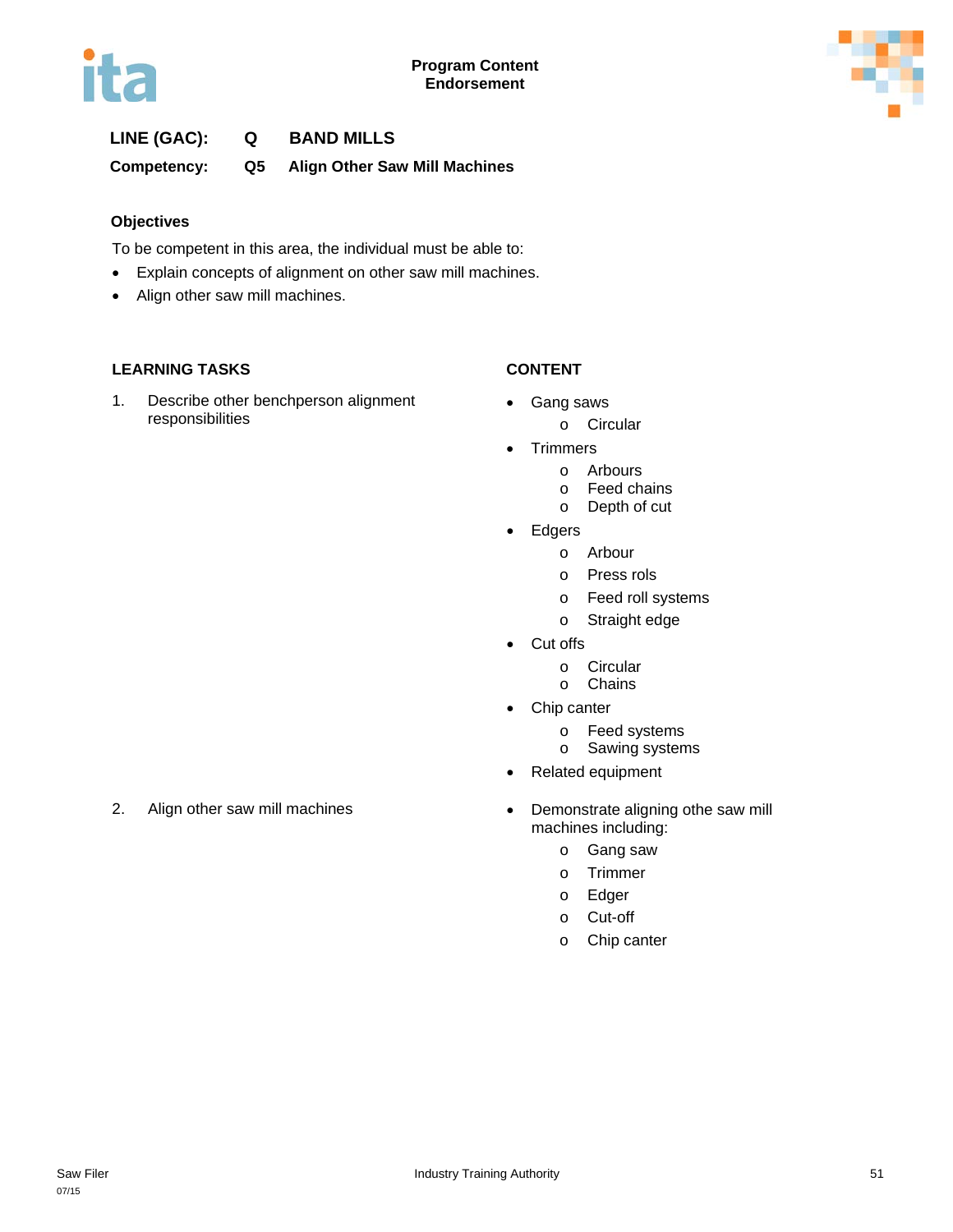**Program Content Endorsement**

**LINE (GAC): Q BAND MILLS**

**Competency: Q5 Align Other Saw Mill Machines**

**Objectives**

To be competent in this area, the individual must be able to:

- Explain concepts of alignment on other saw mill machines.
- Align other saw mill machines.

| LEARNING TASKS | CONTENT |
|---|---|
| 1. Describe other benchperson alignment responsibilities | • Gang saws<br>&nbsp;&nbsp;o Circular<br>• Trimmers<br>&nbsp;&nbsp;o Arbours<br>&nbsp;&nbsp;o Feed chains<br>&nbsp;&nbsp;o Depth of cut<br>• Edgers<br>&nbsp;&nbsp;o Arbour<br>&nbsp;&nbsp;o Press rols<br>&nbsp;&nbsp;o Feed roll systems<br>&nbsp;&nbsp;o Straight edge<br>• Cut offs<br>&nbsp;&nbsp;o Circular<br>&nbsp;&nbsp;o Chains<br>• Chip canter<br>&nbsp;&nbsp;o Feed systems<br>&nbsp;&nbsp;o Sawing systems<br>• Related equipment |
| 2. Align other saw mill machines | • Demonstrate aligning othe saw mill machines including:<br>&nbsp;&nbsp;o Gang saw<br>&nbsp;&nbsp;o Trimmer<br>&nbsp;&nbsp;o Edger<br>&nbsp;&nbsp;o Cut-off<br>&nbsp;&nbsp;o Chip canter |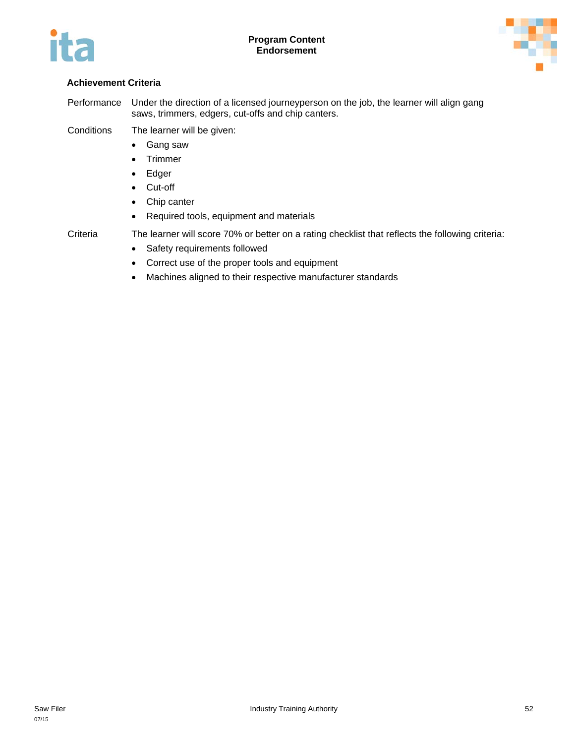### Achievement Criteria

Performance
Under the direction of a licensed journeyperson on the job, the learner will align gang saws, trimmers, edgers, cut-offs and chip canters.

Conditions
The learner will be given:

- Gang saw
- Trimmer
- Edger
- Cut-off
- Chip canter
- Required tools, equipment and materials

Criteria
The learner will score 70% or better on a rating checklist that reflects the following criteria:

- Safety requirements followed
- Correct use of the proper tools and equipment
- Machines aligned to their respective manufacturer standards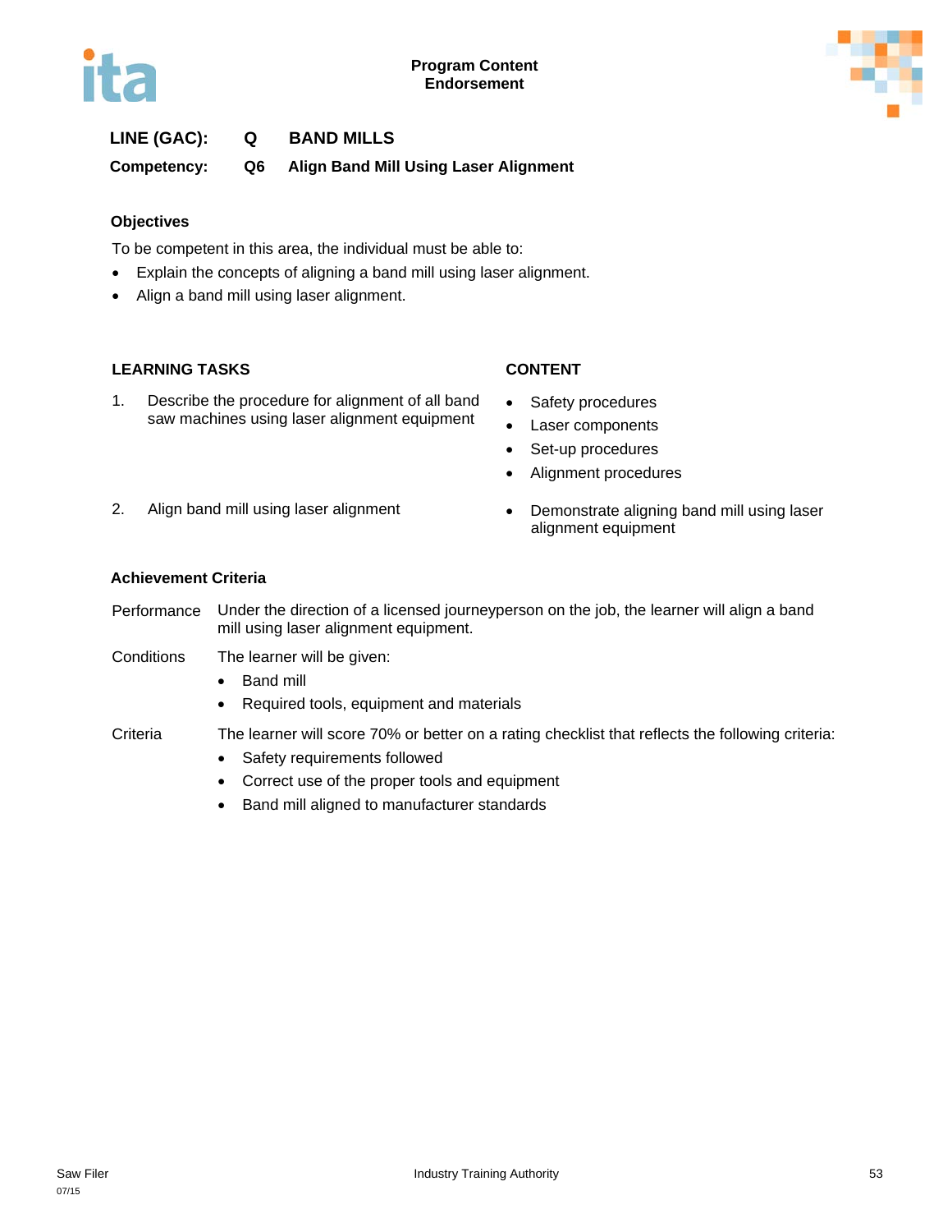**LINE (GAC):** Q BAND MILLS

**Competency:** Q6 Align Band Mill Using Laser Alignment

### Objectives

To be competent in this area, the individual must be able to:

- Explain the concepts of aligning a band mill using laser alignment.
- Align a band mill using laser alignment.

| LEARNING TASKS | CONTENT |
| --- | --- |
| 1. Describe the procedure for alignment of all band saw machines using laser alignment equipment | • Safety procedures<br>• Laser components<br>• Set-up procedures<br>• Alignment procedures |
| 2. Align band mill using laser alignment | • Demonstrate aligning band mill using laser alignment equipment |

### Achievement Criteria

**Performance** Under the direction of a licensed journeyperson on the job, the learner will align a band mill using laser alignment equipment.

**Conditions** The learner will be given:

- Band mill
- Required tools, equipment and materials

**Criteria** The learner will score 70% or better on a rating checklist that reflects the following criteria:

- Safety requirements followed
- Correct use of the proper tools and equipment
- Band mill aligned to manufacturer standards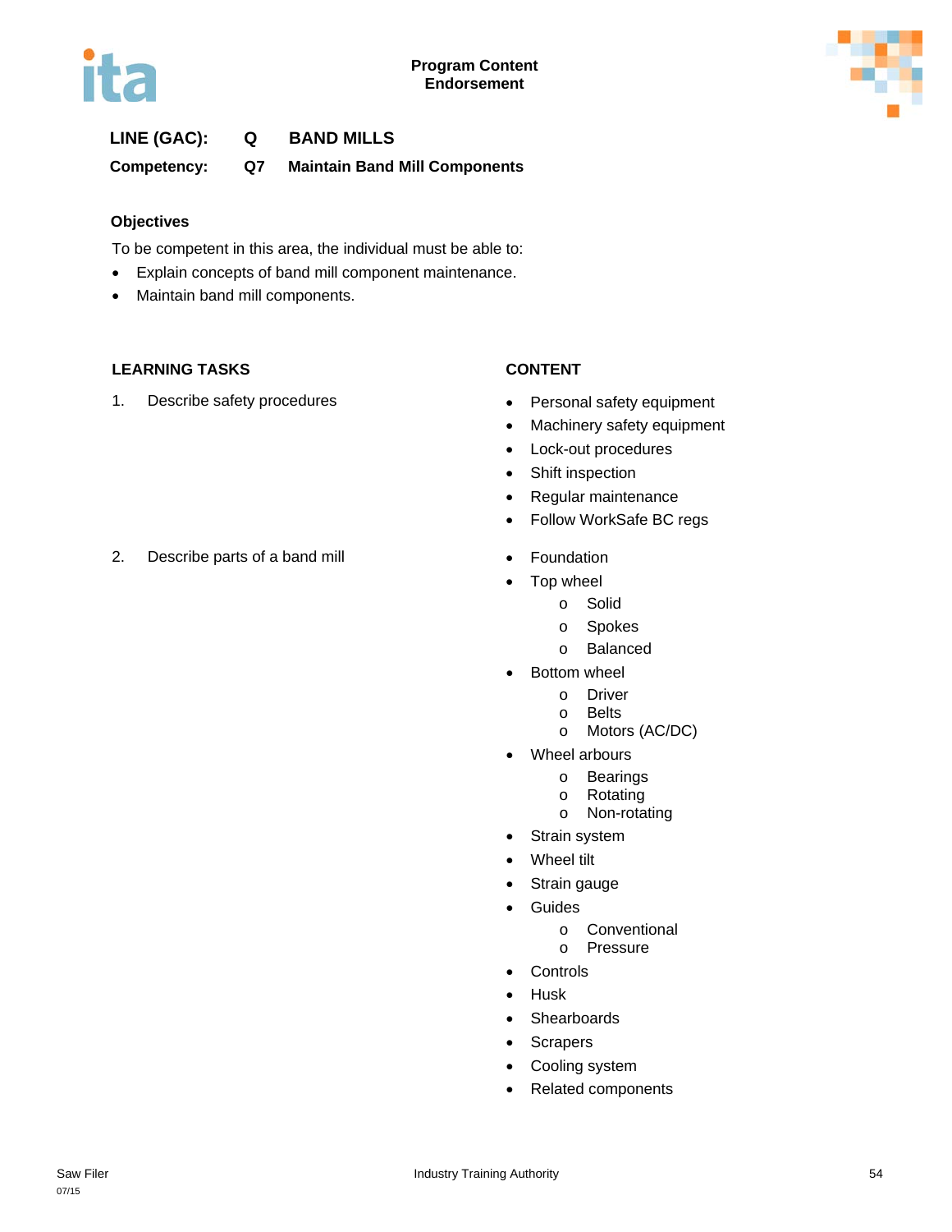**Program Content**
**Endorsement**

**LINE (GAC):** **Q** **BAND MILLS**

**Competency:** **Q7** **Maintain Band Mill Components**

### Objectives

To be competent in this area, the individual must be able to:

- Explain concepts of band mill component maintenance.
- Maintain band mill components.

| LEARNING TASKS | CONTENT |
|---|---|
| 1. Describe safety procedures | • Personal safety equipment<br>• Machinery safety equipment<br>• Lock-out procedures<br>• Shift inspection<br>• Regular maintenance<br>• Follow WorkSafe BC regs |
| 2. Describe parts of a band mill | • Foundation<br>• Top wheel<br>  o Solid<br>  o Spokes<br>  o Balanced<br>• Bottom wheel<br>  o Driver<br>  o Belts<br>  o Motors (AC/DC)<br>• Wheel arbours<br>  o Bearings<br>  o Rotating<br>  o Non-rotating<br>• Strain system<br>• Wheel tilt<br>• Strain gauge<br>• Guides<br>  o Conventional<br>  o Pressure<br>• Controls<br>• Husk<br>• Shearboards<br>• Scrapers<br>• Cooling system<br>• Related components |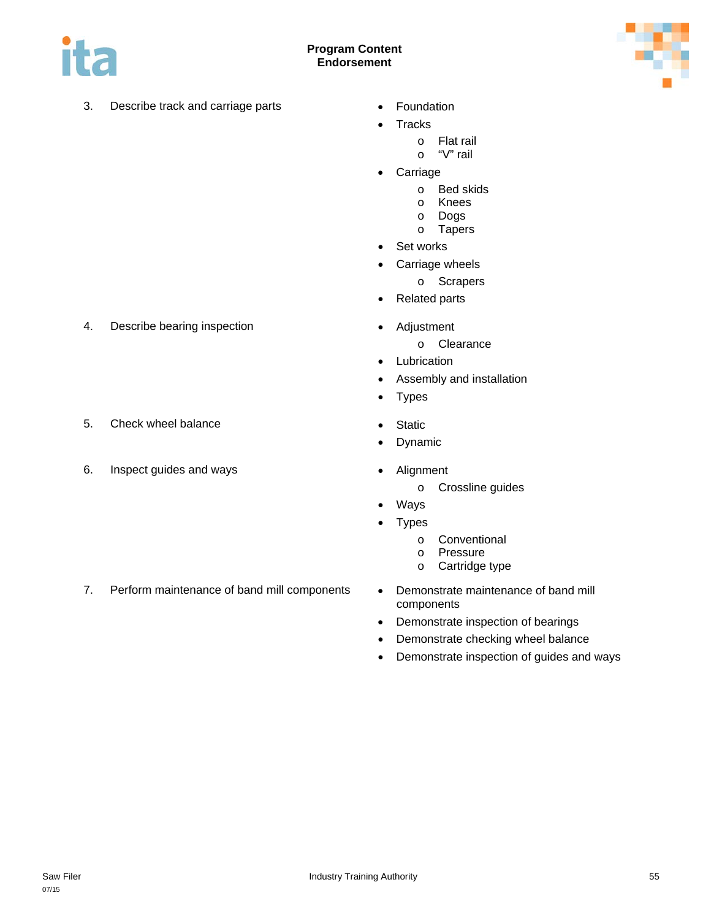3. Describe track and carriage parts
   - Foundation
   - Tracks
     - Flat rail
     - "V" rail
   - Carriage
     - Bed skids
     - Knees
     - Dogs
     - Tapers
   - Set works
   - Carriage wheels
     - Scrapers
   - Related parts

4. Describe bearing inspection
   - Adjustment
     - Clearance
   - Lubrication
   - Assembly and installation
   - Types

5. Check wheel balance
   - Static
   - Dynamic

6. Inspect guides and ways
   - Alignment
     - Crossline guides
   - Ways
   - Types
     - Conventional
     - Pressure
     - Cartridge type

7. Perform maintenance of band mill components
   - Demonstrate maintenance of band mill components
   - Demonstrate inspection of bearings
   - Demonstrate checking wheel balance
   - Demonstrate inspection of guides and ways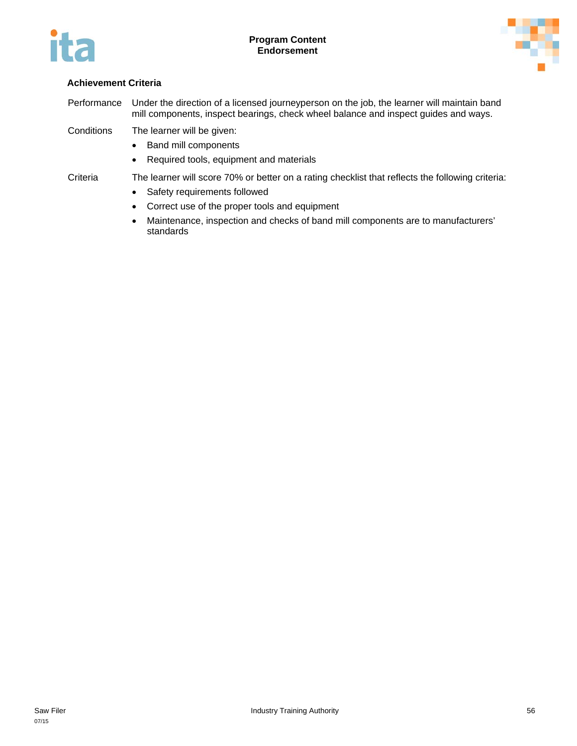### Achievement Criteria

Performance — Under the direction of a licensed journeyperson on the job, the learner will maintain band mill components, inspect bearings, check wheel balance and inspect guides and ways.

Conditions — The learner will be given:

- Band mill components
- Required tools, equipment and materials

Criteria — The learner will score 70% or better on a rating checklist that reflects the following criteria:

- Safety requirements followed
- Correct use of the proper tools and equipment
- Maintenance, inspection and checks of band mill components are to manufacturers' standards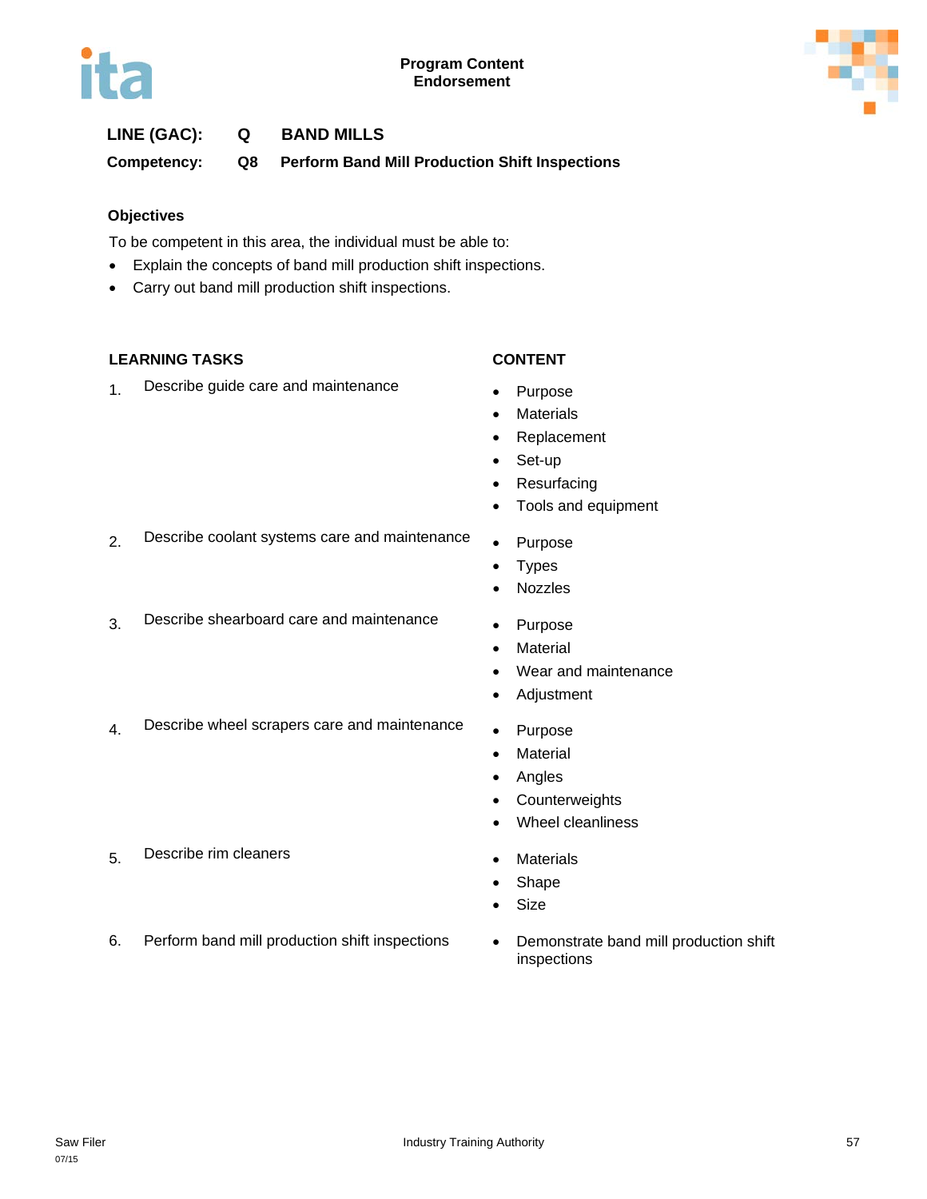**Program Content**
**Endorsement**

**LINE (GAC):** Q BAND MILLS

**Competency:** Q8 Perform Band Mill Production Shift Inspections

## Objectives

To be competent in this area, the individual must be able to:

- Explain the concepts of band mill production shift inspections.
- Carry out band mill production shift inspections.

| LEARNING TASKS | CONTENT |
|---|---|
| 1. Describe guide care and maintenance | • Purpose<br>• Materials<br>• Replacement<br>• Set-up<br>• Resurfacing<br>• Tools and equipment |
| 2. Describe coolant systems care and maintenance | • Purpose<br>• Types<br>• Nozzles |
| 3. Describe shearboard care and maintenance | • Purpose<br>• Material<br>• Wear and maintenance<br>• Adjustment |
| 4. Describe wheel scrapers care and maintenance | • Purpose<br>• Material<br>• Angles<br>• Counterweights<br>• Wheel cleanliness |
| 5. Describe rim cleaners | • Materials<br>• Shape<br>• Size |
| 6. Perform band mill production shift inspections | • Demonstrate band mill production shift inspections |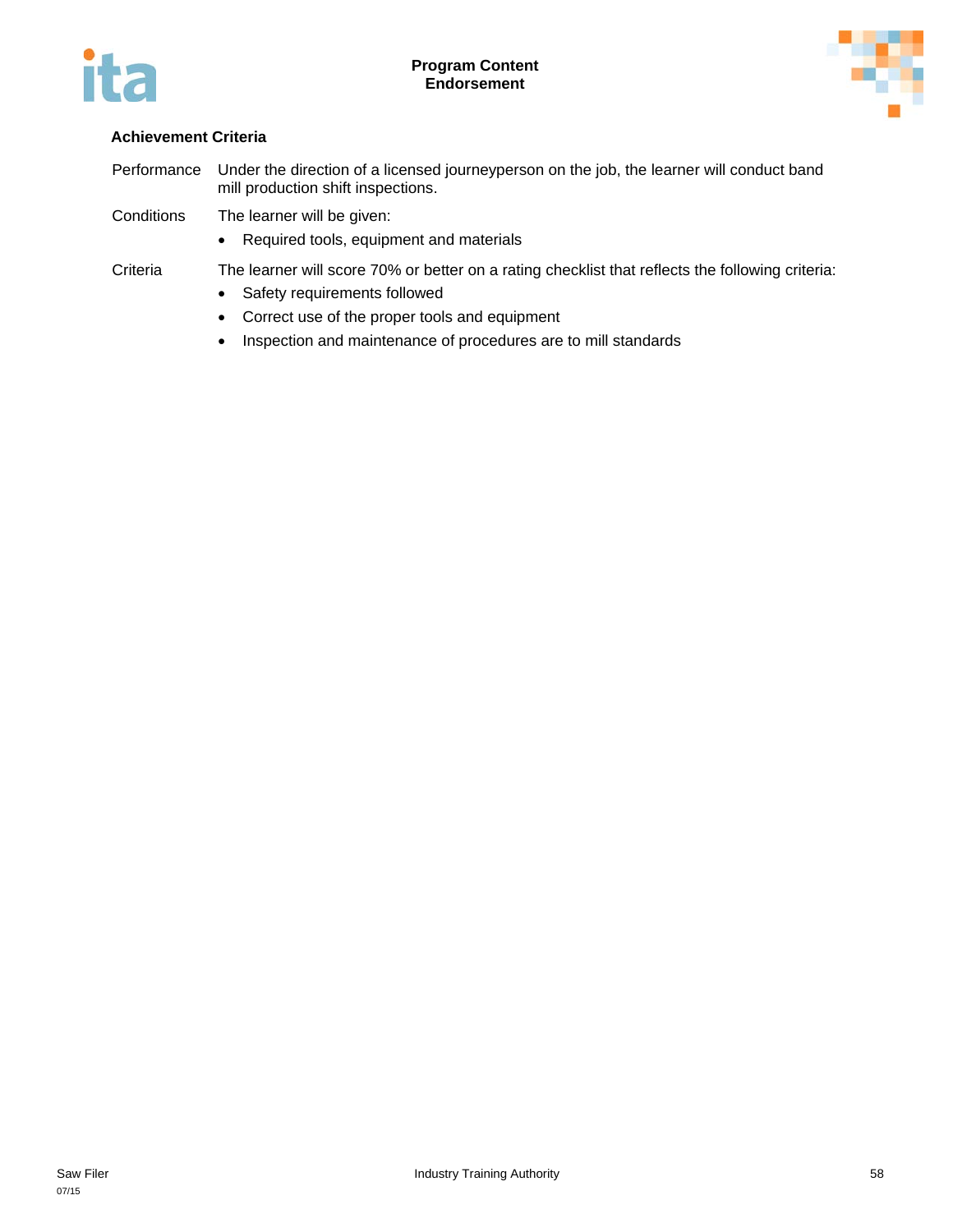**Achievement Criteria**

| | |
|---|---|
| Performance | Under the direction of a licensed journeyperson on the job, the learner will conduct band mill production shift inspections. |
| Conditions | The learner will be given:<br>• Required tools, equipment and materials |
| Criteria | The learner will score 70% or better on a rating checklist that reflects the following criteria:<br>• Safety requirements followed<br>• Correct use of the proper tools and equipment<br>• Inspection and maintenance of procedures are to mill standards |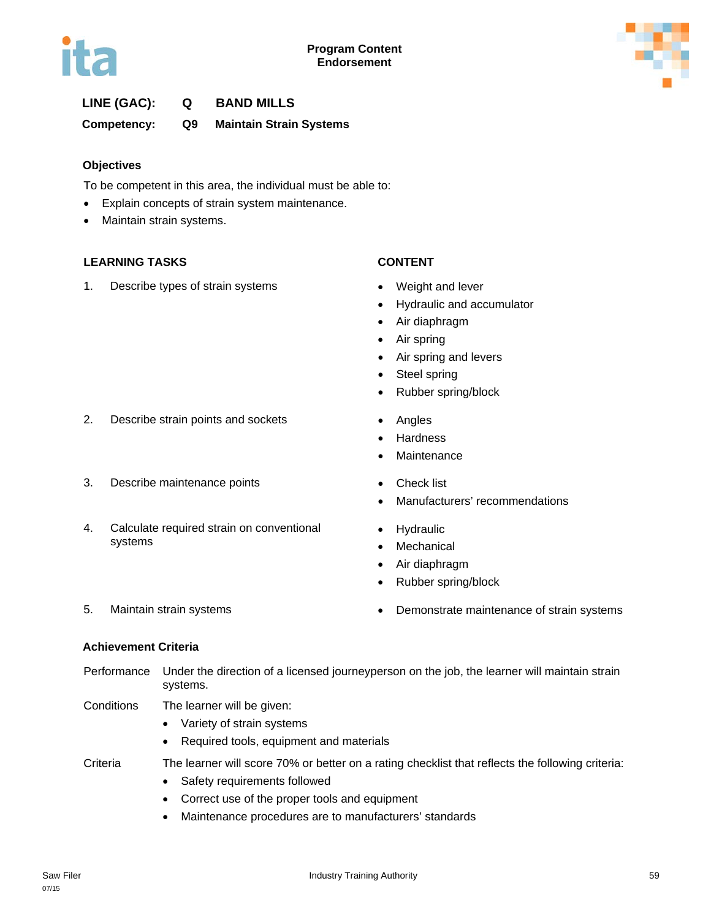**Program Content**
**Endorsement**

**LINE (GAC):** **Q** **BAND MILLS**

**Competency:** **Q9** **Maintain Strain Systems**

### Objectives

To be competent in this area, the individual must be able to:

- Explain concepts of strain system maintenance.
- Maintain strain systems.

| LEARNING TASKS | CONTENT |
|---|---|
| 1. Describe types of strain systems | • Weight and lever<br>• Hydraulic and accumulator<br>• Air diaphragm<br>• Air spring<br>• Air spring and levers<br>• Steel spring<br>• Rubber spring/block |
| 2. Describe strain points and sockets | • Angles<br>• Hardness<br>• Maintenance |
| 3. Describe maintenance points | • Check list<br>• Manufacturers' recommendations |
| 4. Calculate required strain on conventional systems | • Hydraulic<br>• Mechanical<br>• Air diaphragm<br>• Rubber spring/block |
| 5. Maintain strain systems | • Demonstrate maintenance of strain systems |

### Achievement Criteria

**Performance** Under the direction of a licensed journeyperson on the job, the learner will maintain strain systems.

**Conditions** The learner will be given:

- Variety of strain systems
- Required tools, equipment and materials

**Criteria** The learner will score 70% or better on a rating checklist that reflects the following criteria:

- Safety requirements followed
- Correct use of the proper tools and equipment
- Maintenance procedures are to manufacturers' standards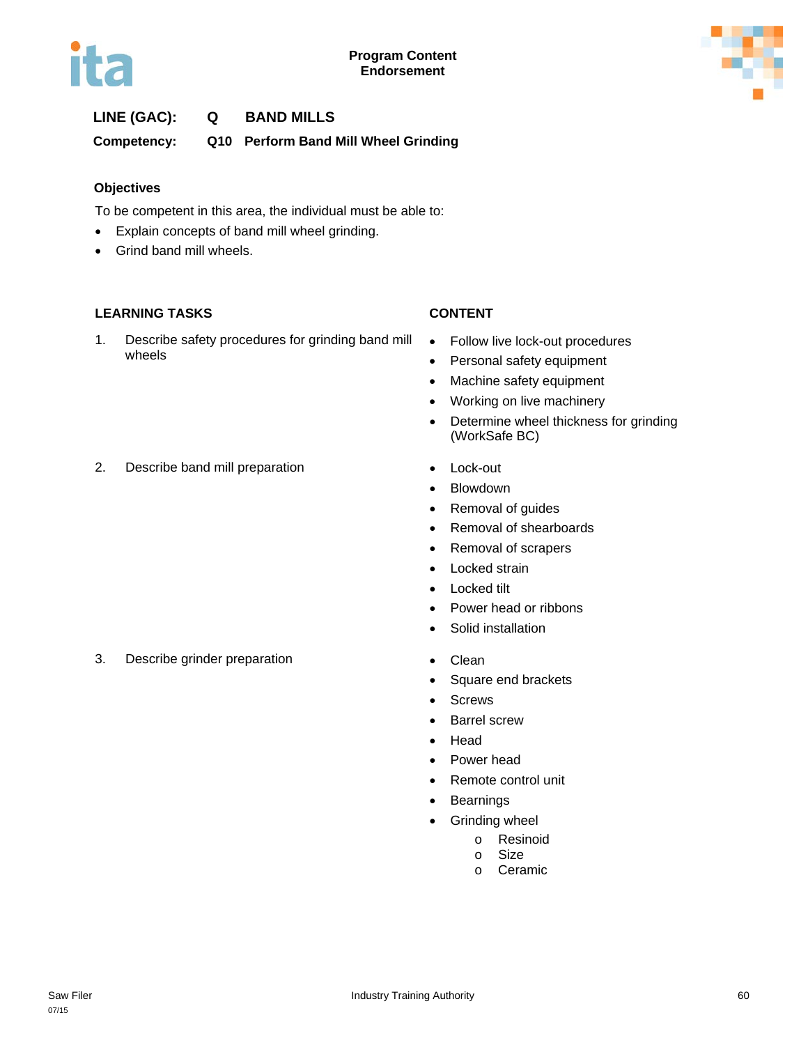**Program Content Endorsement**

**LINE (GAC): Q BAND MILLS**

**Competency: Q10 Perform Band Mill Wheel Grinding**

**Objectives**

To be competent in this area, the individual must be able to:

- Explain concepts of band mill wheel grinding.
- Grind band mill wheels.

| LEARNING TASKS | CONTENT |
|---|---|
| 1. Describe safety procedures for grinding band mill wheels | • Follow live lock-out procedures<br>• Personal safety equipment<br>• Machine safety equipment<br>• Working on live machinery<br>• Determine wheel thickness for grinding (WorkSafe BC) |
| 2. Describe band mill preparation | • Lock-out<br>• Blowdown<br>• Removal of guides<br>• Removal of shearboards<br>• Removal of scrapers<br>• Locked strain<br>• Locked tilt<br>• Power head or ribbons<br>• Solid installation |
| 3. Describe grinder preparation | • Clean<br>• Square end brackets<br>• Screws<br>• Barrel screw<br>• Head<br>• Power head<br>• Remote control unit<br>• Bearnings<br>• Grinding wheel<br>&nbsp;&nbsp;&nbsp;&nbsp;o Resinoid<br>&nbsp;&nbsp;&nbsp;&nbsp;o Size<br>&nbsp;&nbsp;&nbsp;&nbsp;o Ceramic |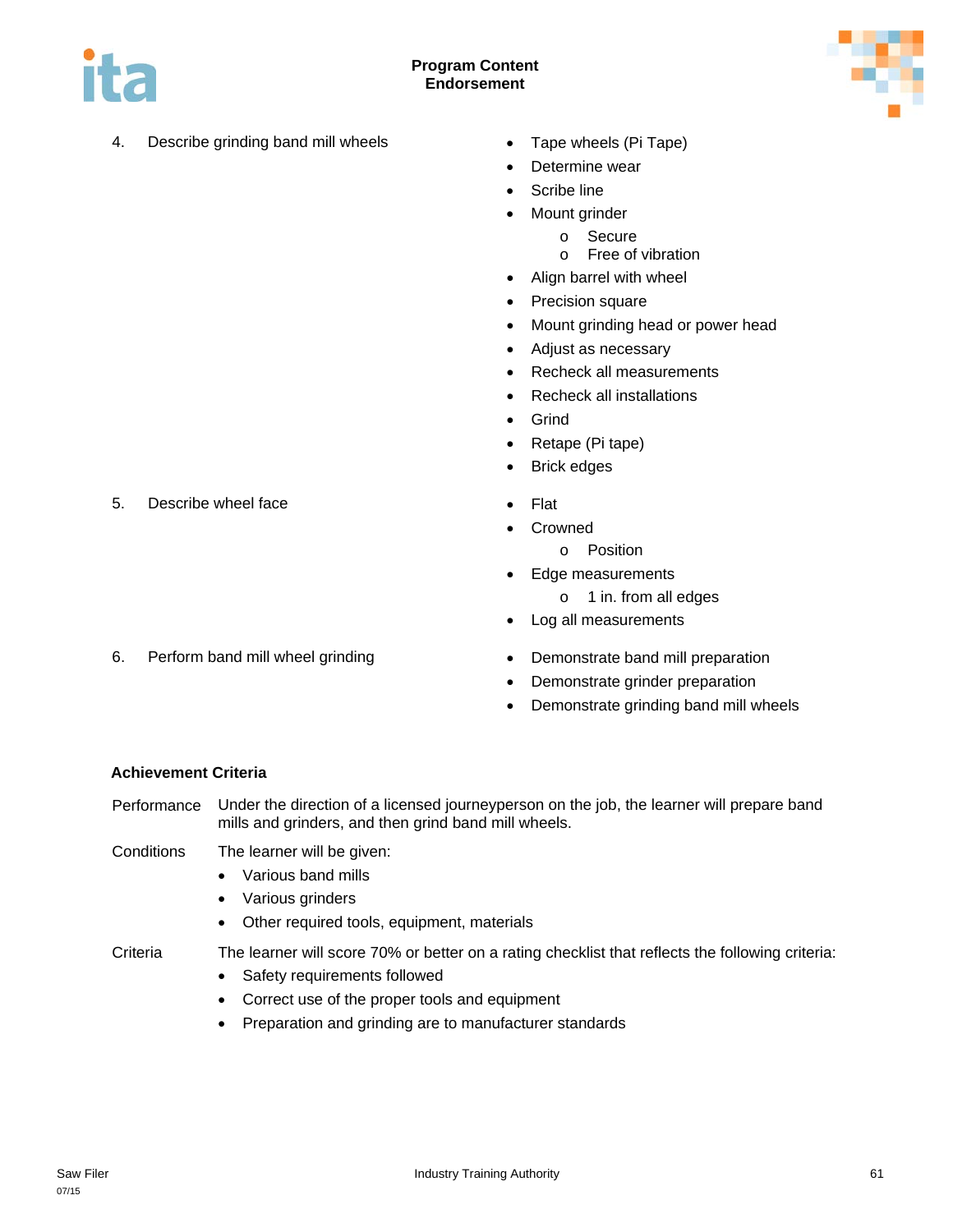| | |
|---|---|
| 4. Describe grinding band mill wheels | • Tape wheels (Pi Tape)<br>• Determine wear<br>• Scribe line<br>• Mount grinder<br>  o Secure<br>  o Free of vibration<br>• Align barrel with wheel<br>• Precision square<br>• Mount grinding head or power head<br>• Adjust as necessary<br>• Recheck all measurements<br>• Recheck all installations<br>• Grind<br>• Retape (Pi tape)<br>• Brick edges |
| 5. Describe wheel face | • Flat<br>• Crowned<br>  o Position<br>• Edge measurements<br>  o 1 in. from all edges<br>• Log all measurements |
| 6. Perform band mill wheel grinding | • Demonstrate band mill preparation<br>• Demonstrate grinder preparation<br>• Demonstrate grinding band mill wheels |

**Achievement Criteria**

Performance: Under the direction of a licensed journeyperson on the job, the learner will prepare band mills and grinders, and then grind band mill wheels.

Conditions: The learner will be given:

- Various band mills
- Various grinders
- Other required tools, equipment, materials

Criteria: The learner will score 70% or better on a rating checklist that reflects the following criteria:

- Safety requirements followed
- Correct use of the proper tools and equipment
- Preparation and grinding are to manufacturer standards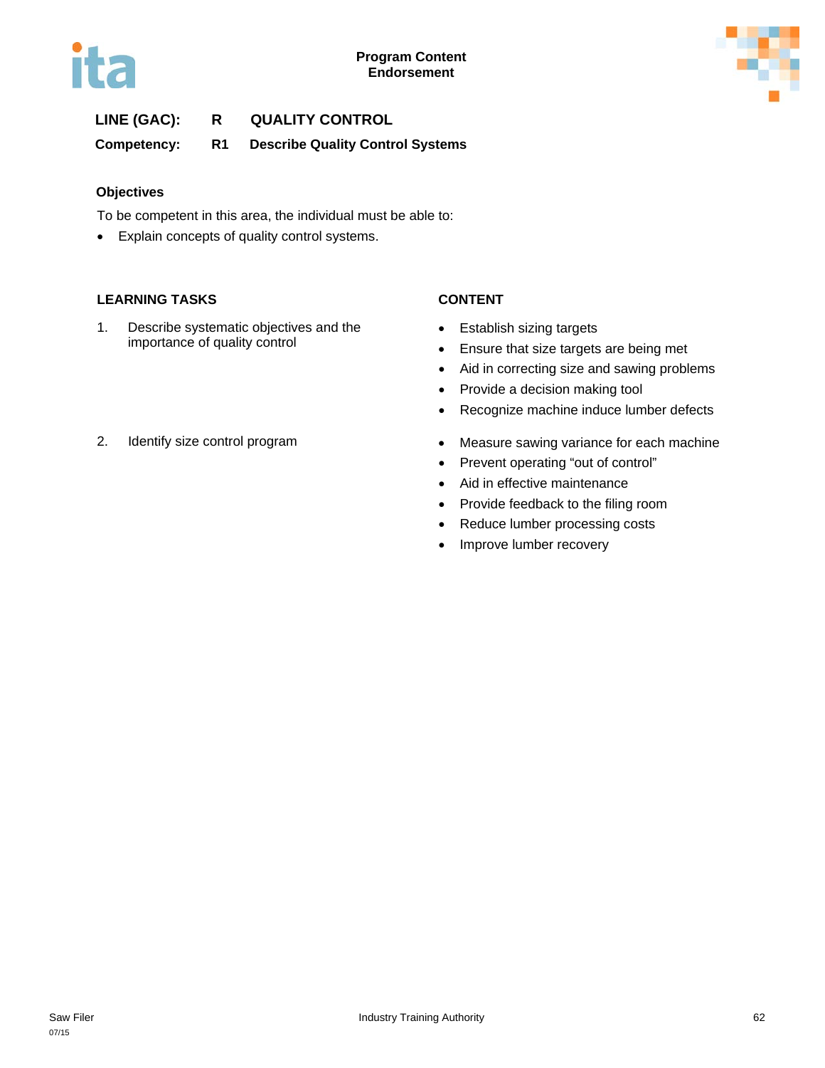**Program Content**
**Endorsement**

**LINE (GAC): R QUALITY CONTROL**

**Competency: R1 Describe Quality Control Systems**

### Objectives

To be competent in this area, the individual must be able to:

- Explain concepts of quality control systems.

| LEARNING TASKS | CONTENT |
|---|---|
| 1. Describe systematic objectives and the importance of quality control | • Establish sizing targets<br>• Ensure that size targets are being met<br>• Aid in correcting size and sawing problems<br>• Provide a decision making tool<br>• Recognize machine induce lumber defects |
| 2. Identify size control program | • Measure sawing variance for each machine<br>• Prevent operating "out of control"<br>• Aid in effective maintenance<br>• Provide feedback to the filing room<br>• Reduce lumber processing costs<br>• Improve lumber recovery |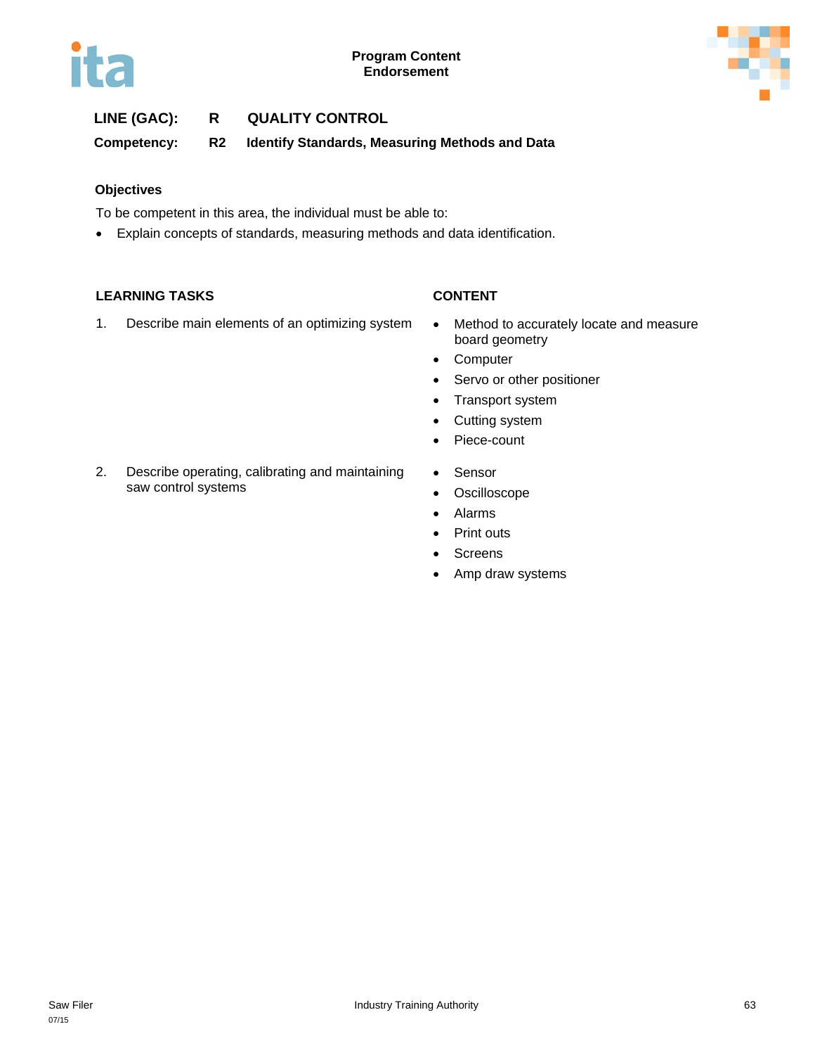**LINE (GAC): R QUALITY CONTROL**

**Competency: R2 Identify Standards, Measuring Methods and Data**

### Objectives

To be competent in this area, the individual must be able to:

- Explain concepts of standards, measuring methods and data identification.

| LEARNING TASKS | CONTENT |
| --- | --- |
| 1. Describe main elements of an optimizing system | • Method to accurately locate and measure board geometry<br>• Computer<br>• Servo or other positioner<br>• Transport system<br>• Cutting system<br>• Piece-count |
| 2. Describe operating, calibrating and maintaining saw control systems | • Sensor<br>• Oscilloscope<br>• Alarms<br>• Print outs<br>• Screens<br>• Amp draw systems |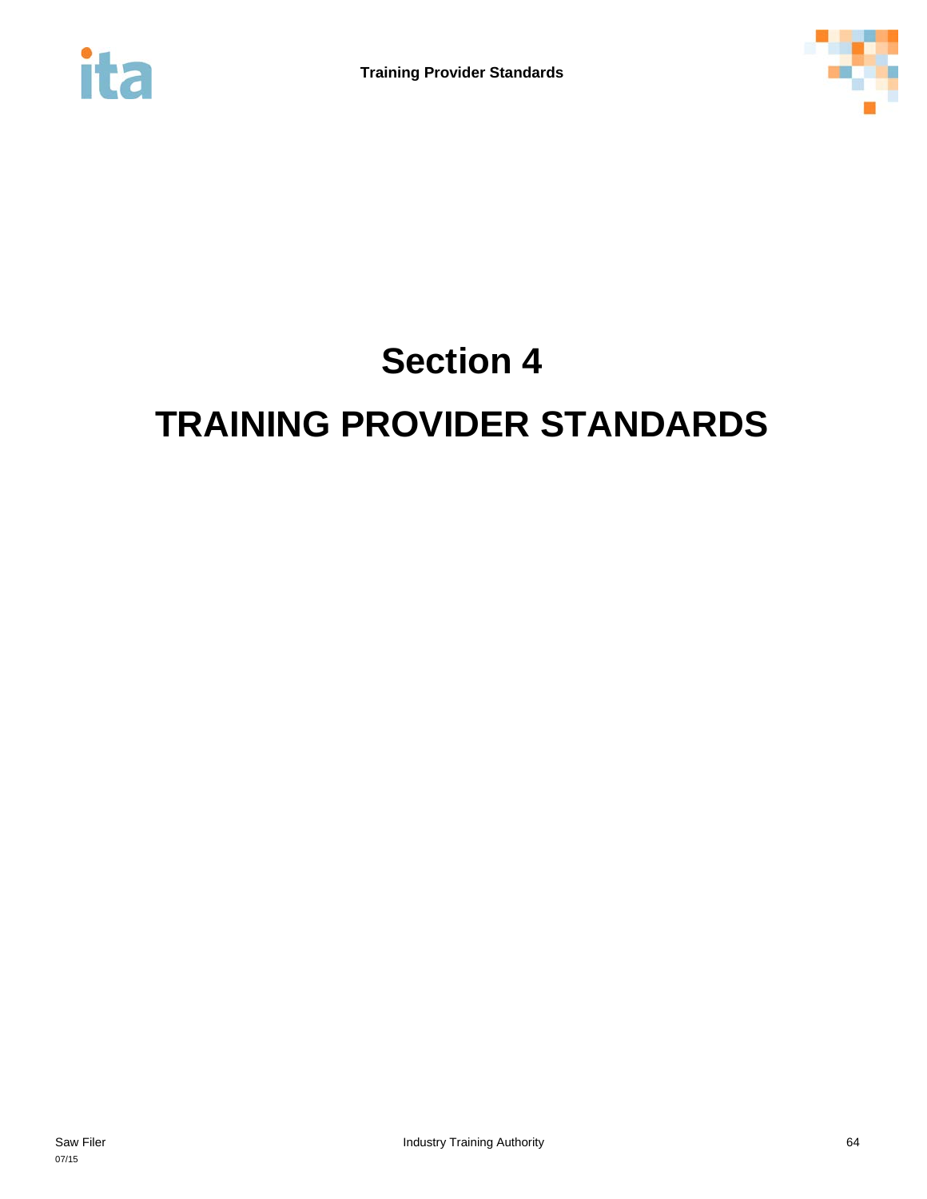# Section 4

# TRAINING PROVIDER STANDARDS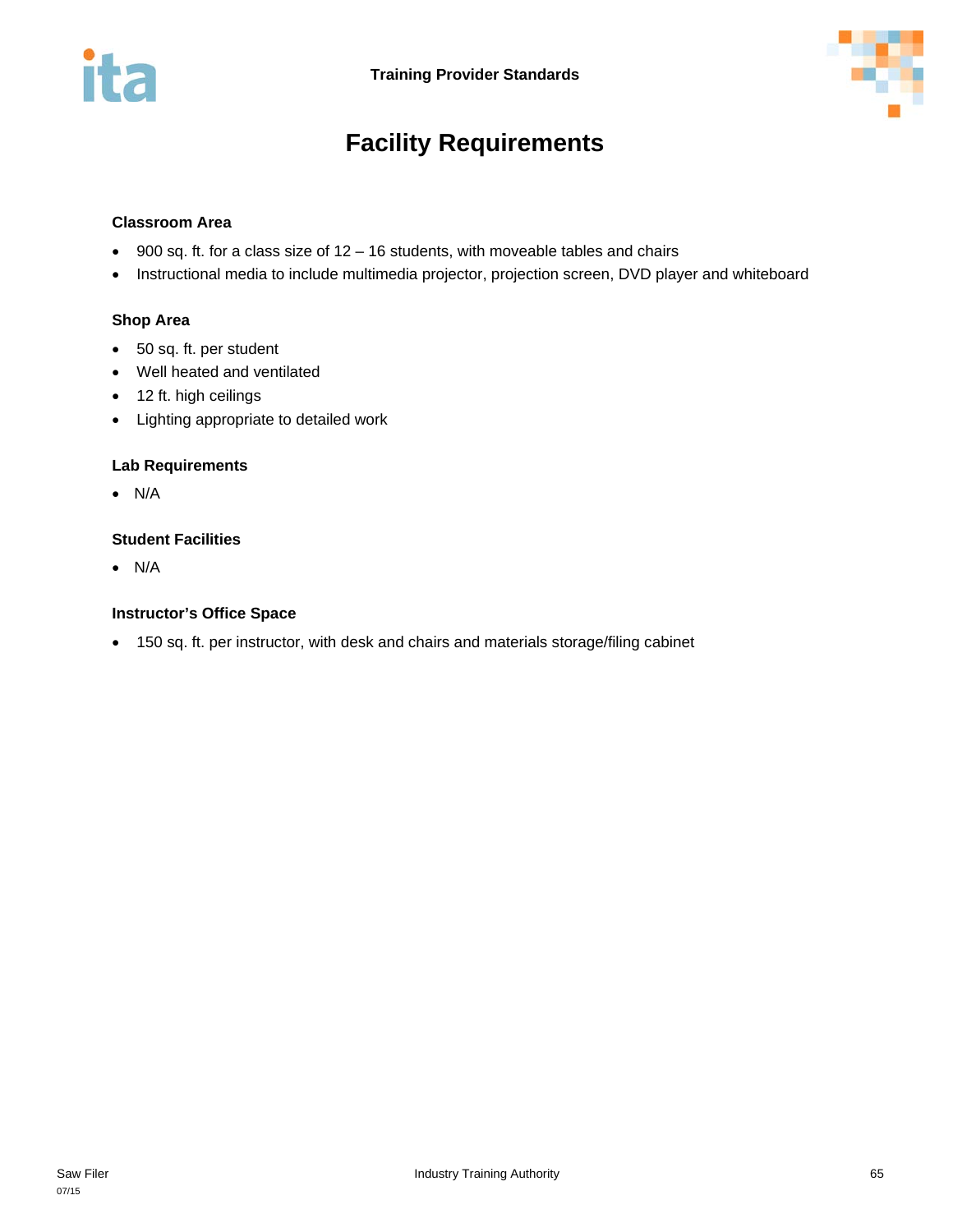# Facility Requirements

## Classroom Area

- 900 sq. ft. for a class size of 12 – 16 students, with moveable tables and chairs
- Instructional media to include multimedia projector, projection screen, DVD player and whiteboard

## Shop Area

- 50 sq. ft. per student
- Well heated and ventilated
- 12 ft. high ceilings
- Lighting appropriate to detailed work

## Lab Requirements

- N/A

## Student Facilities

- N/A

## Instructor's Office Space

- 150 sq. ft. per instructor, with desk and chairs and materials storage/filing cabinet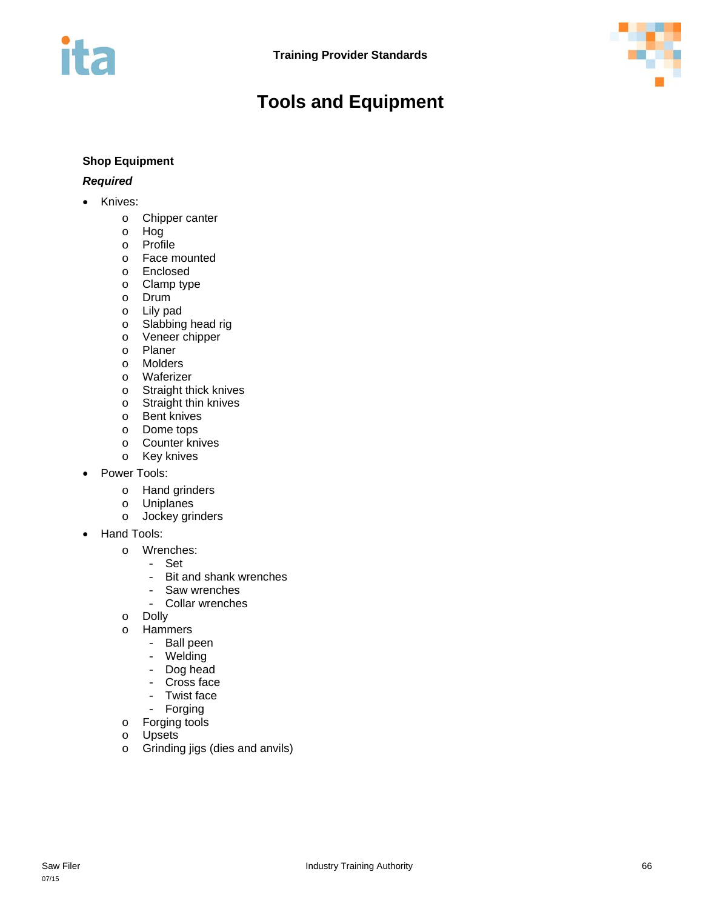# Tools and Equipment

### Shop Equipment

***Required***

- Knives:
    - Chipper canter
    - Hog
    - Profile
    - Face mounted
    - Enclosed
    - Clamp type
    - Drum
    - Lily pad
    - Slabbing head rig
    - Veneer chipper
    - Planer
    - Molders
    - Waferizer
    - Straight thick knives
    - Straight thin knives
    - Bent knives
    - Dome tops
    - Counter knives
    - Key knives
- Power Tools:
    - Hand grinders
    - Uniplanes
    - Jockey grinders
- Hand Tools:
    - Wrenches:
        - Set
        - Bit and shank wrenches
        - Saw wrenches
        - Collar wrenches
    - Dolly
    - Hammers
        - Ball peen
        - Welding
        - Dog head
        - Cross face
        - Twist face
        - Forging
    - Forging tools
    - Upsets
    - Grinding jigs (dies and anvils)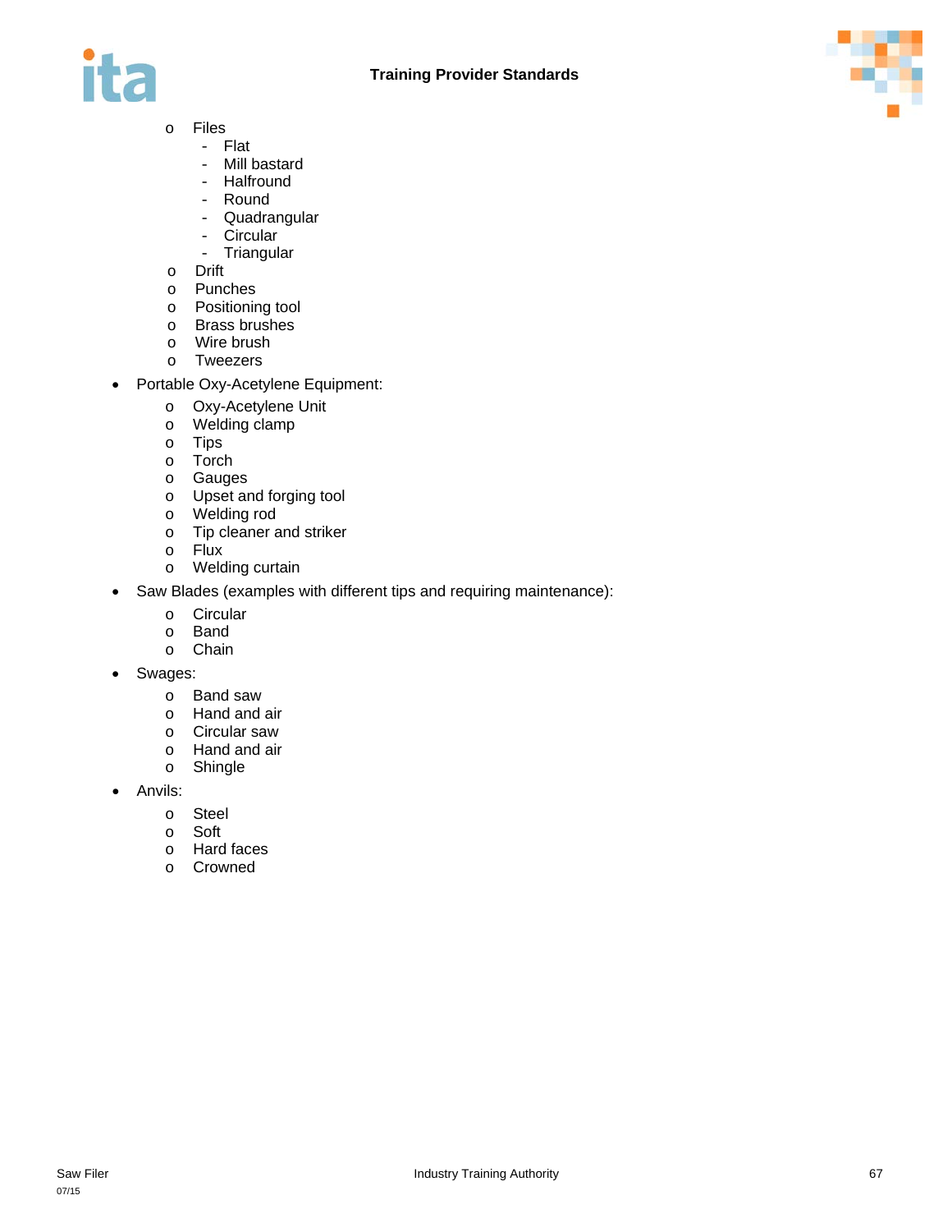- Files
    - Flat
    - Mill bastard
    - Halfround
    - Round
    - Quadrangular
    - Circular
    - Triangular
- Drift
- Punches
- Positioning tool
- Brass brushes
- Wire brush
- Tweezers

- Portable Oxy-Acetylene Equipment:
    - Oxy-Acetylene Unit
    - Welding clamp
    - Tips
    - Torch
    - Gauges
    - Upset and forging tool
    - Welding rod
    - Tip cleaner and striker
    - Flux
    - Welding curtain
- Saw Blades (examples with different tips and requiring maintenance):
    - Circular
    - Band
    - Chain
- Swages:
    - Band saw
    - Hand and air
    - Circular saw
    - Hand and air
    - Shingle
- Anvils:
    - Steel
    - Soft
    - Hard faces
    - Crowned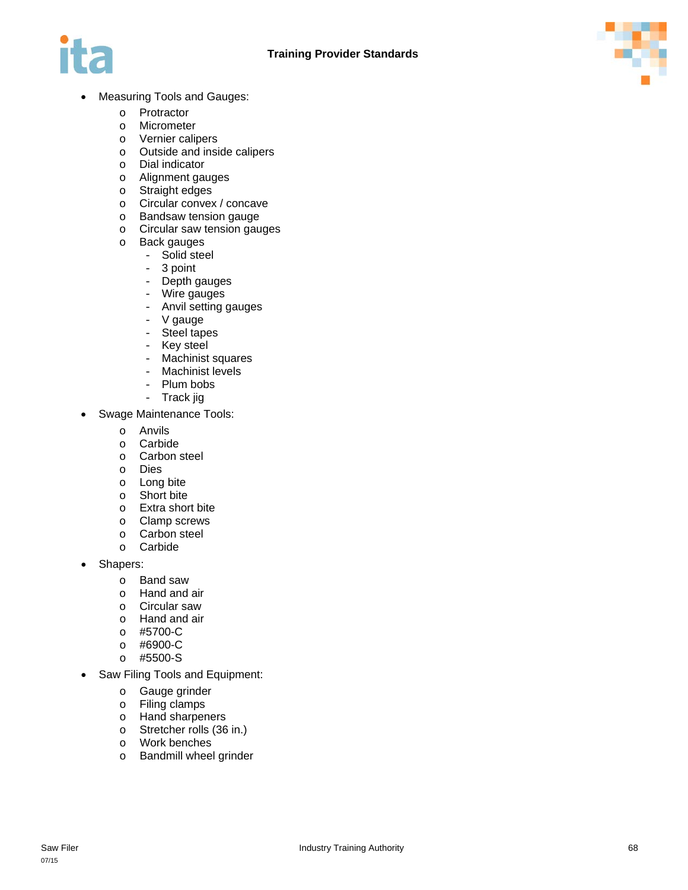- Measuring Tools and Gauges:
    - Protractor
    - Micrometer
    - Vernier calipers
    - Outside and inside calipers
    - Dial indicator
    - Alignment gauges
    - Straight edges
    - Circular convex / concave
    - Bandsaw tension gauge
    - Circular saw tension gauges
    - Back gauges
        - Solid steel
        - 3 point
        - Depth gauges
        - Wire gauges
        - Anvil setting gauges
        - V gauge
        - Steel tapes
        - Key steel
        - Machinist squares
        - Machinist levels
        - Plum bobs
        - Track jig
- Swage Maintenance Tools:
    - Anvils
    - Carbide
    - Carbon steel
    - Dies
    - Long bite
    - Short bite
    - Extra short bite
    - Clamp screws
    - Carbon steel
    - Carbide
- Shapers:
    - Band saw
    - Hand and air
    - Circular saw
    - Hand and air
    - #5700-C
    - #6900-C
    - #5500-S
- Saw Filing Tools and Equipment:
    - Gauge grinder
    - Filing clamps
    - Hand sharpeners
    - Stretcher rolls (36 in.)
    - Work benches
    - Bandmill wheel grinder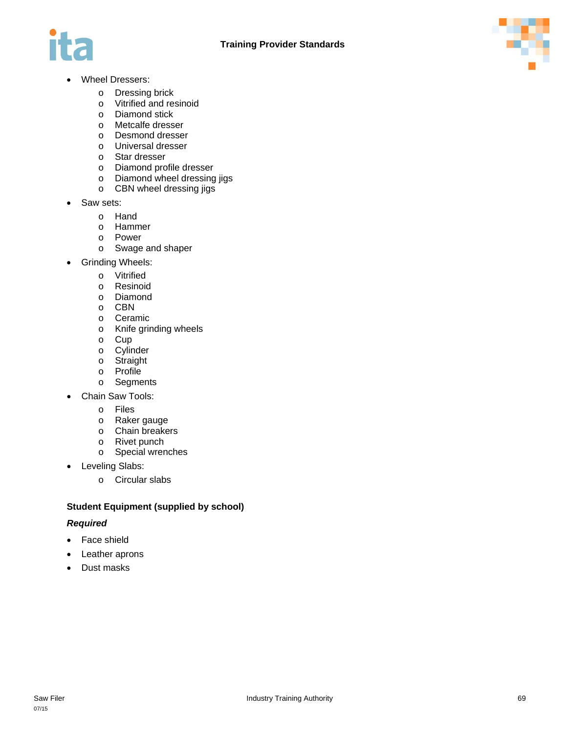- Wheel Dressers:
  - Dressing brick
  - Vitrified and resinoid
  - Diamond stick
  - Metcalfe dresser
  - Desmond dresser
  - Universal dresser
  - Star dresser
  - Diamond profile dresser
  - Diamond wheel dressing jigs
  - CBN wheel dressing jigs
- Saw sets:
  - Hand
  - Hammer
  - Power
  - Swage and shaper
- Grinding Wheels:
  - Vitrified
  - Resinoid
  - Diamond
  - CBN
  - Ceramic
  - Knife grinding wheels
  - Cup
  - Cylinder
  - Straight
  - Profile
  - Segments
- Chain Saw Tools:
  - Files
  - Raker gauge
  - Chain breakers
  - Rivet punch
  - Special wrenches
- Leveling Slabs:
  - Circular slabs

**Student Equipment (supplied by school)**

***Required***

- Face shield
- Leather aprons
- Dust masks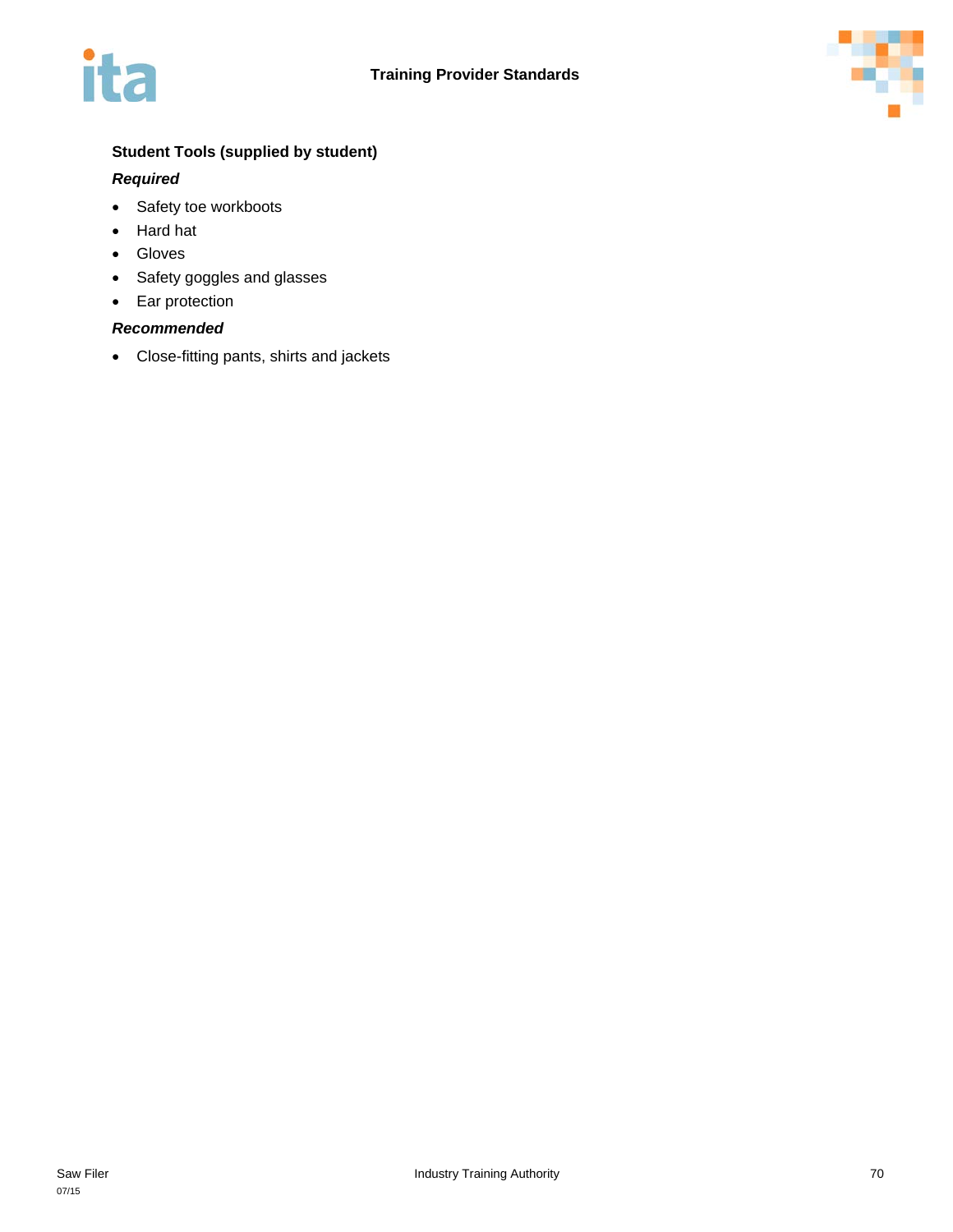### Student Tools (supplied by student)

***Required***

- Safety toe workboots
- Hard hat
- Gloves
- Safety goggles and glasses
- Ear protection

***Recommended***

- Close-fitting pants, shirts and jackets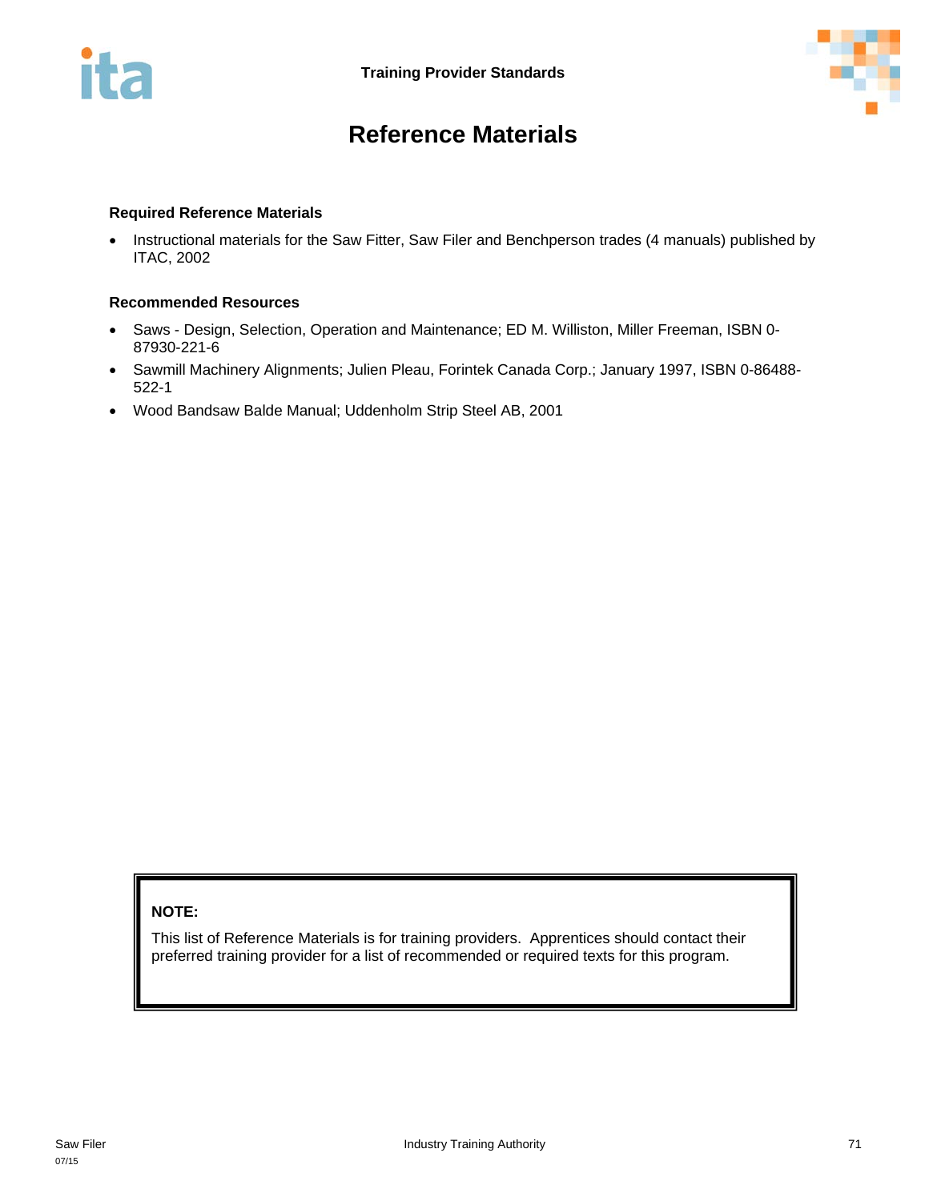# Reference Materials

### Required Reference Materials

- Instructional materials for the Saw Fitter, Saw Filer and Benchperson trades (4 manuals) published by ITAC, 2002

### Recommended Resources

- Saws - Design, Selection, Operation and Maintenance; ED M. Williston, Miller Freeman, ISBN 0-87930-221-6
- Sawmill Machinery Alignments; Julien Pleau, Forintek Canada Corp.; January 1997, ISBN 0-86488-522-1
- Wood Bandsaw Balde Manual; Uddenholm Strip Steel AB, 2001

**NOTE:**

This list of Reference Materials is for training providers. Apprentices should contact their preferred training provider for a list of recommended or required texts for this program.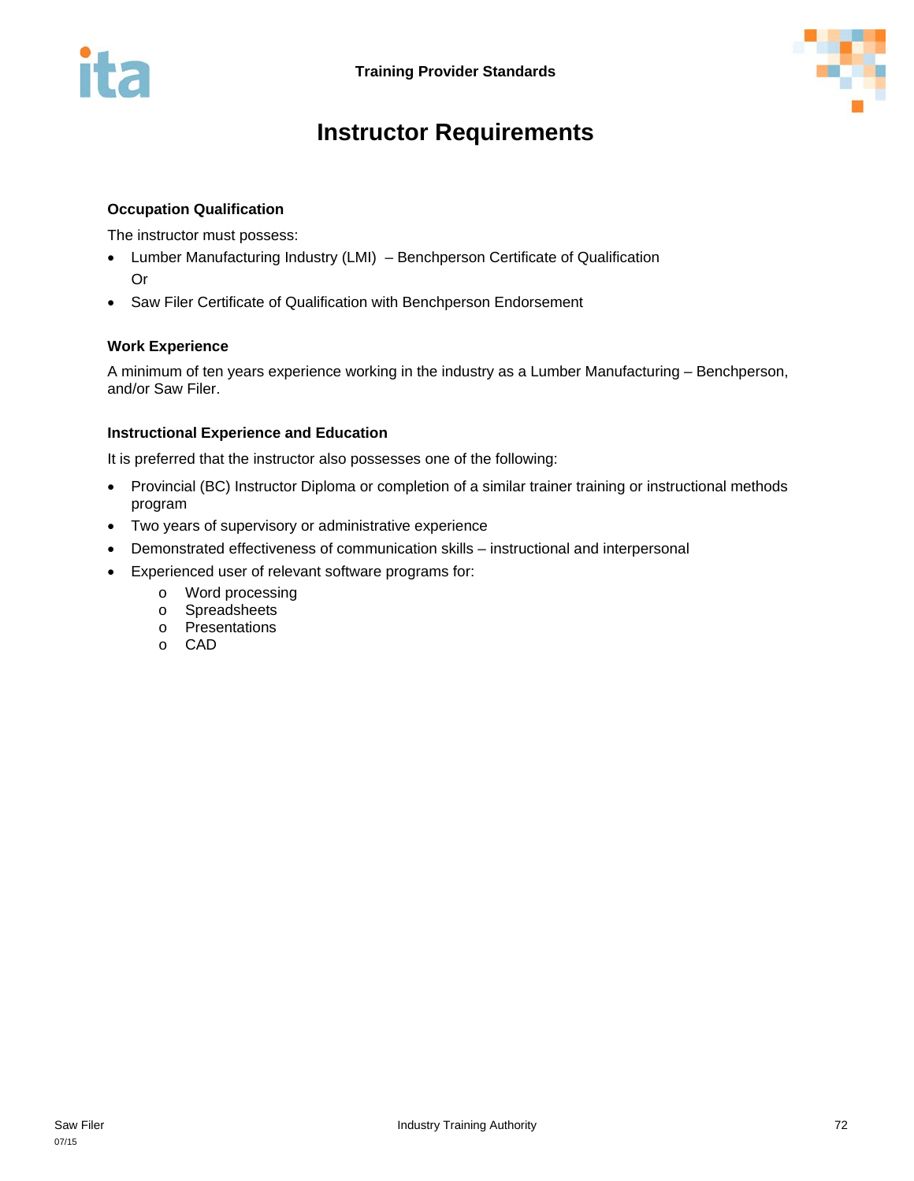# Instructor Requirements

### Occupation Qualification

The instructor must possess:

- Lumber Manufacturing Industry (LMI) – Benchperson Certificate of Qualification
  Or
- Saw Filer Certificate of Qualification with Benchperson Endorsement

### Work Experience

A minimum of ten years experience working in the industry as a Lumber Manufacturing – Benchperson, and/or Saw Filer.

### Instructional Experience and Education

It is preferred that the instructor also possesses one of the following:

- Provincial (BC) Instructor Diploma or completion of a similar trainer training or instructional methods program
- Two years of supervisory or administrative experience
- Demonstrated effectiveness of communication skills – instructional and interpersonal
- Experienced user of relevant software programs for:
  - Word processing
  - Spreadsheets
  - Presentations
  - CAD